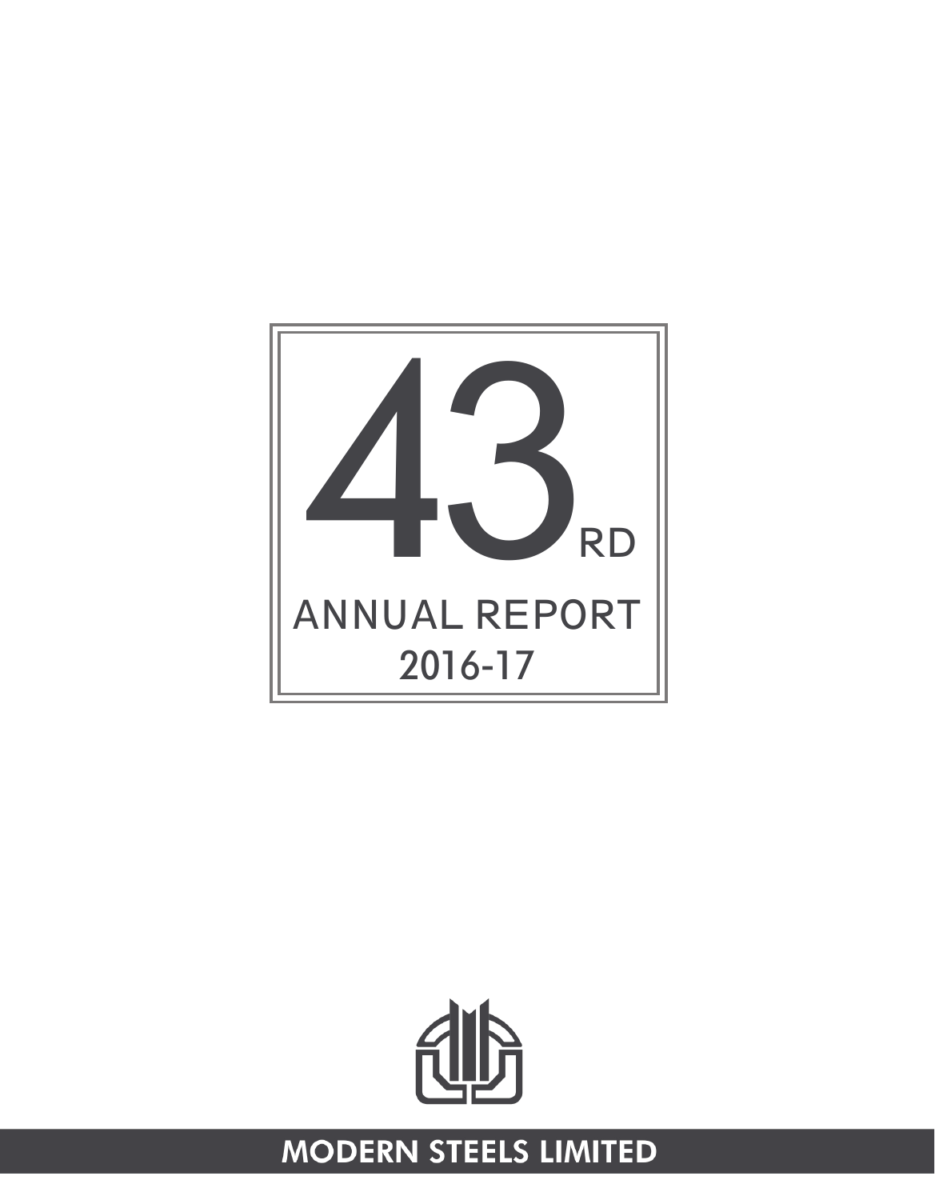# 43RD

## ANNUAL REPORT

## 2016-17

**MODERN STEELS LIMITED**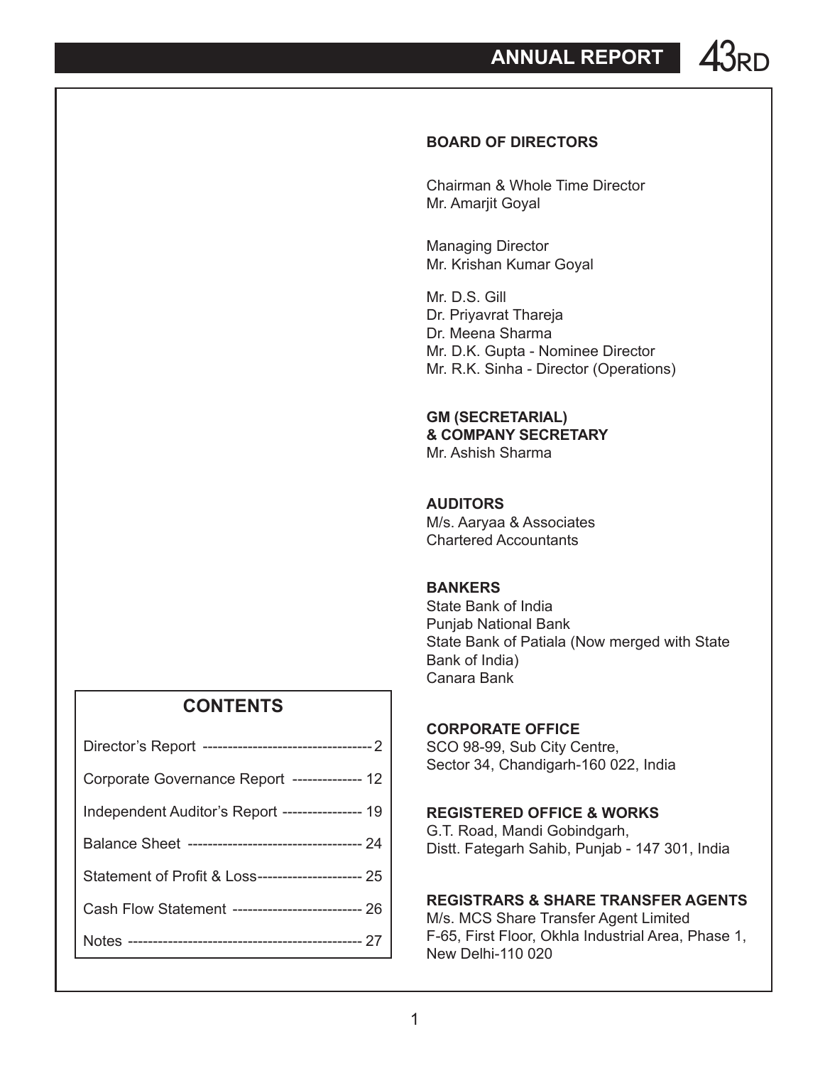**BOARD OF DIRECTORS**

Chairman & Whole Time Director
Mr. Amarjit Goyal

Managing Director
Mr. Krishan Kumar Goyal

Mr. D.S. Gill
Dr. Priyavrat Thareja
Dr. Meena Sharma
Mr. D.K. Gupta - Nominee Director
Mr. R.K. Sinha - Director (Operations)

**GM (SECRETARIAL)**
**& COMPANY SECRETARY**
Mr. Ashish Sharma

**AUDITORS**
M/s. Aaryaa & Associates
Chartered Accountants

**BANKERS**
State Bank of India
Punjab National Bank
State Bank of Patiala (Now merged with State Bank of India)
Canara Bank

**CORPORATE OFFICE**
SCO 98-99, Sub City Centre,
Sector 34, Chandigarh-160 022, India

**REGISTERED OFFICE & WORKS**
G.T. Road, Mandi Gobindgarh,
Distt. Fategarh Sahib, Punjab - 147 301, India

**REGISTRARS & SHARE TRANSFER AGENTS**
M/s. MCS Share Transfer Agent Limited
F-65, First Floor, Okhla Industrial Area, Phase 1,
New Delhi-110 020

## CONTENTS

| | |
|---|---|
| Director's Report | 2 |
| Corporate Governance Report | 12 |
| Independent Auditor's Report | 19 |
| Balance Sheet | 24 |
| Statement of Profit & Loss | 25 |
| Cash Flow Statement | 26 |
| Notes | 27 |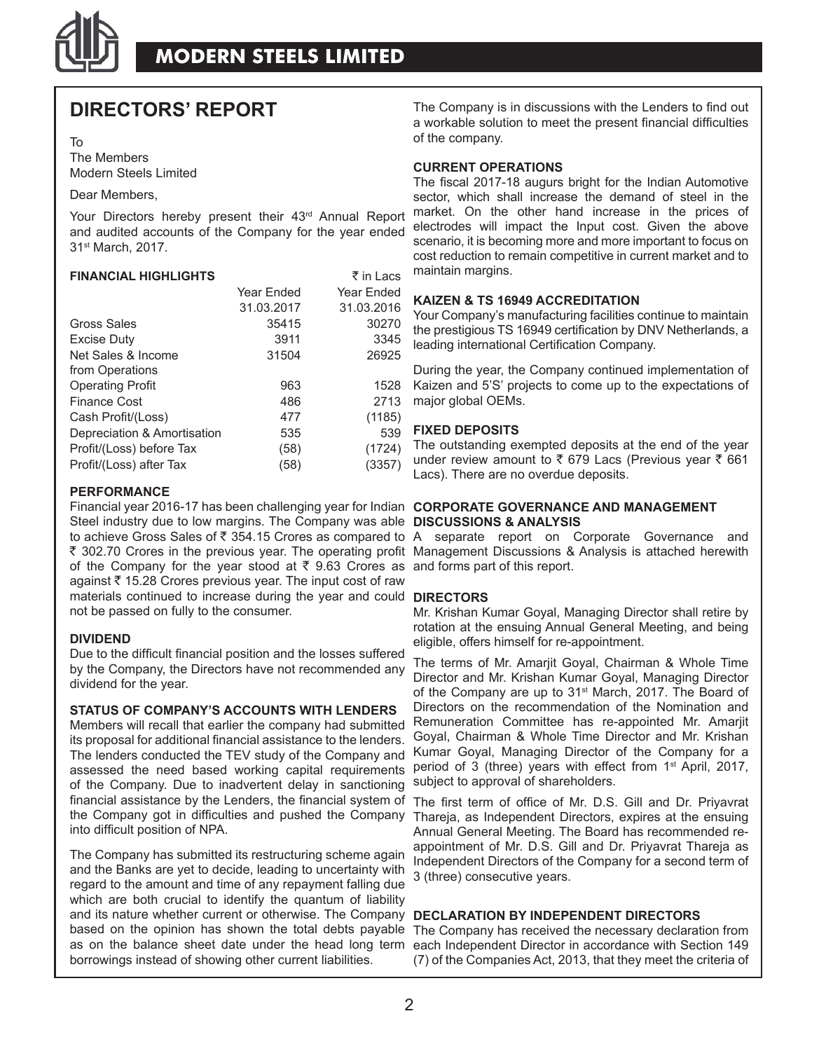# DIRECTORS' REPORT

To
The Members
Modern Steels Limited

Dear Members,

Your Directors hereby present their 43rd Annual Report and audited accounts of the Company for the year ended 31st March, 2017.

**FINANCIAL HIGHLIGHTS** ₹ in Lacs

| | Year Ended 31.03.2017 | Year Ended 31.03.2016 |
|---|---|---|
| Gross Sales | 35415 | 30270 |
| Excise Duty | 3911 | 3345 |
| Net Sales & Income from Operations | 31504 | 26925 |
| Operating Profit | 963 | 1528 |
| Finance Cost | 486 | 2713 |
| Cash Profit/(Loss) | 477 | (1185) |
| Depreciation & Amortisation | 535 | 539 |
| Profit/(Loss) before Tax | (58) | (1724) |
| Profit/(Loss) after Tax | (58) | (3357) |

**PERFORMANCE**

Financial year 2016-17 has been challenging year for Indian Steel industry due to low margins. The Company was able to achieve Gross Sales of ₹ 354.15 Crores as compared to ₹ 302.70 Crores in the previous year. The operating profit of the Company for the year stood at ₹ 9.63 Crores as against ₹ 15.28 Crores previous year. The input cost of raw materials continued to increase during the year and could not be passed on fully to the consumer.

**DIVIDEND**

Due to the difficult financial position and the losses suffered by the Company, the Directors have not recommended any dividend for the year.

**STATUS OF COMPANY'S ACCOUNTS WITH LENDERS**

Members will recall that earlier the company had submitted its proposal for additional financial assistance to the lenders. The lenders conducted the TEV study of the Company and assessed the need based working capital requirements of the Company. Due to inadvertent delay in sanctioning financial assistance by the Lenders, the financial system of the Company got in difficulties and pushed the Company into difficult position of NPA.

The Company has submitted its restructuring scheme again and the Banks are yet to decide, leading to uncertainty with regard to the amount and time of any repayment falling due which are both crucial to identify the quantum of liability and its nature whether current or otherwise. The Company based on the opinion has shown the total debts payable as on the balance sheet date under the head long term borrowings instead of showing other current liabilities.

The Company is in discussions with the Lenders to find out a workable solution to meet the present financial difficulties of the company.

**CURRENT OPERATIONS**

The fiscal 2017-18 augurs bright for the Indian Automotive sector, which shall increase the demand of steel in the market. On the other hand increase in the prices of electrodes will impact the Input cost. Given the above scenario, it is becoming more and more important to focus on cost reduction to remain competitive in current market and to maintain margins.

**KAIZEN & TS 16949 ACCREDITATION**

Your Company's manufacturing facilities continue to maintain the prestigious TS 16949 certification by DNV Netherlands, a leading international Certification Company.

During the year, the Company continued implementation of Kaizen and 5'S' projects to come up to the expectations of major global OEMs.

**FIXED DEPOSITS**

The outstanding exempted deposits at the end of the year under review amount to ₹ 679 Lacs (Previous year ₹ 661 Lacs). There are no overdue deposits.

**CORPORATE GOVERNANCE AND MANAGEMENT DISCUSSIONS & ANALYSIS**

A separate report on Corporate Governance and Management Discussions & Analysis is attached herewith and forms part of this report.

**DIRECTORS**

Mr. Krishan Kumar Goyal, Managing Director shall retire by rotation at the ensuing Annual General Meeting, and being eligible, offers himself for re-appointment.

The terms of Mr. Amarjit Goyal, Chairman & Whole Time Director and Mr. Krishan Kumar Goyal, Managing Director of the Company are up to 31st March, 2017. The Board of Directors on the recommendation of the Nomination and Remuneration Committee has re-appointed Mr. Amarjit Goyal, Chairman & Whole Time Director and Mr. Krishan Kumar Goyal, Managing Director of the Company for a period of 3 (three) years with effect from 1st April, 2017, subject to approval of shareholders.

The first term of office of Mr. D.S. Gill and Dr. Priyavrat Thareja, as Independent Directors, expires at the ensuing Annual General Meeting. The Board has recommended re-appointment of Mr. D.S. Gill and Dr. Priyavrat Thareja as Independent Directors of the Company for a second term of 3 (three) consecutive years.

**DECLARATION BY INDEPENDENT DIRECTORS**

The Company has received the necessary declaration from each Independent Director in accordance with Section 149 (7) of the Companies Act, 2013, that they meet the criteria of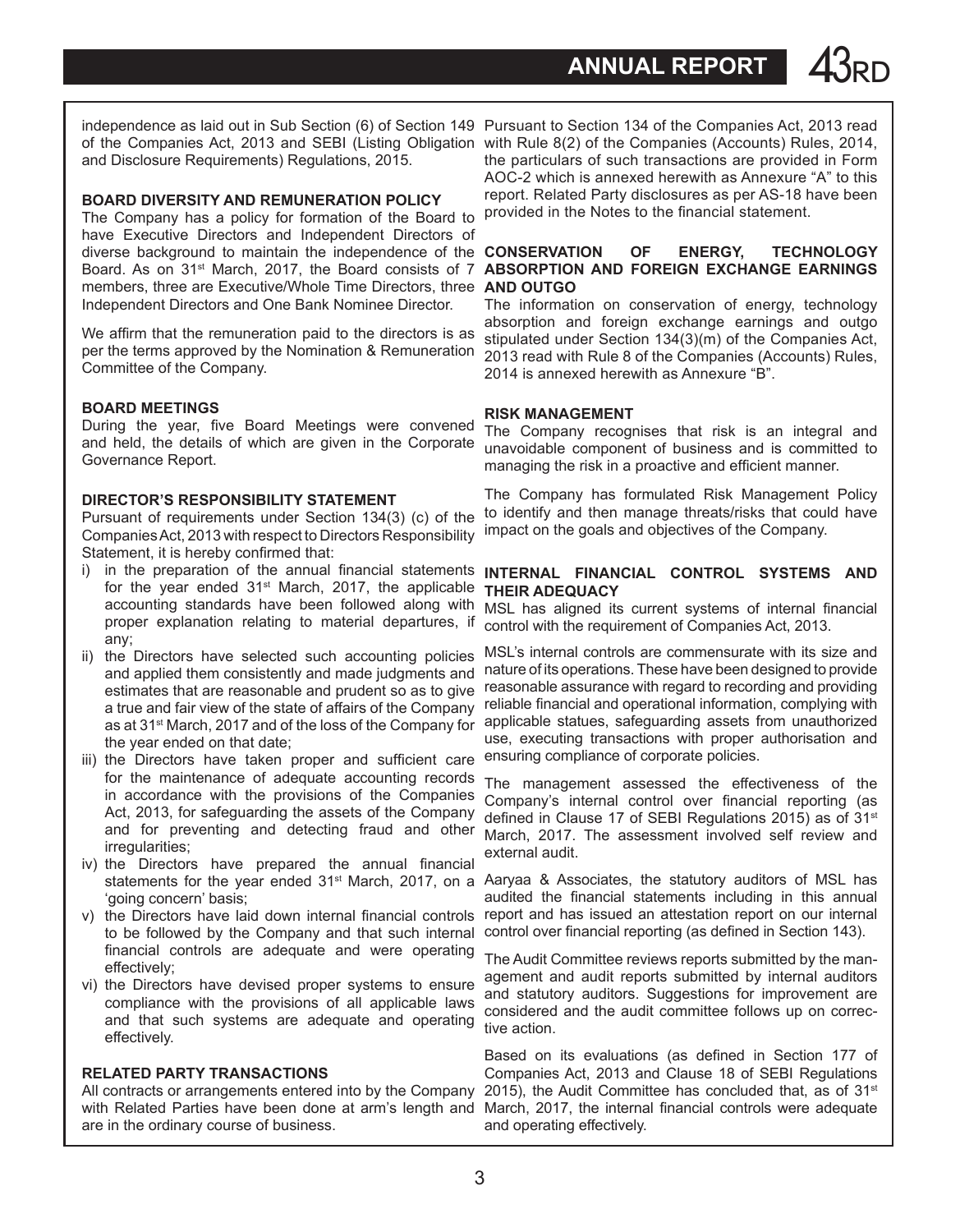independence as laid out in Sub Section (6) of Section 149 of the Companies Act, 2013 and SEBI (Listing Obligation and Disclosure Requirements) Regulations, 2015.

**BOARD DIVERSITY AND REMUNERATION POLICY**

The Company has a policy for formation of the Board to have Executive Directors and Independent Directors of diverse background to maintain the independence of the Board. As on 31st March, 2017, the Board consists of 7 members, three are Executive/Whole Time Directors, three Independent Directors and One Bank Nominee Director.

We affirm that the remuneration paid to the directors is as per the terms approved by the Nomination & Remuneration Committee of the Company.

**BOARD MEETINGS**

During the year, five Board Meetings were convened and held, the details of which are given in the Corporate Governance Report.

**DIRECTOR'S RESPONSIBILITY STATEMENT**

Pursuant of requirements under Section 134(3) (c) of the Companies Act, 2013 with respect to Directors Responsibility Statement, it is hereby confirmed that:

i) in the preparation of the annual financial statements for the year ended 31st March, 2017, the applicable accounting standards have been followed along with proper explanation relating to material departures, if any;
ii) the Directors have selected such accounting policies and applied them consistently and made judgments and estimates that are reasonable and prudent so as to give a true and fair view of the state of affairs of the Company as at 31st March, 2017 and of the loss of the Company for the year ended on that date;
iii) the Directors have taken proper and sufficient care for the maintenance of adequate accounting records in accordance with the provisions of the Companies Act, 2013, for safeguarding the assets of the Company and for preventing and detecting fraud and other irregularities;
iv) the Directors have prepared the annual financial statements for the year ended 31st March, 2017, on a 'going concern' basis;
v) the Directors have laid down internal financial controls to be followed by the Company and that such internal financial controls are adequate and were operating effectively;
vi) the Directors have devised proper systems to ensure compliance with the provisions of all applicable laws and that such systems are adequate and operating effectively.

**RELATED PARTY TRANSACTIONS**

All contracts or arrangements entered into by the Company with Related Parties have been done at arm's length and are in the ordinary course of business.

Pursuant to Section 134 of the Companies Act, 2013 read with Rule 8(2) of the Companies (Accounts) Rules, 2014, the particulars of such transactions are provided in Form AOC-2 which is annexed herewith as Annexure "A" to this report. Related Party disclosures as per AS-18 have been provided in the Notes to the financial statement.

**CONSERVATION OF ENERGY, TECHNOLOGY ABSORPTION AND FOREIGN EXCHANGE EARNINGS AND OUTGO**

The information on conservation of energy, technology absorption and foreign exchange earnings and outgo stipulated under Section 134(3)(m) of the Companies Act, 2013 read with Rule 8 of the Companies (Accounts) Rules, 2014 is annexed herewith as Annexure "B".

**RISK MANAGEMENT**

The Company recognises that risk is an integral and unavoidable component of business and is committed to managing the risk in a proactive and efficient manner.

The Company has formulated Risk Management Policy to identify and then manage threats/risks that could have impact on the goals and objectives of the Company.

**INTERNAL FINANCIAL CONTROL SYSTEMS AND THEIR ADEQUACY**

MSL has aligned its current systems of internal financial control with the requirement of Companies Act, 2013.

MSL's internal controls are commensurate with its size and nature of its operations. These have been designed to provide reasonable assurance with regard to recording and providing reliable financial and operational information, complying with applicable statues, safeguarding assets from unauthorized use, executing transactions with proper authorisation and ensuring compliance of corporate policies.

The management assessed the effectiveness of the Company's internal control over financial reporting (as defined in Clause 17 of SEBI Regulations 2015) as of 31st March, 2017. The assessment involved self review and external audit.

Aaryaa & Associates, the statutory auditors of MSL has audited the financial statements including in this annual report and has issued an attestation report on our internal control over financial reporting (as defined in Section 143).

The Audit Committee reviews reports submitted by the management and audit reports submitted by internal auditors and statutory auditors. Suggestions for improvement are considered and the audit committee follows up on corrective action.

Based on its evaluations (as defined in Section 177 of Companies Act, 2013 and Clause 18 of SEBI Regulations 2015), the Audit Committee has concluded that, as of 31st March, 2017, the internal financial controls were adequate and operating effectively.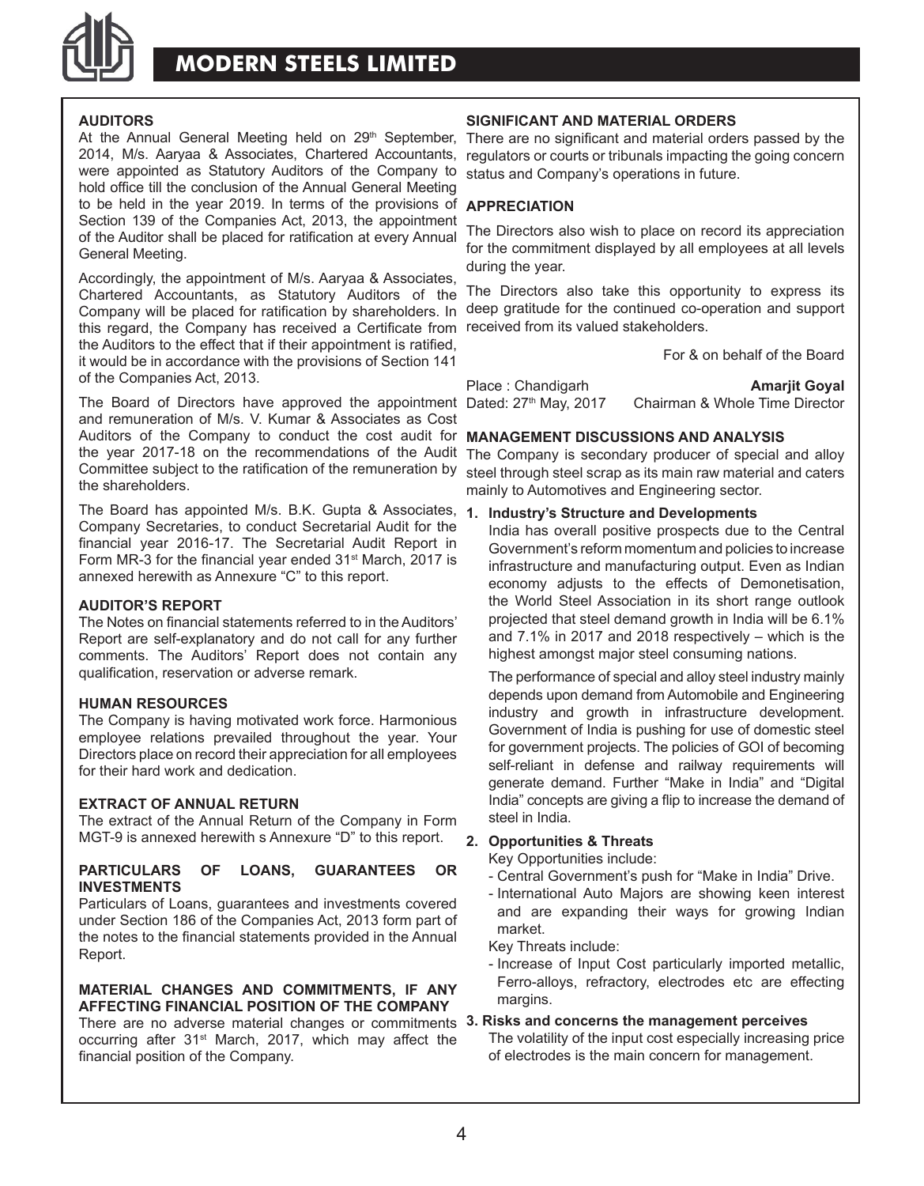## AUDITORS

At the Annual General Meeting held on 29th September, 2014, M/s. Aaryaa & Associates, Chartered Accountants, were appointed as Statutory Auditors of the Company to hold office till the conclusion of the Annual General Meeting to be held in the year 2019. In terms of the provisions of Section 139 of the Companies Act, 2013, the appointment of the Auditor shall be placed for ratification at every Annual General Meeting.

Accordingly, the appointment of M/s. Aaryaa & Associates, Chartered Accountants, as Statutory Auditors of the Company will be placed for ratification by shareholders. In this regard, the Company has received a Certificate from the Auditors to the effect that if their appointment is ratified, it would be in accordance with the provisions of Section 141 of the Companies Act, 2013.

The Board of Directors have approved the appointment and remuneration of M/s. V. Kumar & Associates as Cost Auditors of the Company to conduct the cost audit for the year 2017-18 on the recommendations of the Audit Committee subject to the ratification of the remuneration by the shareholders.

The Board has appointed M/s. B.K. Gupta & Associates, Company Secretaries, to conduct Secretarial Audit for the financial year 2016-17. The Secretarial Audit Report in Form MR-3 for the financial year ended 31st March, 2017 is annexed herewith as Annexure "C" to this report.

## AUDITOR'S REPORT

The Notes on financial statements referred to in the Auditors' Report are self-explanatory and do not call for any further comments. The Auditors' Report does not contain any qualification, reservation or adverse remark.

## HUMAN RESOURCES

The Company is having motivated work force. Harmonious employee relations prevailed throughout the year. Your Directors place on record their appreciation for all employees for their hard work and dedication.

## EXTRACT OF ANNUAL RETURN

The extract of the Annual Return of the Company in Form MGT-9 is annexed herewith s Annexure "D" to this report.

## PARTICULARS OF LOANS, GUARANTEES OR INVESTMENTS

Particulars of Loans, guarantees and investments covered under Section 186 of the Companies Act, 2013 form part of the notes to the financial statements provided in the Annual Report.

## MATERIAL CHANGES AND COMMITMENTS, IF ANY AFFECTING FINANCIAL POSITION OF THE COMPANY

There are no adverse material changes or commitments occurring after 31st March, 2017, which may affect the financial position of the Company.

## SIGNIFICANT AND MATERIAL ORDERS

There are no significant and material orders passed by the regulators or courts or tribunals impacting the going concern status and Company's operations in future.

## APPRECIATION

The Directors also wish to place on record its appreciation for the commitment displayed by all employees at all levels during the year.

The Directors also take this opportunity to express its deep gratitude for the continued co-operation and support received from its valued stakeholders.

For & on behalf of the Board

Place : Chandigarh
Dated: 27th May, 2017

**Amarjit Goyal**
Chairman & Whole Time Director

## MANAGEMENT DISCUSSIONS AND ANALYSIS

The Company is secondary producer of special and alloy steel through steel scrap as its main raw material and caters mainly to Automotives and Engineering sector.

### 1. Industry's Structure and Developments

India has overall positive prospects due to the Central Government's reform momentum and policies to increase infrastructure and manufacturing output. Even as Indian economy adjusts to the effects of Demonetisation, the World Steel Association in its short range outlook projected that steel demand growth in India will be 6.1% and 7.1% in 2017 and 2018 respectively – which is the highest amongst major steel consuming nations.

The performance of special and alloy steel industry mainly depends upon demand from Automobile and Engineering industry and growth in infrastructure development. Government of India is pushing for use of domestic steel for government projects. The policies of GOI of becoming self-reliant in defense and railway requirements will generate demand. Further "Make in India" and "Digital India" concepts are giving a flip to increase the demand of steel in India.

### 2. Opportunities & Threats

Key Opportunities include:

- Central Government's push for "Make in India" Drive.
- International Auto Majors are showing keen interest and are expanding their ways for growing Indian market.

Key Threats include:

- Increase of Input Cost particularly imported metallic, Ferro-alloys, refractory, electrodes etc are effecting margins.

### 3. Risks and concerns the management perceives

The volatility of the input cost especially increasing price of electrodes is the main concern for management.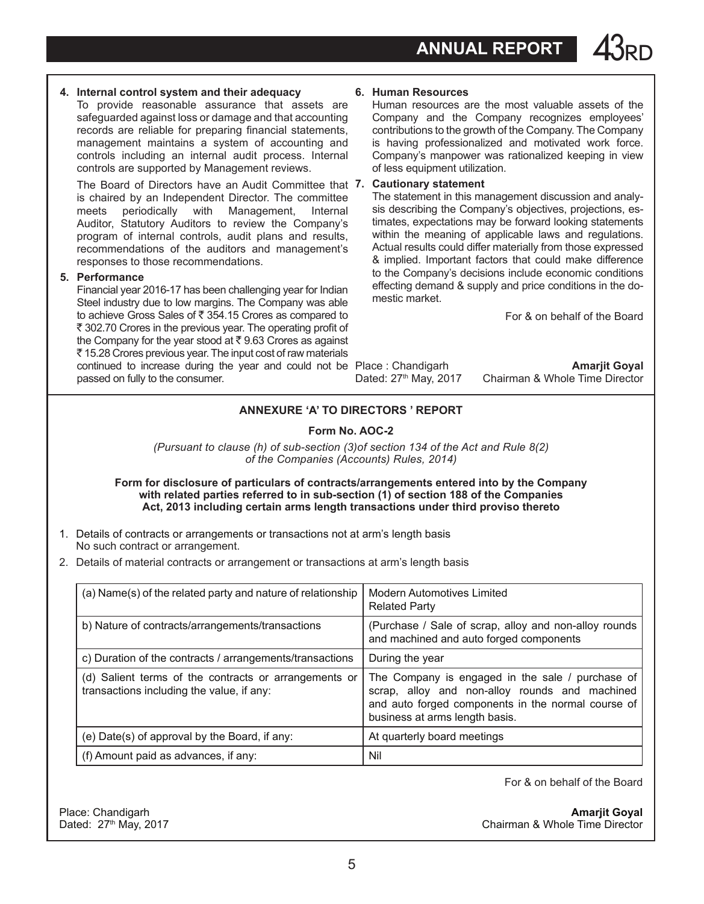**4. Internal control system and their adequacy**

To provide reasonable assurance that assets are safeguarded against loss or damage and that accounting records are reliable for preparing financial statements, management maintains a system of accounting and controls including an internal audit process. Internal controls are supported by Management reviews.

The Board of Directors have an Audit Committee that is chaired by an Independent Director. The committee meets periodically with Management, Internal Auditor, Statutory Auditors to review the Company's program of internal controls, audit plans and results, recommendations of the auditors and management's responses to those recommendations.

**5. Performance**

Financial year 2016-17 has been challenging year for Indian Steel industry due to low margins. The Company was able to achieve Gross Sales of ₹ 354.15 Crores as compared to ₹ 302.70 Crores in the previous year. The operating profit of the Company for the year stood at ₹ 9.63 Crores as against ₹ 15.28 Crores previous year. The input cost of raw materials continued to increase during the year and could not be passed on fully to the consumer.

**6. Human Resources**

Human resources are the most valuable assets of the Company and the Company recognizes employees' contributions to the growth of the Company. The Company is having professionalized and motivated work force. Company's manpower was rationalized keeping in view of less equipment utilization.

**7. Cautionary statement**

The statement in this management discussion and analysis describing the Company's objectives, projections, estimates, expectations may be forward looking statements within the meaning of applicable laws and regulations. Actual results could differ materially from those expressed & implied. Important factors that could make difference to the Company's decisions include economic conditions effecting demand & supply and price conditions in the domestic market.

For & on behalf of the Board

Place : Chandigarh
Dated: 27th May, 2017

**Amarjit Goyal**
Chairman & Whole Time Director

---

**ANNEXURE 'A' TO DIRECTORS ' REPORT**

**Form No. AOC-2**

*(Pursuant to clause (h) of sub-section (3)of section 134 of the Act and Rule 8(2) of the Companies (Accounts) Rules, 2014)*

**Form for disclosure of particulars of contracts/arrangements entered into by the Company with related parties referred to in sub-section (1) of section 188 of the Companies Act, 2013 including certain arms length transactions under third proviso thereto**

1. Details of contracts or arrangements or transactions not at arm's length basis
   No such contract or arrangement.
2. Details of material contracts or arrangement or transactions at arm's length basis

| | |
|---|---|
| (a) Name(s) of the related party and nature of relationship | Modern Automotives Limited<br>Related Party |
| b) Nature of contracts/arrangements/transactions | (Purchase / Sale of scrap, alloy and non-alloy rounds and machined and auto forged components |
| c) Duration of the contracts / arrangements/transactions | During the year |
| (d) Salient terms of the contracts or arrangements or transactions including the value, if any: | The Company is engaged in the sale / purchase of scrap, alloy and non-alloy rounds and machined and auto forged components in the normal course of business at arms length basis. |
| (e) Date(s) of approval by the Board, if any: | At quarterly board meetings |
| (f) Amount paid as advances, if any: | Nil |

For & on behalf of the Board

Place: Chandigarh
Dated: 27th May, 2017

**Amarjit Goyal**
Chairman & Whole Time Director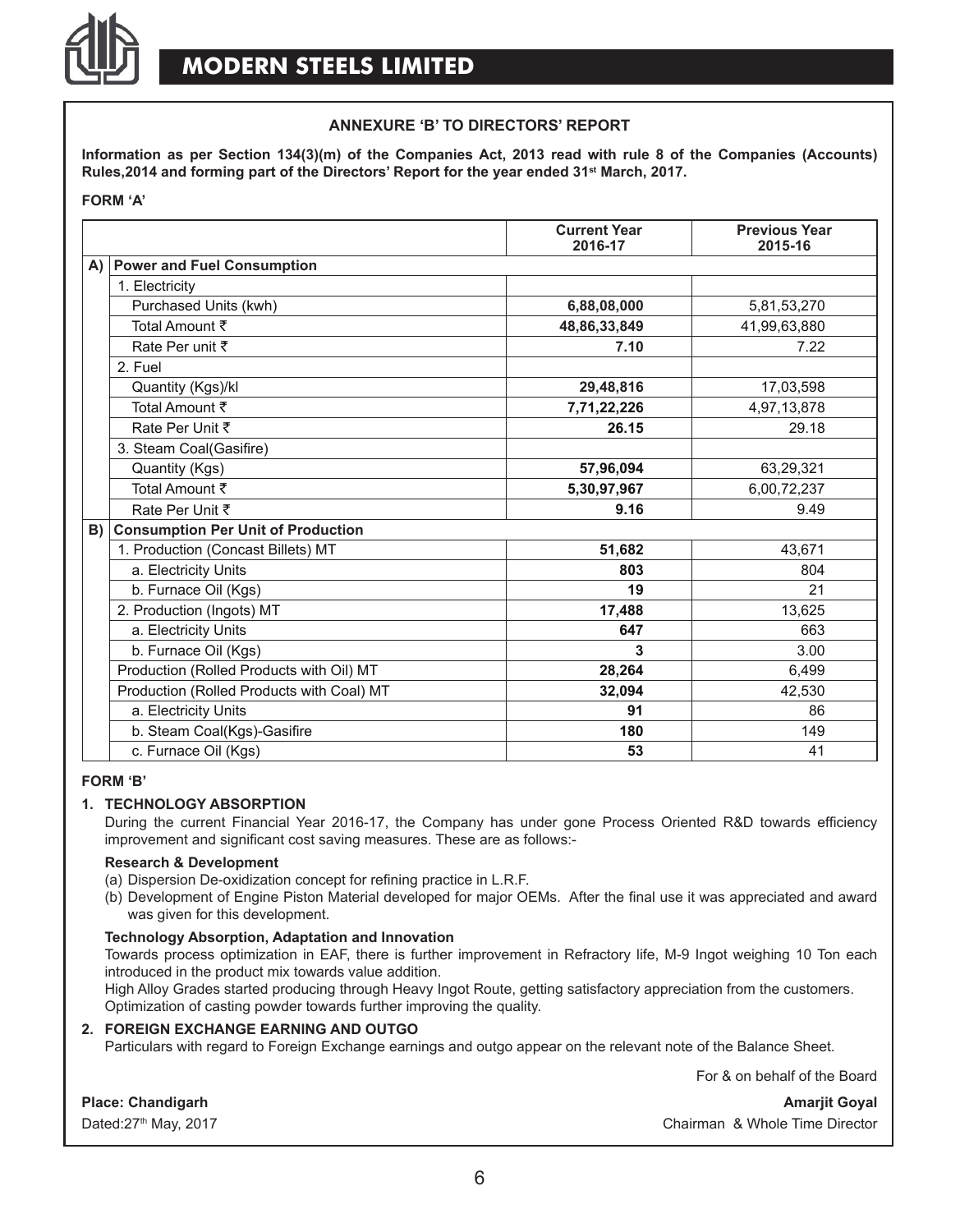## ANNEXURE 'B' TO DIRECTORS' REPORT

**Information as per Section 134(3)(m) of the Companies Act, 2013 read with rule 8 of the Companies (Accounts) Rules,2014 and forming part of the Directors' Report for the year ended 31st March, 2017.**

**FORM 'A'**

| | | Current Year 2016-17 | Previous Year 2015-16 |
|---|---|---|---|
| A) | **Power and Fuel Consumption** | | |
| | 1. Electricity | | |
| | Purchased Units (kwh) | **6,88,08,000** | 5,81,53,270 |
| | Total Amount ₹ | **48,86,33,849** | 41,99,63,880 |
| | Rate Per unit ₹ | **7.10** | 7.22 |
| | 2. Fuel | | |
| | Quantity (Kgs)/kl | **29,48,816** | 17,03,598 |
| | Total Amount ₹ | **7,71,22,226** | 4,97,13,878 |
| | Rate Per Unit ₹ | **26.15** | 29.18 |
| | 3. Steam Coal(Gasifire) | | |
| | Quantity (Kgs) | **57,96,094** | 63,29,321 |
| | Total Amount ₹ | **5,30,97,967** | 6,00,72,237 |
| | Rate Per Unit ₹ | **9.16** | 9.49 |
| B) | **Consumption Per Unit of Production** | | |
| | 1. Production (Concast Billets) MT | **51,682** | 43,671 |
| | a. Electricity Units | **803** | 804 |
| | b. Furnace Oil (Kgs) | **19** | 21 |
| | 2. Production (Ingots) MT | **17,488** | 13,625 |
| | a. Electricity Units | **647** | 663 |
| | b. Furnace Oil (Kgs) | **3** | 3.00 |
| | Production (Rolled Products with Oil) MT | **28,264** | 6,499 |
| | Production (Rolled Products with Coal) MT | **32,094** | 42,530 |
| | a. Electricity Units | **91** | 86 |
| | b. Steam Coal(Kgs)-Gasifire | **180** | 149 |
| | c. Furnace Oil (Kgs) | **53** | 41 |

**FORM 'B'**

**1. TECHNOLOGY ABSORPTION**

During the current Financial Year 2016-17, the Company has under gone Process Oriented R&D towards efficiency improvement and significant cost saving measures. These are as follows:-

**Research & Development**

(a) Dispersion De-oxidization concept for refining practice in L.R.F.

(b) Development of Engine Piston Material developed for major OEMs. After the final use it was appreciated and award was given for this development.

**Technology Absorption, Adaptation and Innovation**

Towards process optimization in EAF, there is further improvement in Refractory life, M-9 Ingot weighing 10 Ton each introduced in the product mix towards value addition.

High Alloy Grades started producing through Heavy Ingot Route, getting satisfactory appreciation from the customers.

Optimization of casting powder towards further improving the quality.

**2. FOREIGN EXCHANGE EARNING AND OUTGO**

Particulars with regard to Foreign Exchange earnings and outgo appear on the relevant note of the Balance Sheet.

For & on behalf of the Board

**Place: Chandigarh**
Dated:27th May, 2017

**Amarjit Goyal**
Chairman & Whole Time Director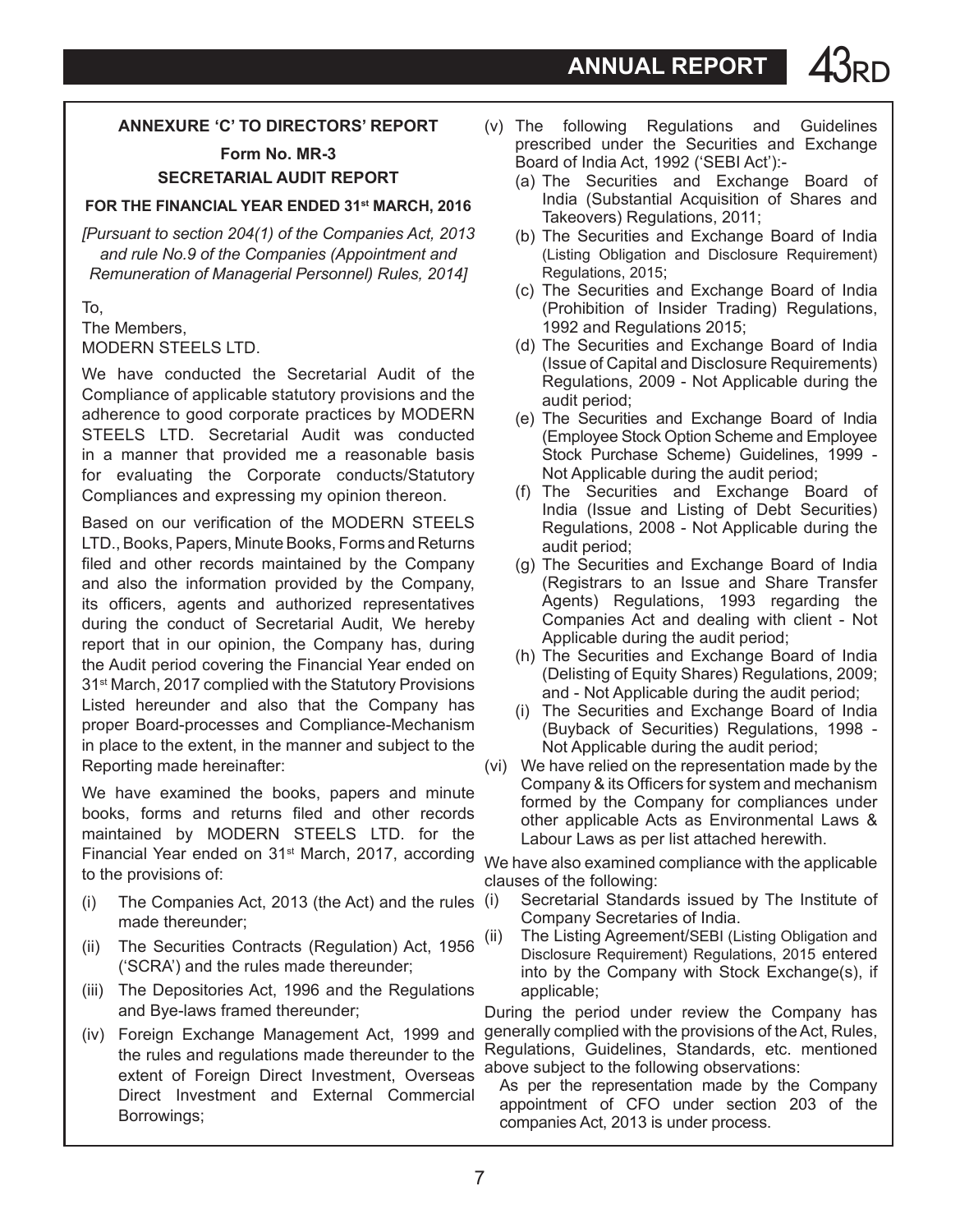## ANNEXURE 'C' TO DIRECTORS' REPORT

### Form No. MR-3

### SECRETARIAL AUDIT REPORT

**FOR THE FINANCIAL YEAR ENDED 31st MARCH, 2016**

*[Pursuant to section 204(1) of the Companies Act, 2013 and rule No.9 of the Companies (Appointment and Remuneration of Managerial Personnel) Rules, 2014]*

To,
The Members,
MODERN STEELS LTD.

We have conducted the Secretarial Audit of the Compliance of applicable statutory provisions and the adherence to good corporate practices by MODERN STEELS LTD. Secretarial Audit was conducted in a manner that provided me a reasonable basis for evaluating the Corporate conducts/Statutory Compliances and expressing my opinion thereon.

Based on our verification of the MODERN STEELS LTD., Books, Papers, Minute Books, Forms and Returns filed and other records maintained by the Company and also the information provided by the Company, its officers, agents and authorized representatives during the conduct of Secretarial Audit, We hereby report that in our opinion, the Company has, during the Audit period covering the Financial Year ended on 31st March, 2017 complied with the Statutory Provisions Listed hereunder and also that the Company has proper Board-processes and Compliance-Mechanism in place to the extent, in the manner and subject to the Reporting made hereinafter:

We have examined the books, papers and minute books, forms and returns filed and other records maintained by MODERN STEELS LTD. for the Financial Year ended on 31st March, 2017, according to the provisions of:

(i) The Companies Act, 2013 (the Act) and the rules made thereunder;

(ii) The Securities Contracts (Regulation) Act, 1956 ('SCRA') and the rules made thereunder;

(iii) The Depositories Act, 1996 and the Regulations and Bye-laws framed thereunder;

(iv) Foreign Exchange Management Act, 1999 and the rules and regulations made thereunder to the extent of Foreign Direct Investment, Overseas Direct Investment and External Commercial Borrowings;

(v) The following Regulations and Guidelines prescribed under the Securities and Exchange Board of India Act, 1992 ('SEBI Act'):-
   (a) The Securities and Exchange Board of India (Substantial Acquisition of Shares and Takeovers) Regulations, 2011;
   (b) The Securities and Exchange Board of India (Listing Obligation and Disclosure Requirement) Regulations, 2015;
   (c) The Securities and Exchange Board of India (Prohibition of Insider Trading) Regulations, 1992 and Regulations 2015;
   (d) The Securities and Exchange Board of India (Issue of Capital and Disclosure Requirements) Regulations, 2009 - Not Applicable during the audit period;
   (e) The Securities and Exchange Board of India (Employee Stock Option Scheme and Employee Stock Purchase Scheme) Guidelines, 1999 - Not Applicable during the audit period;
   (f) The Securities and Exchange Board of India (Issue and Listing of Debt Securities) Regulations, 2008 - Not Applicable during the audit period;
   (g) The Securities and Exchange Board of India (Registrars to an Issue and Share Transfer Agents) Regulations, 1993 regarding the Companies Act and dealing with client - Not Applicable during the audit period;
   (h) The Securities and Exchange Board of India (Delisting of Equity Shares) Regulations, 2009; and - Not Applicable during the audit period;
   (i) The Securities and Exchange Board of India (Buyback of Securities) Regulations, 1998 - Not Applicable during the audit period;

(vi) We have relied on the representation made by the Company & its Officers for system and mechanism formed by the Company for compliances under other applicable Acts as Environmental Laws & Labour Laws as per list attached herewith.

We have also examined compliance with the applicable clauses of the following:

(i) Secretarial Standards issued by The Institute of Company Secretaries of India.

(ii) The Listing Agreement/SEBI (Listing Obligation and Disclosure Requirement) Regulations, 2015 entered into by the Company with Stock Exchange(s), if applicable;

During the period under review the Company has generally complied with the provisions of the Act, Rules, Regulations, Guidelines, Standards, etc. mentioned above subject to the following observations:

As per the representation made by the Company appointment of CFO under section 203 of the companies Act, 2013 is under process.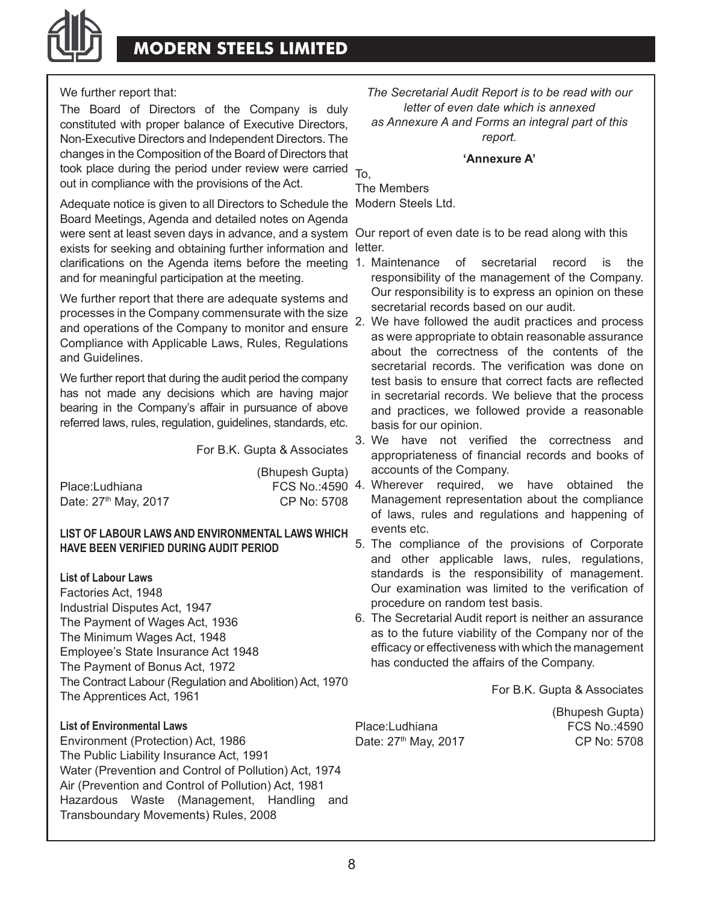We further report that:

The Board of Directors of the Company is duly constituted with proper balance of Executive Directors, Non-Executive Directors and Independent Directors. The changes in the Composition of the Board of Directors that took place during the period under review were carried out in compliance with the provisions of the Act.

Adequate notice is given to all Directors to Schedule the Board Meetings, Agenda and detailed notes on Agenda were sent at least seven days in advance, and a system exists for seeking and obtaining further information and clarifications on the Agenda items before the meeting and for meaningful participation at the meeting.

We further report that there are adequate systems and processes in the Company commensurate with the size and operations of the Company to monitor and ensure Compliance with Applicable Laws, Rules, Regulations and Guidelines.

We further report that during the audit period the company has not made any decisions which are having major bearing in the Company's affair in pursuance of above referred laws, rules, regulation, guidelines, standards, etc.

For B.K. Gupta & Associates

(Bhupesh Gupta)
FCS No.:4590
CP No: 5708

Place:Ludhiana
Date: 27th May, 2017

**LIST OF LABOUR LAWS AND ENVIRONMENTAL LAWS WHICH HAVE BEEN VERIFIED DURING AUDIT PERIOD**

**List of Labour Laws**

Factories Act, 1948
Industrial Disputes Act, 1947
The Payment of Wages Act, 1936
The Minimum Wages Act, 1948
Employee's State Insurance Act 1948
The Payment of Bonus Act, 1972
The Contract Labour (Regulation and Abolition) Act, 1970
The Apprentices Act, 1961

**List of Environmental Laws**

Environment (Protection) Act, 1986
The Public Liability Insurance Act, 1991
Water (Prevention and Control of Pollution) Act, 1974
Air (Prevention and Control of Pollution) Act, 1981
Hazardous Waste (Management, Handling and Transboundary Movements) Rules, 2008

*The Secretarial Audit Report is to be read with our letter of even date which is annexed as Annexure A and Forms an integral part of this report.*

**'Annexure A'**

To,
The Members
Modern Steels Ltd.

Our report of even date is to be read along with this letter.

1. Maintenance of secretarial record is the responsibility of the management of the Company. Our responsibility is to express an opinion on these secretarial records based on our audit.
2. We have followed the audit practices and process as were appropriate to obtain reasonable assurance about the correctness of the contents of the secretarial records. The verification was done on test basis to ensure that correct facts are reflected in secretarial records. We believe that the process and practices, we followed provide a reasonable basis for our opinion.
3. We have not verified the correctness and appropriateness of financial records and books of accounts of the Company.
4. Wherever required, we have obtained the Management representation about the compliance of laws, rules and regulations and happening of events etc.
5. The compliance of the provisions of Corporate and other applicable laws, rules, regulations, standards is the responsibility of management. Our examination was limited to the verification of procedure on random test basis.
6. The Secretarial Audit report is neither an assurance as to the future viability of the Company nor of the efficacy or effectiveness with which the management has conducted the affairs of the Company.

For B.K. Gupta & Associates

(Bhupesh Gupta)
FCS No.:4590
CP No: 5708

Place:Ludhiana
Date: 27th May, 2017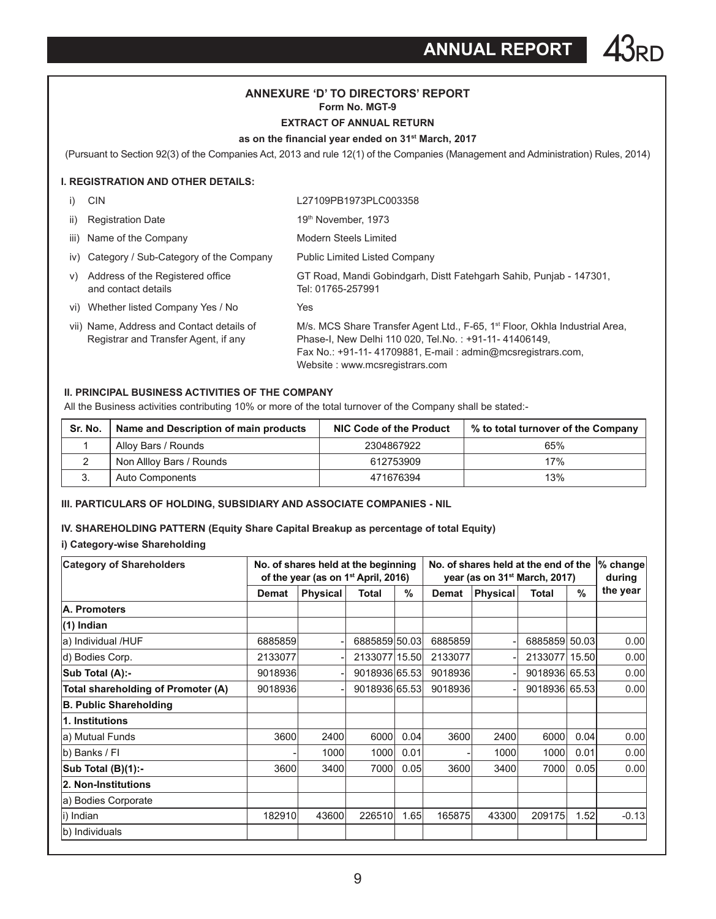## ANNEXURE 'D' TO DIRECTORS' REPORT

**Form No. MGT-9**

**EXTRACT OF ANNUAL RETURN**

**as on the financial year ended on 31st March, 2017**

(Pursuant to Section 92(3) of the Companies Act, 2013 and rule 12(1) of the Companies (Management and Administration) Rules, 2014)

### I. REGISTRATION AND OTHER DETAILS:

| | | |
|---|---|---|
| i) | CIN | L27109PB1973PLC003358 |
| ii) | Registration Date | 19th November, 1973 |
| iii) | Name of the Company | Modern Steels Limited |
| iv) | Category / Sub-Category of the Company | Public Limited Listed Company |
| v) | Address of the Registered office and contact details | GT Road, Mandi Gobindgarh, Distt Fatehgarh Sahib, Punjab - 147301, Tel: 01765-257991 |
| vi) | Whether listed Company Yes / No | Yes |
| vii) | Name, Address and Contact details of Registrar and Transfer Agent, if any | M/s. MCS Share Transfer Agent Ltd., F-65, 1st Floor, Okhla Industrial Area, Phase-I, New Delhi 110 020, Tel.No. : +91-11- 41406149, Fax No.: +91-11- 41709881, E-mail : admin@mcsregistrars.com, Website : www.mcsregistrars.com |

### II. PRINCIPAL BUSINESS ACTIVITIES OF THE COMPANY

All the Business activities contributing 10% or more of the total turnover of the Company shall be stated:-

| Sr. No. | Name and Description of main products | NIC Code of the Product | % to total turnover of the Company |
|---|---|---|---|
| 1 | Alloy Bars / Rounds | 2304867922 | 65% |
| 2 | Non Allloy Bars / Rounds | 612753909 | 17% |
| 3. | Auto Components | 471676394 | 13% |

### III. PARTICULARS OF HOLDING, SUBSIDIARY AND ASSOCIATE COMPANIES - NIL

### IV. SHAREHOLDING PATTERN (Equity Share Capital Breakup as percentage of total Equity)

**i) Category-wise Shareholding**

| Category of Shareholders | No. of shares held at the beginning of the year (as on 1st April, 2016) | | | | No. of shares held at the end of the year (as on 31st March, 2017) | | | | % change during the year |
|---|---|---|---|---|---|---|---|---|---|
| | Demat | Physical | Total | % | Demat | Physical | Total | % | |
| **A. Promoters** | | | | | | | | | |
| **(1) Indian** | | | | | | | | | |
| a) Individual /HUF | 6885859 | - | 6885859 | 50.03 | 6885859 | - | 6885859 | 50.03 | 0.00 |
| d) Bodies Corp. | 2133077 | - | 2133077 | 15.50 | 2133077 | - | 2133077 | 15.50 | 0.00 |
| **Sub Total (A):-** | 9018936 | - | 9018936 | 65.53 | 9018936 | - | 9018936 | 65.53 | 0.00 |
| **Total shareholding of Promoter (A)** | 9018936 | - | 9018936 | 65.53 | 9018936 | - | 9018936 | 65.53 | 0.00 |
| **B. Public Shareholding** | | | | | | | | | |
| **1. Institutions** | | | | | | | | | |
| a) Mutual Funds | 3600 | 2400 | 6000 | 0.04 | 3600 | 2400 | 6000 | 0.04 | 0.00 |
| b) Banks / FI | - | 1000 | 1000 | 0.01 | - | 1000 | 1000 | 0.01 | 0.00 |
| **Sub Total (B)(1):-** | 3600 | 3400 | 7000 | 0.05 | 3600 | 3400 | 7000 | 0.05 | 0.00 |
| **2. Non-Institutions** | | | | | | | | | |
| a) Bodies Corporate | | | | | | | | | |
| i) Indian | 182910 | 43600 | 226510 | 1.65 | 165875 | 43300 | 209175 | 1.52 | -0.13 |
| b) Individuals | | | | | | | | | |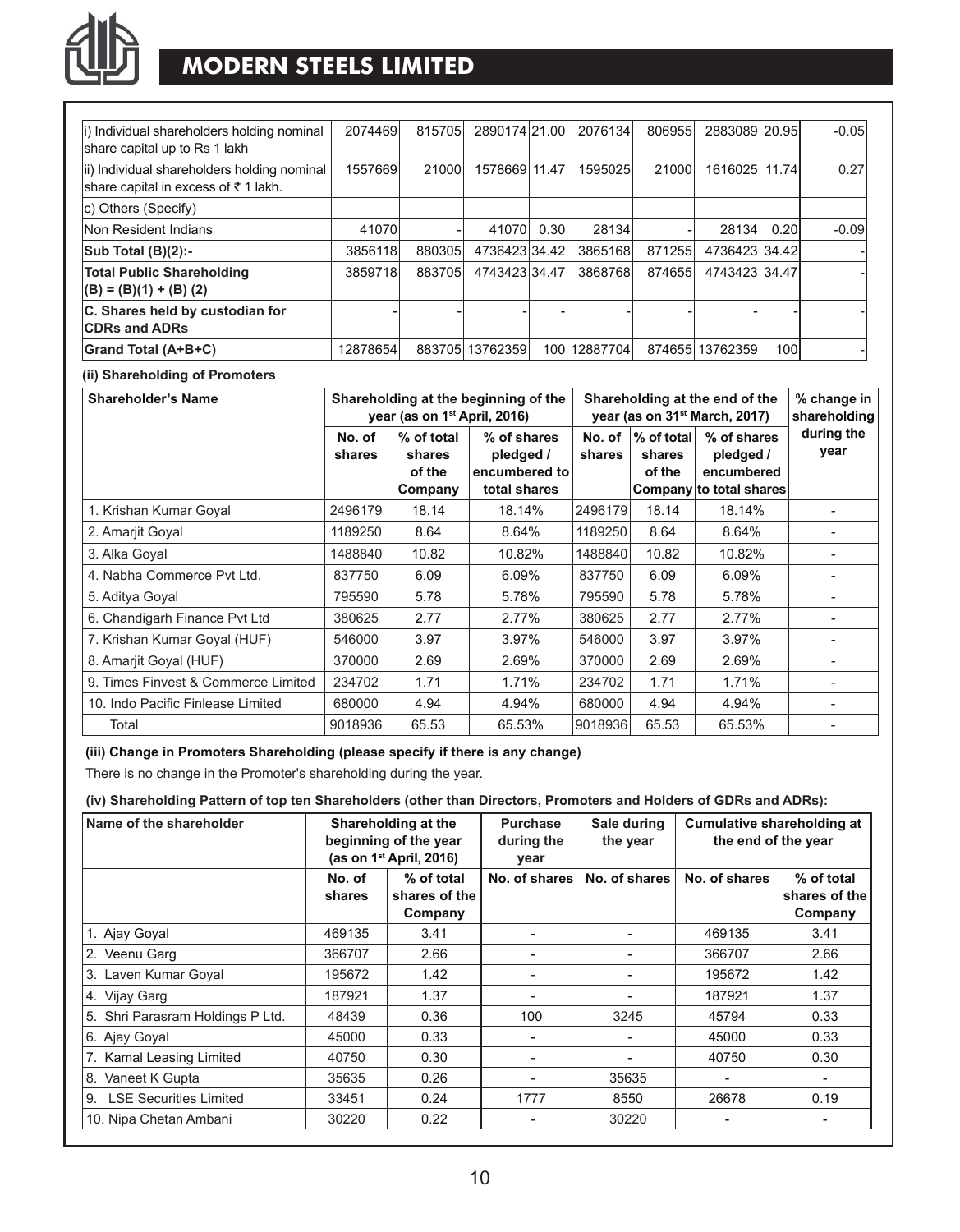| | | | | | | | | | |
|---|---|---|---|---|---|---|---|---|---|
| i) Individual shareholders holding nominal share capital up to Rs 1 lakh | 2074469 | 815705 | 2890174 | 21.00 | 2076134 | 806955 | 2883089 | 20.95 | -0.05 |
| ii) Individual shareholders holding nominal share capital in excess of ₹ 1 lakh. | 1557669 | 21000 | 1578669 | 11.47 | 1595025 | 21000 | 1616025 | 11.74 | 0.27 |
| c) Others (Specify) | | | | | | | | | |
| Non Resident Indians | 41070 | - | 41070 | 0.30 | 28134 | - | 28134 | 0.20 | -0.09 |
| **Sub Total (B)(2):-** | 3856118 | 880305 | 4736423 | 34.42 | 3865168 | 871255 | 4736423 | 34.42 | - |
| **Total Public Shareholding (B) = (B)(1) + (B) (2)** | 3859718 | 883705 | 4743423 | 34.47 | 3868768 | 874655 | 4743423 | 34.47 | - |
| **C. Shares held by custodian for CDRs and ADRs** | - | - | - | - | - | - | - | - | - |
| **Grand Total (A+B+C)** | 12878654 | 883705 | 13762359 | 100 | 12887704 | 874655 | 13762359 | 100 | - |

**(ii) Shareholding of Promoters**

| Shareholder's Name | Shareholding at the beginning of the year (as on 1st April, 2016) | | | Shareholding at the end of the year (as on 31st March, 2017) | | | % change in shareholding during the year |
|---|---|---|---|---|---|---|---|
| | No. of shares | % of total shares of the Company | % of shares pledged / encumbered to total shares | No. of shares | % of total shares of the Company | % of shares pledged / encumbered to total shares | |
| 1. Krishan Kumar Goyal | 2496179 | 18.14 | 18.14% | 2496179 | 18.14 | 18.14% | - |
| 2. Amarjit Goyal | 1189250 | 8.64 | 8.64% | 1189250 | 8.64 | 8.64% | - |
| 3. Alka Goyal | 1488840 | 10.82 | 10.82% | 1488840 | 10.82 | 10.82% | - |
| 4. Nabha Commerce Pvt Ltd. | 837750 | 6.09 | 6.09% | 837750 | 6.09 | 6.09% | - |
| 5. Aditya Goyal | 795590 | 5.78 | 5.78% | 795590 | 5.78 | 5.78% | - |
| 6. Chandigarh Finance Pvt Ltd | 380625 | 2.77 | 2.77% | 380625 | 2.77 | 2.77% | - |
| 7. Krishan Kumar Goyal (HUF) | 546000 | 3.97 | 3.97% | 546000 | 3.97 | 3.97% | - |
| 8. Amarjit Goyal (HUF) | 370000 | 2.69 | 2.69% | 370000 | 2.69 | 2.69% | - |
| 9. Times Finvest & Commerce Limited | 234702 | 1.71 | 1.71% | 234702 | 1.71 | 1.71% | - |
| 10. Indo Pacific Finlease Limited | 680000 | 4.94 | 4.94% | 680000 | 4.94 | 4.94% | - |
| Total | 9018936 | 65.53 | 65.53% | 9018936 | 65.53 | 65.53% | - |

**(iii) Change in Promoters Shareholding (please specify if there is any change)**

There is no change in the Promoter's shareholding during the year.

**(iv) Shareholding Pattern of top ten Shareholders (other than Directors, Promoters and Holders of GDRs and ADRs):**

| Name of the shareholder | Shareholding at the beginning of the year (as on 1st April, 2016) | | Purchase during the year | Sale during the year | Cumulative shareholding at the end of the year | |
|---|---|---|---|---|---|---|
| | No. of shares | % of total shares of the Company | No. of shares | No. of shares | No. of shares | % of total shares of the Company |
| 1. Ajay Goyal | 469135 | 3.41 | - | - | 469135 | 3.41 |
| 2. Veenu Garg | 366707 | 2.66 | - | - | 366707 | 2.66 |
| 3. Laven Kumar Goyal | 195672 | 1.42 | - | - | 195672 | 1.42 |
| 4. Vijay Garg | 187921 | 1.37 | - | - | 187921 | 1.37 |
| 5. Shri Parasram Holdings P Ltd. | 48439 | 0.36 | 100 | 3245 | 45794 | 0.33 |
| 6. Ajay Goyal | 45000 | 0.33 | - | - | 45000 | 0.33 |
| 7. Kamal Leasing Limited | 40750 | 0.30 | - | - | 40750 | 0.30 |
| 8. Vaneet K Gupta | 35635 | 0.26 | - | 35635 | - | - |
| 9. LSE Securities Limited | 33451 | 0.24 | 1777 | 8550 | 26678 | 0.19 |
| 10. Nipa Chetan Ambani | 30220 | 0.22 | - | 30220 | - | - |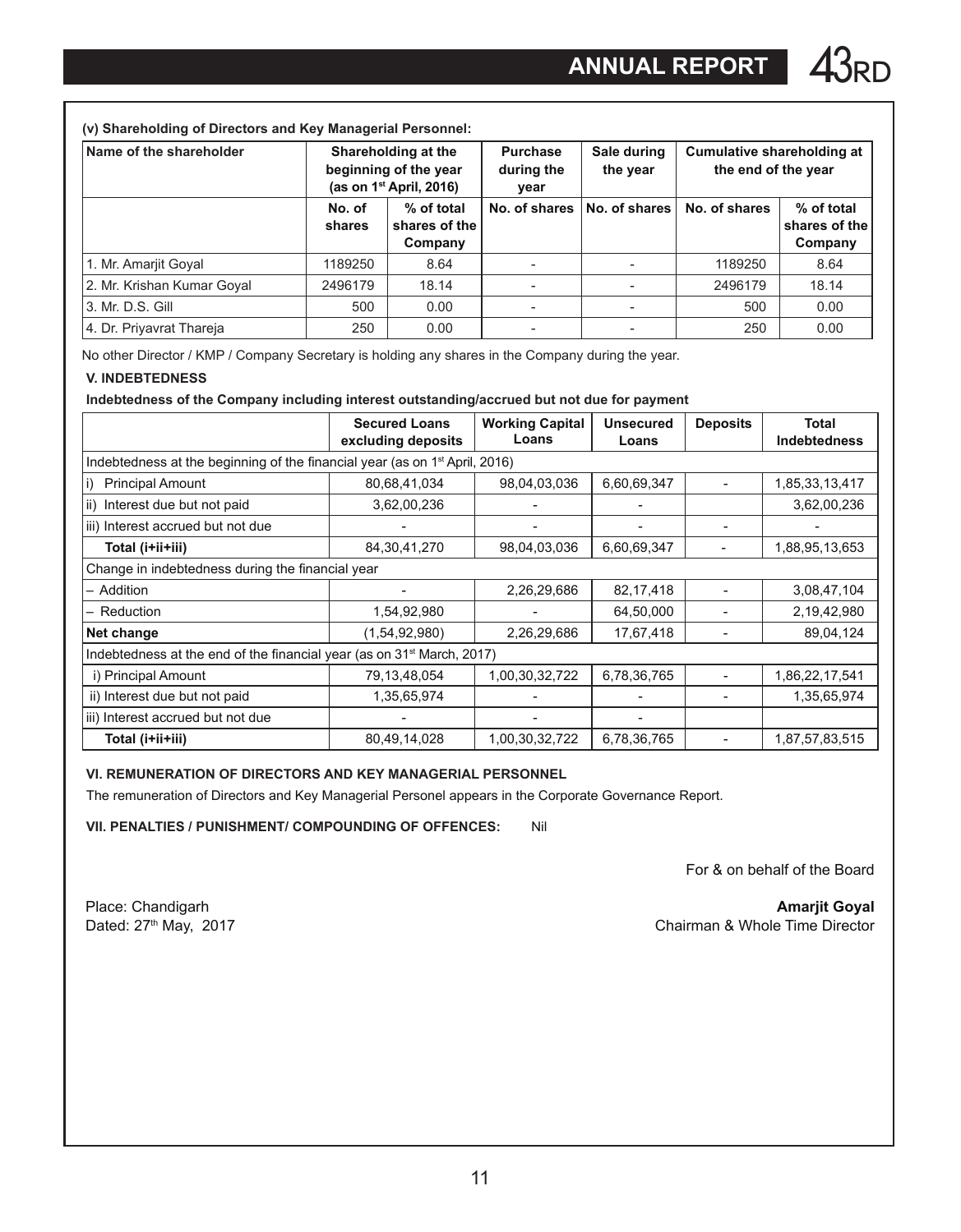**(v) Shareholding of Directors and Key Managerial Personnel:**

| Name of the shareholder | Shareholding at the beginning of the year (as on 1st April, 2016) | | Purchase during the year | Sale during the year | Cumulative shareholding at the end of the year | |
|---|---|---|---|---|---|---|
| | No. of shares | % of total shares of the Company | No. of shares | No. of shares | No. of shares | % of total shares of the Company |
| 1. Mr. Amarjit Goyal | 1189250 | 8.64 | - | - | 1189250 | 8.64 |
| 2. Mr. Krishan Kumar Goyal | 2496179 | 18.14 | - | - | 2496179 | 18.14 |
| 3. Mr. D.S. Gill | 500 | 0.00 | - | - | 500 | 0.00 |
| 4. Dr. Priyavrat Thareja | 250 | 0.00 | - | - | 250 | 0.00 |

No other Director / KMP / Company Secretary is holding any shares in the Company during the year.

**V. INDEBTEDNESS**

**Indebtedness of the Company including interest outstanding/accrued but not due for payment**

| | Secured Loans excluding deposits | Working Capital Loans | Unsecured Loans | Deposits | Total Indebtedness |
|---|---|---|---|---|---|
| Indebtedness at the beginning of the financial year (as on 1st April, 2016) | | | | | |
| i) Principal Amount | 80,68,41,034 | 98,04,03,036 | 6,60,69,347 | - | 1,85,33,13,417 |
| ii) Interest due but not paid | 3,62,00,236 | - | - | | 3,62,00,236 |
| iii) Interest accrued but not due | - | - | - | - | - |
| **Total (i+ii+iii)** | 84,30,41,270 | 98,04,03,036 | 6,60,69,347 | - | 1,88,95,13,653 |
| Change in indebtedness during the financial year | | | | | |
| – Addition | - | 2,26,29,686 | 82,17,418 | - | 3,08,47,104 |
| – Reduction | 1,54,92,980 | - | 64,50,000 | - | 2,19,42,980 |
| **Net change** | (1,54,92,980) | 2,26,29,686 | 17,67,418 | - | 89,04,124 |
| Indebtedness at the end of the financial year (as on 31st March, 2017) | | | | | |
| i) Principal Amount | 79,13,48,054 | 1,00,30,32,722 | 6,78,36,765 | - | 1,86,22,17,541 |
| ii) Interest due but not paid | 1,35,65,974 | - | - | - | 1,35,65,974 |
| iii) Interest accrued but not due | - | - | - | | |
| **Total (i+ii+iii)** | 80,49,14,028 | 1,00,30,32,722 | 6,78,36,765 | - | 1,87,57,83,515 |

**VI. REMUNERATION OF DIRECTORS AND KEY MANAGERIAL PERSONNEL**

The remuneration of Directors and Key Managerial Personel appears in the Corporate Governance Report.

**VII. PENALTIES / PUNISHMENT/ COMPOUNDING OF OFFENCES:** Nil

For & on behalf of the Board

Place: Chandigarh
Dated: 27th May, 2017

**Amarjit Goyal**
Chairman & Whole Time Director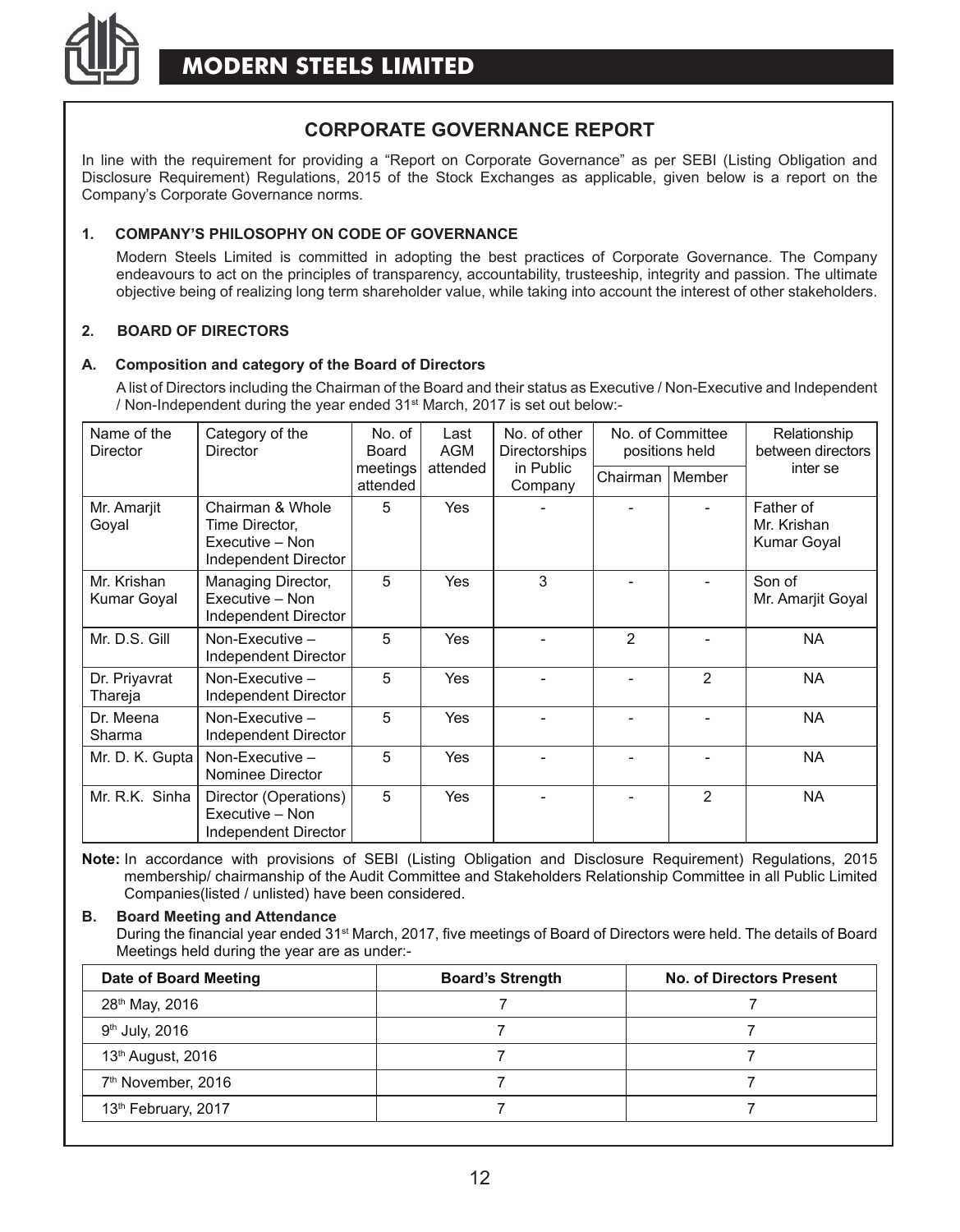# CORPORATE GOVERNANCE REPORT

In line with the requirement for providing a "Report on Corporate Governance" as per SEBI (Listing Obligation and Disclosure Requirement) Regulations, 2015 of the Stock Exchanges as applicable, given below is a report on the Company's Corporate Governance norms.

## 1. COMPANY'S PHILOSOPHY ON CODE OF GOVERNANCE

Modern Steels Limited is committed in adopting the best practices of Corporate Governance. The Company endeavours to act on the principles of transparency, accountability, trusteeship, integrity and passion. The ultimate objective being of realizing long term shareholder value, while taking into account the interest of other stakeholders.

## 2. BOARD OF DIRECTORS

### A. Composition and category of the Board of Directors

A list of Directors including the Chairman of the Board and their status as Executive / Non-Executive and Independent / Non-Independent during the year ended 31st March, 2017 is set out below:-

| Name of the Director | Category of the Director | No. of Board meetings attended | Last AGM attended | No. of other Directorships in Public Company | No. of Committee positions held | | Relationship between directors inter se |
|---|---|---|---|---|---|---|---|
| | | | | | Chairman | Member | |
| Mr. Amarjit Goyal | Chairman & Whole Time Director, Executive – Non Independent Director | 5 | Yes | - | - | - | Father of Mr. Krishan Kumar Goyal |
| Mr. Krishan Kumar Goyal | Managing Director, Executive – Non Independent Director | 5 | Yes | 3 | - | - | Son of Mr. Amarjit Goyal |
| Mr. D.S. Gill | Non-Executive – Independent Director | 5 | Yes | - | 2 | - | NA |
| Dr. Priyavrat Thareja | Non-Executive – Independent Director | 5 | Yes | - | - | 2 | NA |
| Dr. Meena Sharma | Non-Executive – Independent Director | 5 | Yes | - | - | - | NA |
| Mr. D. K. Gupta | Non-Executive – Nominee Director | 5 | Yes | - | - | - | NA |
| Mr. R.K. Sinha | Director (Operations) Executive – Non Independent Director | 5 | Yes | - | - | 2 | NA |

**Note:** In accordance with provisions of SEBI (Listing Obligation and Disclosure Requirement) Regulations, 2015 membership/ chairmanship of the Audit Committee and Stakeholders Relationship Committee in all Public Limited Companies(listed / unlisted) have been considered.

### B. Board Meeting and Attendance

During the financial year ended 31st March, 2017, five meetings of Board of Directors were held. The details of Board Meetings held during the year are as under:-

| Date of Board Meeting | Board's Strength | No. of Directors Present |
|---|---|---|
| 28th May, 2016 | 7 | 7 |
| 9th July, 2016 | 7 | 7 |
| 13th August, 2016 | 7 | 7 |
| 7th November, 2016 | 7 | 7 |
| 13th February, 2017 | 7 | 7 |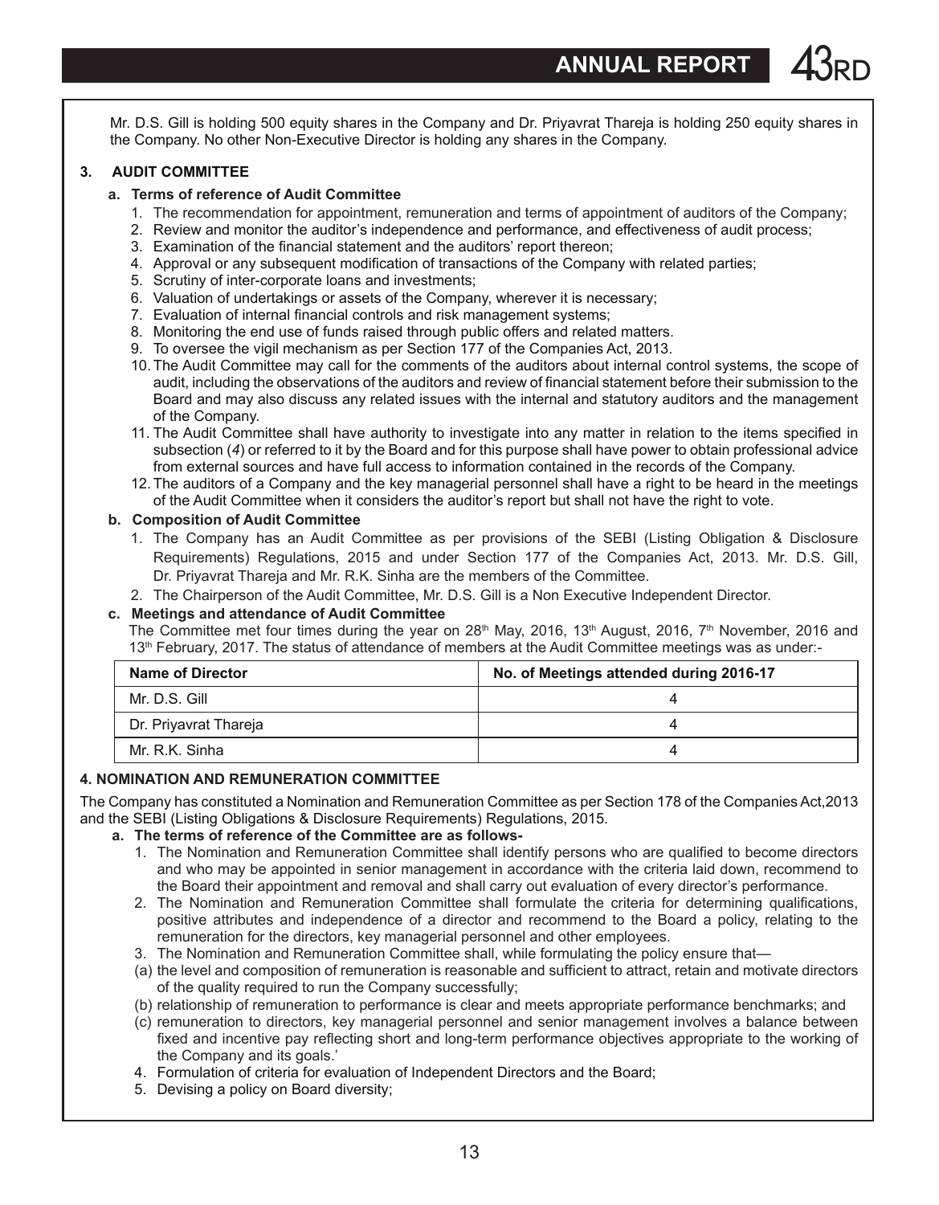Mr. D.S. Gill is holding 500 equity shares in the Company and Dr. Priyavrat Thareja is holding 250 equity shares in the Company. No other Non-Executive Director is holding any shares in the Company.

## 3. AUDIT COMMITTEE

### a. Terms of reference of Audit Committee

1. The recommendation for appointment, remuneration and terms of appointment of auditors of the Company;
2. Review and monitor the auditor's independence and performance, and effectiveness of audit process;
3. Examination of the financial statement and the auditors' report thereon;
4. Approval or any subsequent modification of transactions of the Company with related parties;
5. Scrutiny of inter-corporate loans and investments;
6. Valuation of undertakings or assets of the Company, wherever it is necessary;
7. Evaluation of internal financial controls and risk management systems;
8. Monitoring the end use of funds raised through public offers and related matters.
9. To oversee the vigil mechanism as per Section 177 of the Companies Act, 2013.
10. The Audit Committee may call for the comments of the auditors about internal control systems, the scope of audit, including the observations of the auditors and review of financial statement before their submission to the Board and may also discuss any related issues with the internal and statutory auditors and the management of the Company.
11. The Audit Committee shall have authority to investigate into any matter in relation to the items specified in subsection (*4*) or referred to it by the Board and for this purpose shall have power to obtain professional advice from external sources and have full access to information contained in the records of the Company.
12. The auditors of a Company and the key managerial personnel shall have a right to be heard in the meetings of the Audit Committee when it considers the auditor's report but shall not have the right to vote.

### b. Composition of Audit Committee

1. The Company has an Audit Committee as per provisions of the SEBI (Listing Obligation & Disclosure Requirements) Regulations, 2015 and under Section 177 of the Companies Act, 2013. Mr. D.S. Gill, Dr. Priyavrat Thareja and Mr. R.K. Sinha are the members of the Committee.
2. The Chairperson of the Audit Committee, Mr. D.S. Gill is a Non Executive Independent Director.

### c. Meetings and attendance of Audit Committee

The Committee met four times during the year on 28th May, 2016, 13th August, 2016, 7th November, 2016 and 13th February, 2017. The status of attendance of members at the Audit Committee meetings was as under:-

| Name of Director | No. of Meetings attended during 2016-17 |
|---|---|
| Mr. D.S. Gill | 4 |
| Dr. Priyavrat Thareja | 4 |
| Mr. R.K. Sinha | 4 |

## 4. NOMINATION AND REMUNERATION COMMITTEE

The Company has constituted a Nomination and Remuneration Committee as per Section 178 of the Companies Act,2013 and the SEBI (Listing Obligations & Disclosure Requirements) Regulations, 2015.

### a. The terms of reference of the Committee are as follows-

1. The Nomination and Remuneration Committee shall identify persons who are qualified to become directors and who may be appointed in senior management in accordance with the criteria laid down, recommend to the Board their appointment and removal and shall carry out evaluation of every director's performance.
2. The Nomination and Remuneration Committee shall formulate the criteria for determining qualifications, positive attributes and independence of a director and recommend to the Board a policy, relating to the remuneration for the directors, key managerial personnel and other employees.
3. The Nomination and Remuneration Committee shall, while formulating the policy ensure that—
   (a) the level and composition of remuneration is reasonable and sufficient to attract, retain and motivate directors of the quality required to run the Company successfully;
   (b) relationship of remuneration to performance is clear and meets appropriate performance benchmarks; and
   (c) remuneration to directors, key managerial personnel and senior management involves a balance between fixed and incentive pay reflecting short and long-term performance objectives appropriate to the working of the Company and its goals.'
4. Formulation of criteria for evaluation of Independent Directors and the Board;
5. Devising a policy on Board diversity;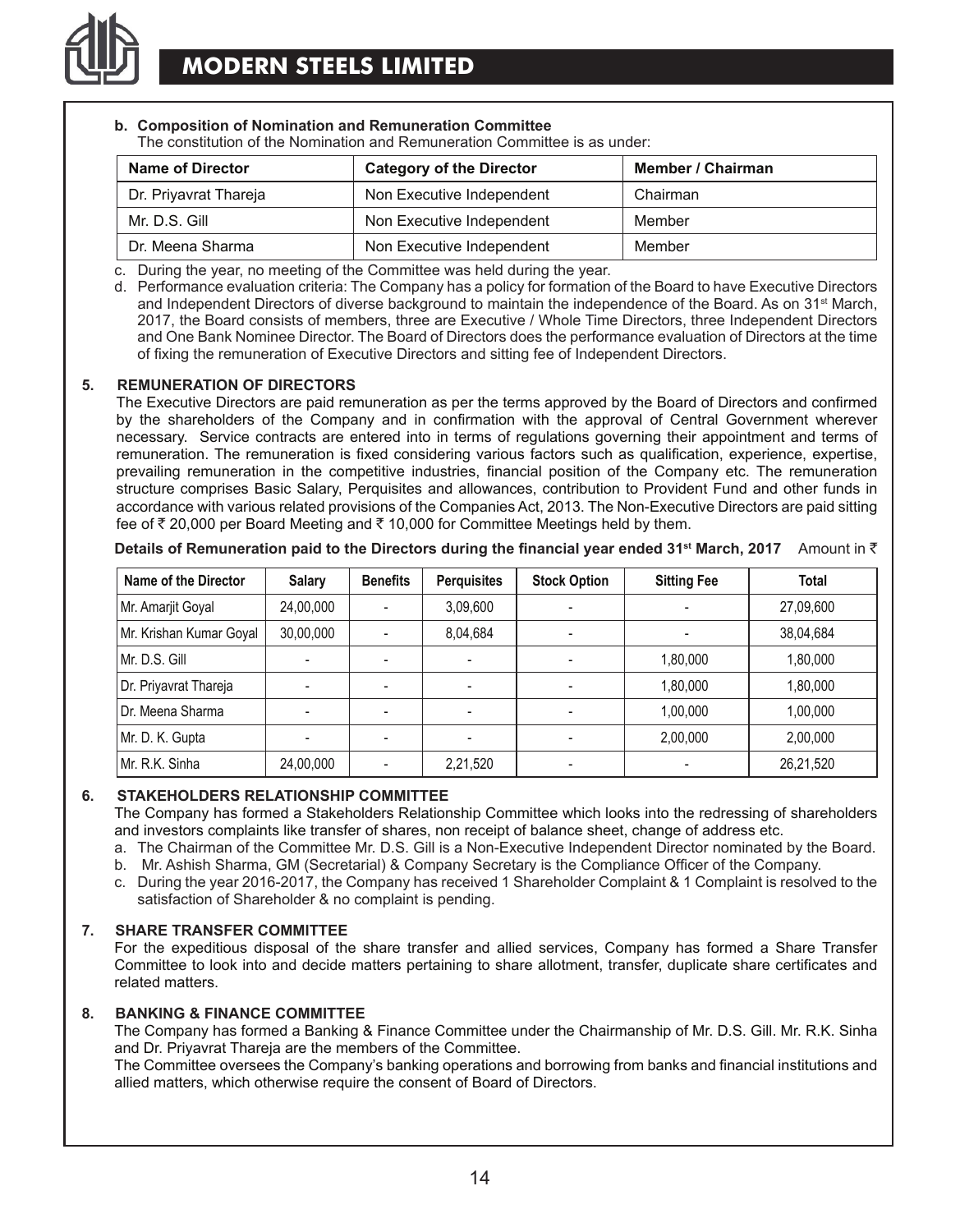**b. Composition of Nomination and Remuneration Committee**

The constitution of the Nomination and Remuneration Committee is as under:

| Name of Director | Category of the Director | Member / Chairman |
|---|---|---|
| Dr. Priyavrat Thareja | Non Executive Independent | Chairman |
| Mr. D.S. Gill | Non Executive Independent | Member |
| Dr. Meena Sharma | Non Executive Independent | Member |

c. During the year, no meeting of the Committee was held during the year.

d. Performance evaluation criteria: The Company has a policy for formation of the Board to have Executive Directors and Independent Directors of diverse background to maintain the independence of the Board. As on 31st March, 2017, the Board consists of members, three are Executive / Whole Time Directors, three Independent Directors and One Bank Nominee Director. The Board of Directors does the performance evaluation of Directors at the time of fixing the remuneration of Executive Directors and sitting fee of Independent Directors.

## 5. REMUNERATION OF DIRECTORS

The Executive Directors are paid remuneration as per the terms approved by the Board of Directors and confirmed by the shareholders of the Company and in confirmation with the approval of Central Government wherever necessary. Service contracts are entered into in terms of regulations governing their appointment and terms of remuneration. The remuneration is fixed considering various factors such as qualification, experience, expertise, prevailing remuneration in the competitive industries, financial position of the Company etc. The remuneration structure comprises Basic Salary, Perquisites and allowances, contribution to Provident Fund and other funds in accordance with various related provisions of the Companies Act, 2013. The Non-Executive Directors are paid sitting fee of ₹ 20,000 per Board Meeting and ₹ 10,000 for Committee Meetings held by them.

**Details of Remuneration paid to the Directors during the financial year ended 31st March, 2017** Amount in ₹

| Name of the Director | Salary | Benefits | Perquisites | Stock Option | Sitting Fee | Total |
|---|---|---|---|---|---|---|
| Mr. Amarjit Goyal | 24,00,000 | - | 3,09,600 | - | - | 27,09,600 |
| Mr. Krishan Kumar Goyal | 30,00,000 | - | 8,04,684 | - | - | 38,04,684 |
| Mr. D.S. Gill | - | - | - | - | 1,80,000 | 1,80,000 |
| Dr. Priyavrat Thareja | - | - | - | - | 1,80,000 | 1,80,000 |
| Dr. Meena Sharma | - | - | - | - | 1,00,000 | 1,00,000 |
| Mr. D. K. Gupta | - | - | - | - | 2,00,000 | 2,00,000 |
| Mr. R.K. Sinha | 24,00,000 | - | 2,21,520 | - | - | 26,21,520 |

## 6. STAKEHOLDERS RELATIONSHIP COMMITTEE

The Company has formed a Stakeholders Relationship Committee which looks into the redressing of shareholders and investors complaints like transfer of shares, non receipt of balance sheet, change of address etc.

a. The Chairman of the Committee Mr. D.S. Gill is a Non-Executive Independent Director nominated by the Board.

b. Mr. Ashish Sharma, GM (Secretarial) & Company Secretary is the Compliance Officer of the Company.

c. During the year 2016-2017, the Company has received 1 Shareholder Complaint & 1 Complaint is resolved to the satisfaction of Shareholder & no complaint is pending.

## 7. SHARE TRANSFER COMMITTEE

For the expeditious disposal of the share transfer and allied services, Company has formed a Share Transfer Committee to look into and decide matters pertaining to share allotment, transfer, duplicate share certificates and related matters.

## 8. BANKING & FINANCE COMMITTEE

The Company has formed a Banking & Finance Committee under the Chairmanship of Mr. D.S. Gill. Mr. R.K. Sinha and Dr. Priyavrat Thareja are the members of the Committee.

The Committee oversees the Company's banking operations and borrowing from banks and financial institutions and allied matters, which otherwise require the consent of Board of Directors.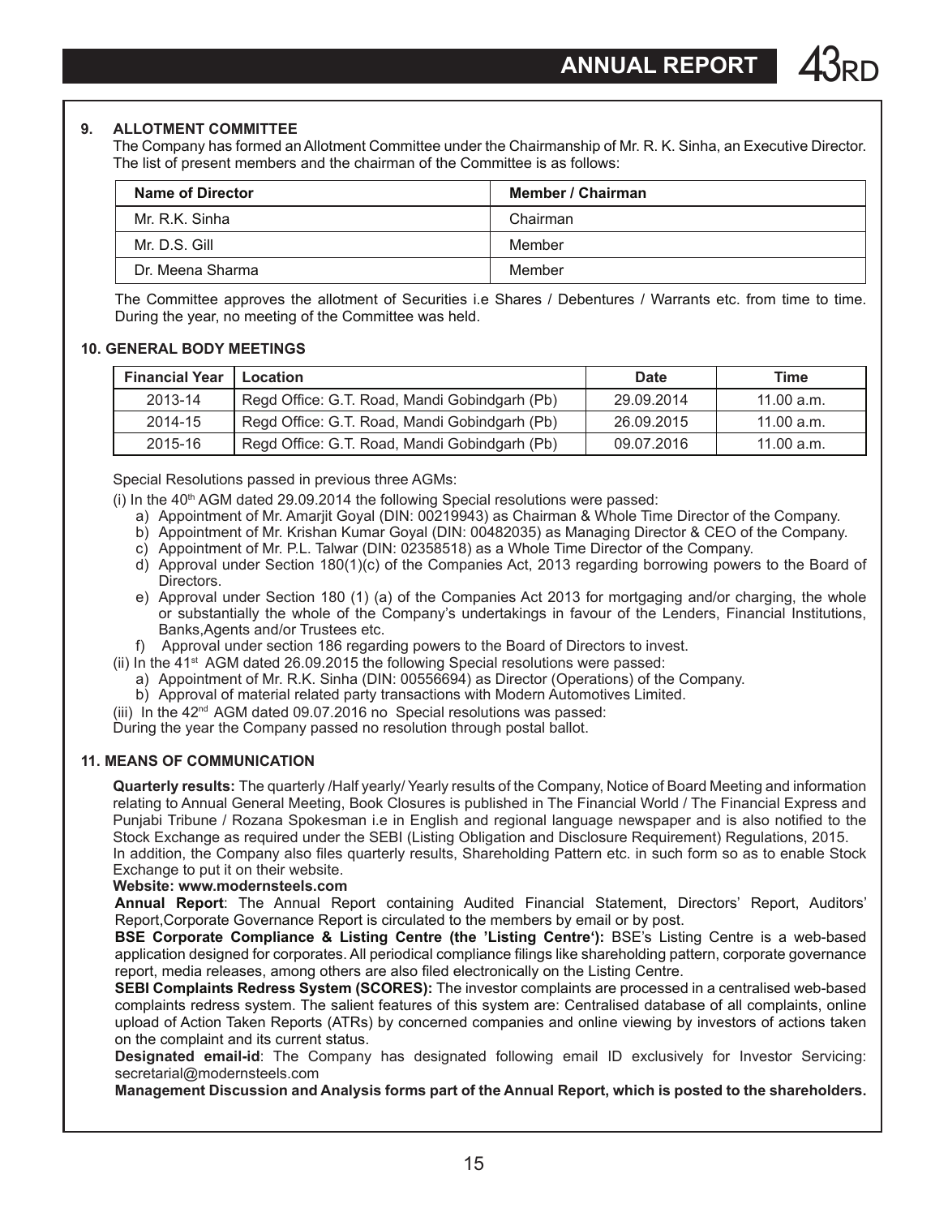## 9. ALLOTMENT COMMITTEE

The Company has formed an Allotment Committee under the Chairmanship of Mr. R. K. Sinha, an Executive Director. The list of present members and the chairman of the Committee is as follows:

| Name of Director | Member / Chairman |
|---|---|
| Mr. R.K. Sinha | Chairman |
| Mr. D.S. Gill | Member |
| Dr. Meena Sharma | Member |

The Committee approves the allotment of Securities i.e Shares / Debentures / Warrants etc. from time to time. During the year, no meeting of the Committee was held.

## 10. GENERAL BODY MEETINGS

| Financial Year | Location | Date | Time |
|---|---|---|---|
| 2013-14 | Regd Office: G.T. Road, Mandi Gobindgarh (Pb) | 29.09.2014 | 11.00 a.m. |
| 2014-15 | Regd Office: G.T. Road, Mandi Gobindgarh (Pb) | 26.09.2015 | 11.00 a.m. |
| 2015-16 | Regd Office: G.T. Road, Mandi Gobindgarh (Pb) | 09.07.2016 | 11.00 a.m. |

Special Resolutions passed in previous three AGMs:

(i) In the 40th AGM dated 29.09.2014 the following Special resolutions were passed:

a) Appointment of Mr. Amarjit Goyal (DIN: 00219943) as Chairman & Whole Time Director of the Company.
b) Appointment of Mr. Krishan Kumar Goyal (DIN: 00482035) as Managing Director & CEO of the Company.
c) Appointment of Mr. P.L. Talwar (DIN: 02358518) as a Whole Time Director of the Company.
d) Approval under Section 180(1)(c) of the Companies Act, 2013 regarding borrowing powers to the Board of Directors.
e) Approval under Section 180 (1) (a) of the Companies Act 2013 for mortgaging and/or charging, the whole or substantially the whole of the Company's undertakings in favour of the Lenders, Financial Institutions, Banks,Agents and/or Trustees etc.
f) Approval under section 186 regarding powers to the Board of Directors to invest.

(ii) In the 41st AGM dated 26.09.2015 the following Special resolutions were passed:

a) Appointment of Mr. R.K. Sinha (DIN: 00556694) as Director (Operations) of the Company.
b) Approval of material related party transactions with Modern Automotives Limited.

(iii) In the 42nd AGM dated 09.07.2016 no Special resolutions was passed:

During the year the Company passed no resolution through postal ballot.

## 11. MEANS OF COMMUNICATION

**Quarterly results:** The quarterly /Half yearly/ Yearly results of the Company, Notice of Board Meeting and information relating to Annual General Meeting, Book Closures is published in The Financial World / The Financial Express and Punjabi Tribune / Rozana Spokesman i.e in English and regional language newspaper and is also notified to the Stock Exchange as required under the SEBI (Listing Obligation and Disclosure Requirement) Regulations, 2015.

In addition, the Company also files quarterly results, Shareholding Pattern etc. in such form so as to enable Stock Exchange to put it on their website.

**Website: www.modernsteels.com**

**Annual Report**: The Annual Report containing Audited Financial Statement, Directors' Report, Auditors' Report,Corporate Governance Report is circulated to the members by email or by post.

**BSE Corporate Compliance & Listing Centre (the 'Listing Centre'):** BSE's Listing Centre is a web-based application designed for corporates. All periodical compliance filings like shareholding pattern, corporate governance report, media releases, among others are also filed electronically on the Listing Centre.

**SEBI Complaints Redress System (SCORES):** The investor complaints are processed in a centralised web-based complaints redress system. The salient features of this system are: Centralised database of all complaints, online upload of Action Taken Reports (ATRs) by concerned companies and online viewing by investors of actions taken on the complaint and its current status.

**Designated email-id**: The Company has designated following email ID exclusively for Investor Servicing: secretarial@modernsteels.com

**Management Discussion and Analysis forms part of the Annual Report, which is posted to the shareholders.**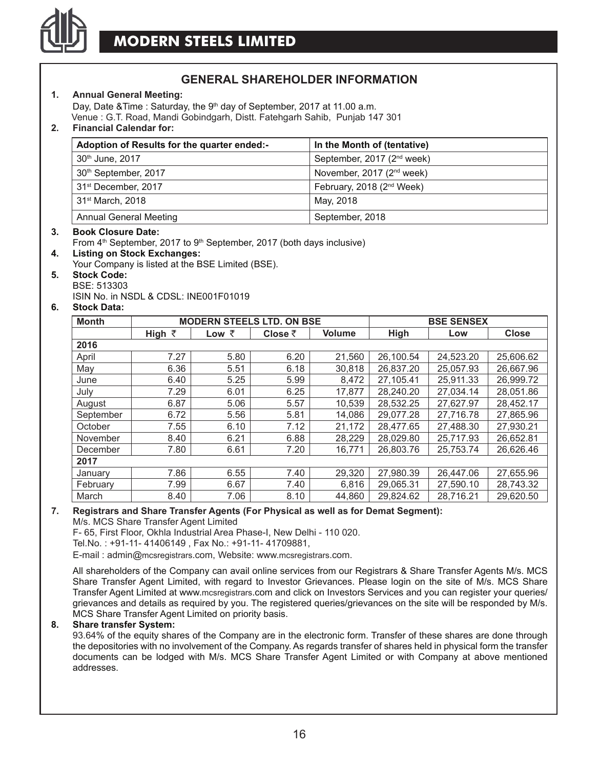## GENERAL SHAREHOLDER INFORMATION

**1. Annual General Meeting:**

Day, Date &Time : Saturday, the 9th day of September, 2017 at 11.00 a.m.

Venue : G.T. Road, Mandi Gobindgarh, Distt. Fatehgarh Sahib, Punjab 147 301

**2. Financial Calendar for:**

| Adoption of Results for the quarter ended:- | In the Month of (tentative) |
|---|---|
| 30th June, 2017 | September, 2017 (2nd week) |
| 30th September, 2017 | November, 2017 (2nd week) |
| 31st December, 2017 | February, 2018 (2nd Week) |
| 31st March, 2018 | May, 2018 |
| Annual General Meeting | September, 2018 |

**3. Book Closure Date:**

From 4th September, 2017 to 9th September, 2017 (both days inclusive)

**4. Listing on Stock Exchanges:**

Your Company is listed at the BSE Limited (BSE).

**5. Stock Code:**

BSE: 513303

ISIN No. in NSDL & CDSL: INE001F01019

**6. Stock Data:**

| Month | MODERN STEELS LTD. ON BSE | | | | BSE SENSEX | | |
|---|---|---|---|---|---|---|---|
| | High ₹ | Low ₹ | Close ₹ | Volume | High | Low | Close |
| **2016** | | | | | | | |
| April | 7.27 | 5.80 | 6.20 | 21,560 | 26,100.54 | 24,523.20 | 25,606.62 |
| May | 6.36 | 5.51 | 6.18 | 30,818 | 26,837.20 | 25,057.93 | 26,667.96 |
| June | 6.40 | 5.25 | 5.99 | 8,472 | 27,105.41 | 25,911.33 | 26,999.72 |
| July | 7.29 | 6.01 | 6.25 | 17,877 | 28,240.20 | 27,034.14 | 28,051.86 |
| August | 6.87 | 5.06 | 5.57 | 10,539 | 28,532.25 | 27,627.97 | 28,452.17 |
| September | 6.72 | 5.56 | 5.81 | 14,086 | 29,077.28 | 27,716.78 | 27,865.96 |
| October | 7.55 | 6.10 | 7.12 | 21,172 | 28,477.65 | 27,488.30 | 27,930.21 |
| November | 8.40 | 6.21 | 6.88 | 28,229 | 28,029.80 | 25,717.93 | 26,652.81 |
| December | 7.80 | 6.61 | 7.20 | 16,771 | 26,803.76 | 25,753.74 | 26,626.46 |
| **2017** | | | | | | | |
| January | 7.86 | 6.55 | 7.40 | 29,320 | 27,980.39 | 26,447.06 | 27,655.96 |
| February | 7.99 | 6.67 | 7.40 | 6,816 | 29,065.31 | 27,590.10 | 28,743.32 |
| March | 8.40 | 7.06 | 8.10 | 44,860 | 29,824.62 | 28,716.21 | 29,620.50 |

**7. Registrars and Share Transfer Agents (For Physical as well as for Demat Segment):**

M/s. MCS Share Transfer Agent Limited

F- 65, First Floor, Okhla Industrial Area Phase-I, New Delhi - 110 020.

Tel.No. : +91-11- 41406149 , Fax No.: +91-11- 41709881,

E-mail : admin@mcsregistrars.com, Website: www.mcsregistrars.com.

All shareholders of the Company can avail online services from our Registrars & Share Transfer Agents M/s. MCS Share Transfer Agent Limited, with regard to Investor Grievances. Please login on the site of M/s. MCS Share Transfer Agent Limited at www.mcsregistrars.com and click on Investors Services and you can register your queries/ grievances and details as required by you. The registered queries/grievances on the site will be responded by M/s. MCS Share Transfer Agent Limited on priority basis.

**8. Share transfer System:**

93.64% of the equity shares of the Company are in the electronic form. Transfer of these shares are done through the depositories with no involvement of the Company. As regards transfer of shares held in physical form the transfer documents can be lodged with M/s. MCS Share Transfer Agent Limited or with Company at above mentioned addresses.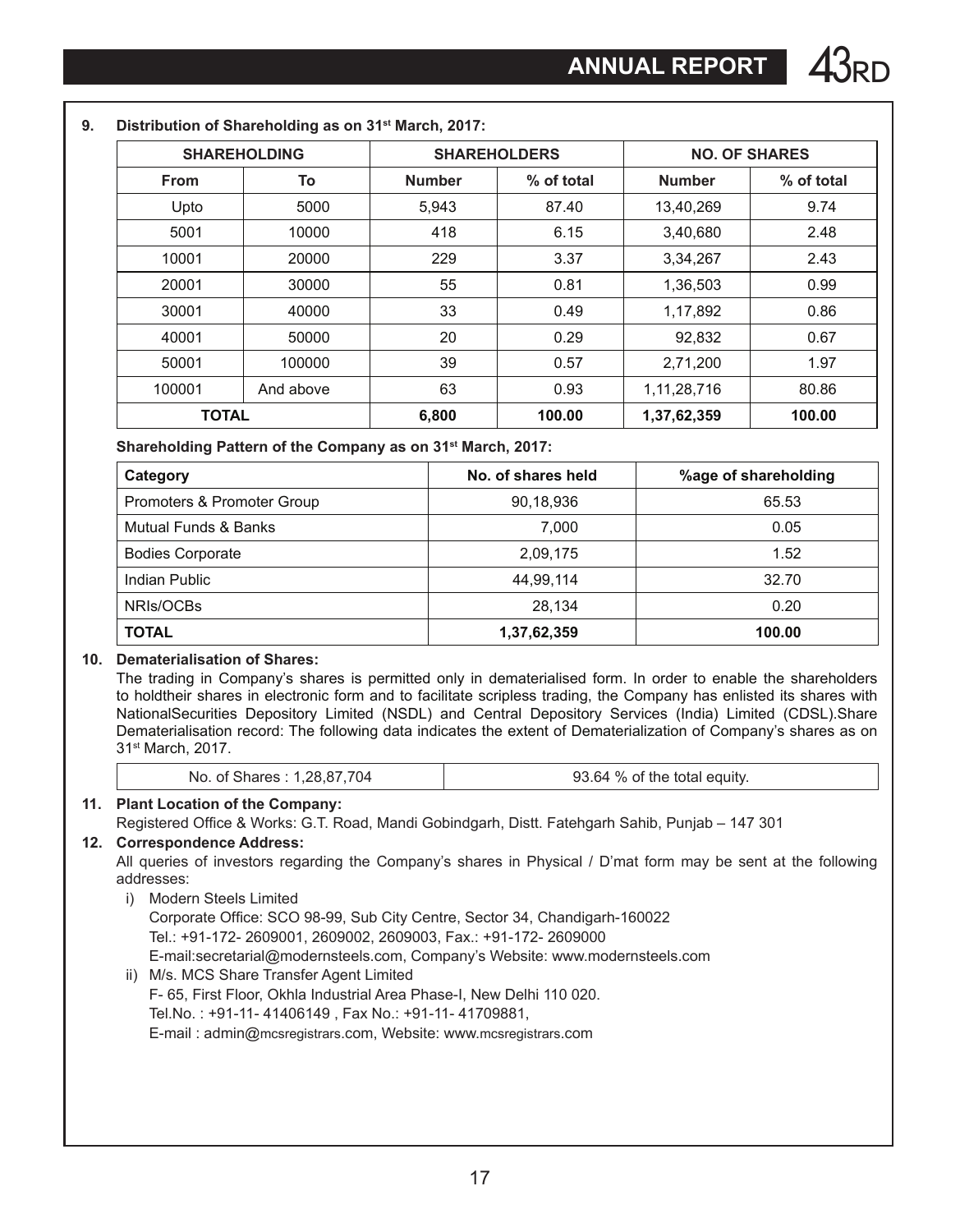**9. Distribution of Shareholding as on 31st March, 2017:**

| SHAREHOLDING | | SHAREHOLDERS | | NO. OF SHARES | |
|---|---|---|---|---|---|
| From | To | Number | % of total | Number | % of total |
| Upto | 5000 | 5,943 | 87.40 | 13,40,269 | 9.74 |
| 5001 | 10000 | 418 | 6.15 | 3,40,680 | 2.48 |
| 10001 | 20000 | 229 | 3.37 | 3,34,267 | 2.43 |
| 20001 | 30000 | 55 | 0.81 | 1,36,503 | 0.99 |
| 30001 | 40000 | 33 | 0.49 | 1,17,892 | 0.86 |
| 40001 | 50000 | 20 | 0.29 | 92,832 | 0.67 |
| 50001 | 100000 | 39 | 0.57 | 2,71,200 | 1.97 |
| 100001 | And above | 63 | 0.93 | 1,11,28,716 | 80.86 |
| **TOTAL** | | **6,800** | **100.00** | **1,37,62,359** | **100.00** |

**Shareholding Pattern of the Company as on 31st March, 2017:**

| Category | No. of shares held | %age of shareholding |
|---|---|---|
| Promoters & Promoter Group | 90,18,936 | 65.53 |
| Mutual Funds & Banks | 7,000 | 0.05 |
| Bodies Corporate | 2,09,175 | 1.52 |
| Indian Public | 44,99,114 | 32.70 |
| NRIs/OCBs | 28,134 | 0.20 |
| **TOTAL** | **1,37,62,359** | **100.00** |

**10. Dematerialisation of Shares:**

The trading in Company's shares is permitted only in dematerialised form. In order to enable the shareholders to holdtheir shares in electronic form and to facilitate scripless trading, the Company has enlisted its shares with NationalSecurities Depository Limited (NSDL) and Central Depository Services (India) Limited (CDSL).Share Dematerialisation record: The following data indicates the extent of Dematerialization of Company's shares as on 31st March, 2017.

| No. of Shares : 1,28,87,704 | 93.64 % of the total equity. |
|---|---|

**11. Plant Location of the Company:**

Registered Office & Works: G.T. Road, Mandi Gobindgarh, Distt. Fatehgarh Sahib, Punjab – 147 301

**12. Correspondence Address:**

All queries of investors regarding the Company's shares in Physical / D'mat form may be sent at the following addresses:

i) Modern Steels Limited
Corporate Office: SCO 98-99, Sub City Centre, Sector 34, Chandigarh-160022
Tel.: +91-172- 2609001, 2609002, 2609003, Fax.: +91-172- 2609000
E-mail:secretarial@modernsteels.com, Company's Website: www.modernsteels.com

ii) M/s. MCS Share Transfer Agent Limited
F- 65, First Floor, Okhla Industrial Area Phase-I, New Delhi 110 020.
Tel.No. : +91-11- 41406149 , Fax No.: +91-11- 41709881,
E-mail : admin@mcsregistrars.com, Website: www.mcsregistrars.com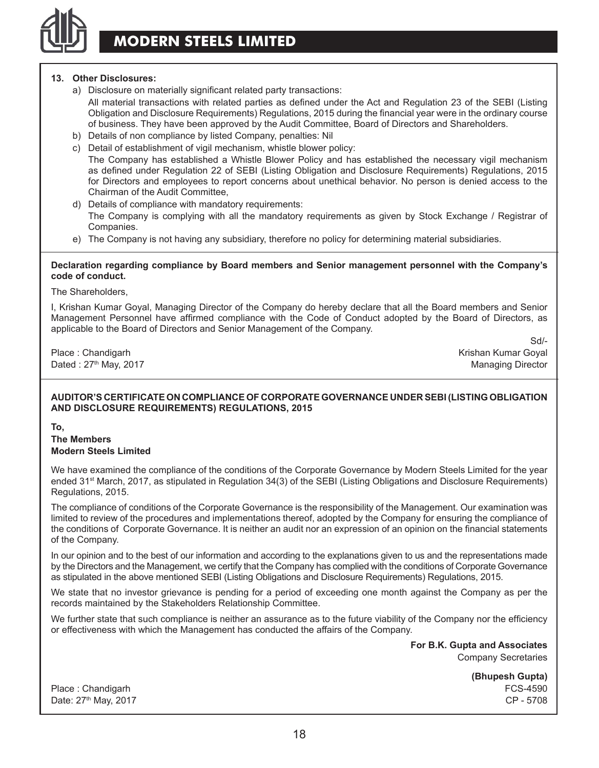**13. Other Disclosures:**

a) Disclosure on materially significant related party transactions:

All material transactions with related parties as defined under the Act and Regulation 23 of the SEBI (Listing Obligation and Disclosure Requirements) Regulations, 2015 during the financial year were in the ordinary course of business. They have been approved by the Audit Committee, Board of Directors and Shareholders.

b) Details of non compliance by listed Company, penalties: Nil

c) Detail of establishment of vigil mechanism, whistle blower policy:

The Company has established a Whistle Blower Policy and has established the necessary vigil mechanism as defined under Regulation 22 of SEBI (Listing Obligation and Disclosure Requirements) Regulations, 2015 for Directors and employees to report concerns about unethical behavior. No person is denied access to the Chairman of the Audit Committee,

d) Details of compliance with mandatory requirements:

The Company is complying with all the mandatory requirements as given by Stock Exchange / Registrar of Companies.

e) The Company is not having any subsidiary, therefore no policy for determining material subsidiaries.

**Declaration regarding compliance by Board members and Senior management personnel with the Company's code of conduct.**

The Shareholders,

I, Krishan Kumar Goyal, Managing Director of the Company do hereby declare that all the Board members and Senior Management Personnel have affirmed compliance with the Code of Conduct adopted by the Board of Directors, as applicable to the Board of Directors and Senior Management of the Company.

Sd/-

Place : Chandigarh
Dated : 27th May, 2017

Krishan Kumar Goyal
Managing Director

**AUDITOR'S CERTIFICATE ON COMPLIANCE OF CORPORATE GOVERNANCE UNDER SEBI (LISTING OBLIGATION AND DISCLOSURE REQUIREMENTS) REGULATIONS, 2015**

**To,**
**The Members**
**Modern Steels Limited**

We have examined the compliance of the conditions of the Corporate Governance by Modern Steels Limited for the year ended 31st March, 2017, as stipulated in Regulation 34(3) of the SEBI (Listing Obligations and Disclosure Requirements) Regulations, 2015.

The compliance of conditions of the Corporate Governance is the responsibility of the Management. Our examination was limited to review of the procedures and implementations thereof, adopted by the Company for ensuring the compliance of the conditions of Corporate Governance. It is neither an audit nor an expression of an opinion on the financial statements of the Company.

In our opinion and to the best of our information and according to the explanations given to us and the representations made by the Directors and the Management, we certify that the Company has complied with the conditions of Corporate Governance as stipulated in the above mentioned SEBI (Listing Obligations and Disclosure Requirements) Regulations, 2015.

We state that no investor grievance is pending for a period of exceeding one month against the Company as per the records maintained by the Stakeholders Relationship Committee.

We further state that such compliance is neither an assurance as to the future viability of the Company nor the efficiency or effectiveness with which the Management has conducted the affairs of the Company.

**For B.K. Gupta and Associates**
Company Secretaries

**(Bhupesh Gupta)**
FCS-4590
CP - 5708

Place : Chandigarh
Date: 27th May, 2017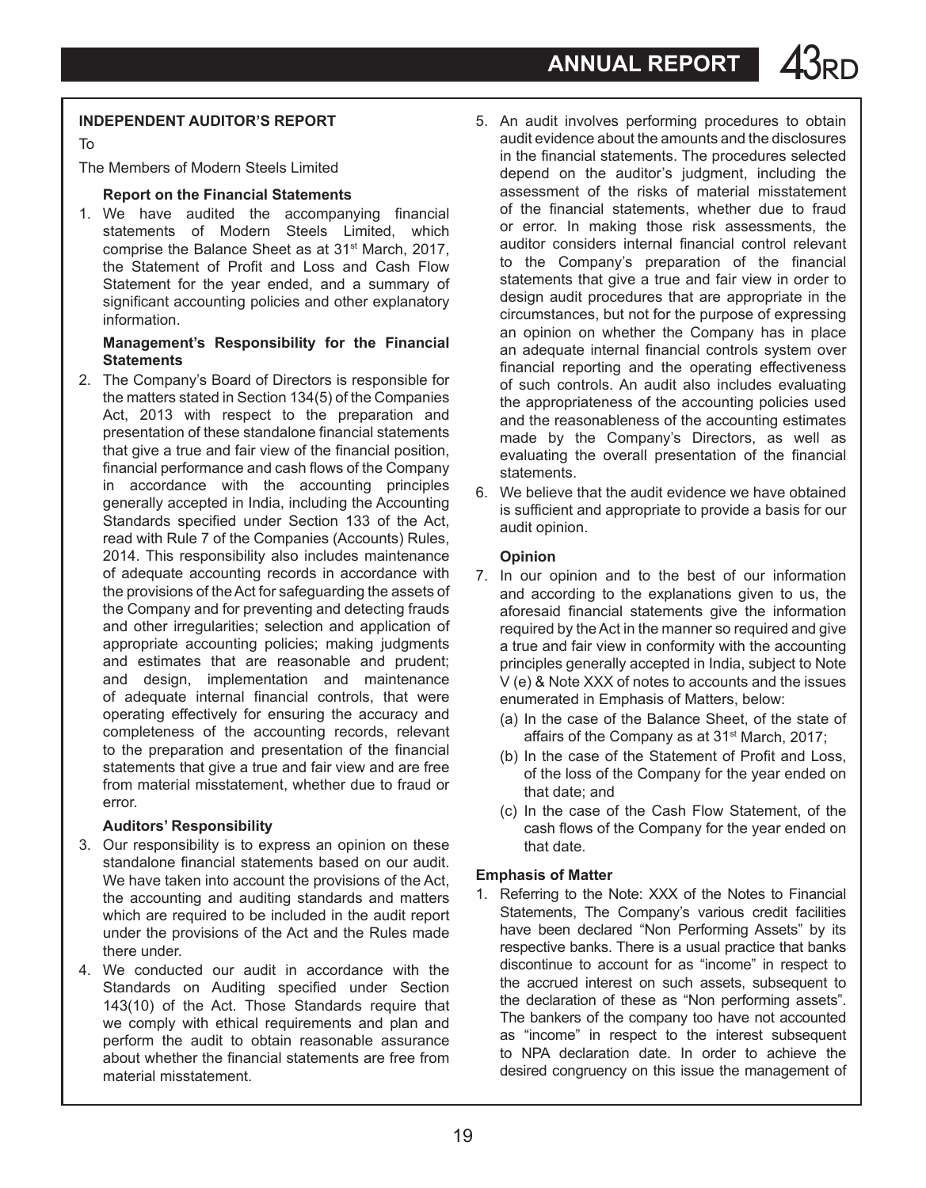## INDEPENDENT AUDITOR'S REPORT

To

The Members of Modern Steels Limited

### Report on the Financial Statements

1. We have audited the accompanying financial statements of Modern Steels Limited, which comprise the Balance Sheet as at 31st March, 2017, the Statement of Profit and Loss and Cash Flow Statement for the year ended, and a summary of significant accounting policies and other explanatory information.

### Management's Responsibility for the Financial Statements

2. The Company's Board of Directors is responsible for the matters stated in Section 134(5) of the Companies Act, 2013 with respect to the preparation and presentation of these standalone financial statements that give a true and fair view of the financial position, financial performance and cash flows of the Company in accordance with the accounting principles generally accepted in India, including the Accounting Standards specified under Section 133 of the Act, read with Rule 7 of the Companies (Accounts) Rules, 2014. This responsibility also includes maintenance of adequate accounting records in accordance with the provisions of the Act for safeguarding the assets of the Company and for preventing and detecting frauds and other irregularities; selection and application of appropriate accounting policies; making judgments and estimates that are reasonable and prudent; and design, implementation and maintenance of adequate internal financial controls, that were operating effectively for ensuring the accuracy and completeness of the accounting records, relevant to the preparation and presentation of the financial statements that give a true and fair view and are free from material misstatement, whether due to fraud or error.

### Auditors' Responsibility

3. Our responsibility is to express an opinion on these standalone financial statements based on our audit. We have taken into account the provisions of the Act, the accounting and auditing standards and matters which are required to be included in the audit report under the provisions of the Act and the Rules made there under.

4. We conducted our audit in accordance with the Standards on Auditing specified under Section 143(10) of the Act. Those Standards require that we comply with ethical requirements and plan and perform the audit to obtain reasonable assurance about whether the financial statements are free from material misstatement.

5. An audit involves performing procedures to obtain audit evidence about the amounts and the disclosures in the financial statements. The procedures selected depend on the auditor's judgment, including the assessment of the risks of material misstatement of the financial statements, whether due to fraud or error. In making those risk assessments, the auditor considers internal financial control relevant to the Company's preparation of the financial statements that give a true and fair view in order to design audit procedures that are appropriate in the circumstances, but not for the purpose of expressing an opinion on whether the Company has in place an adequate internal financial controls system over financial reporting and the operating effectiveness of such controls. An audit also includes evaluating the appropriateness of the accounting policies used and the reasonableness of the accounting estimates made by the Company's Directors, as well as evaluating the overall presentation of the financial statements.

6. We believe that the audit evidence we have obtained is sufficient and appropriate to provide a basis for our audit opinion.

### Opinion

7. In our opinion and to the best of our information and according to the explanations given to us, the aforesaid financial statements give the information required by the Act in the manner so required and give a true and fair view in conformity with the accounting principles generally accepted in India, subject to Note V (e) & Note XXX of notes to accounts and the issues enumerated in Emphasis of Matters, below:
   (a) In the case of the Balance Sheet, of the state of affairs of the Company as at 31st March, 2017;
   (b) In the case of the Statement of Profit and Loss, of the loss of the Company for the year ended on that date; and
   (c) In the case of the Cash Flow Statement, of the cash flows of the Company for the year ended on that date.

## Emphasis of Matter

1. Referring to the Note: XXX of the Notes to Financial Statements, The Company's various credit facilities have been declared "Non Performing Assets" by its respective banks. There is a usual practice that banks discontinue to account for as "income" in respect to the accrued interest on such assets, subsequent to the declaration of these as "Non performing assets". The bankers of the company too have not accounted as "income" in respect to the interest subsequent to NPA declaration date. In order to achieve the desired congruency on this issue the management of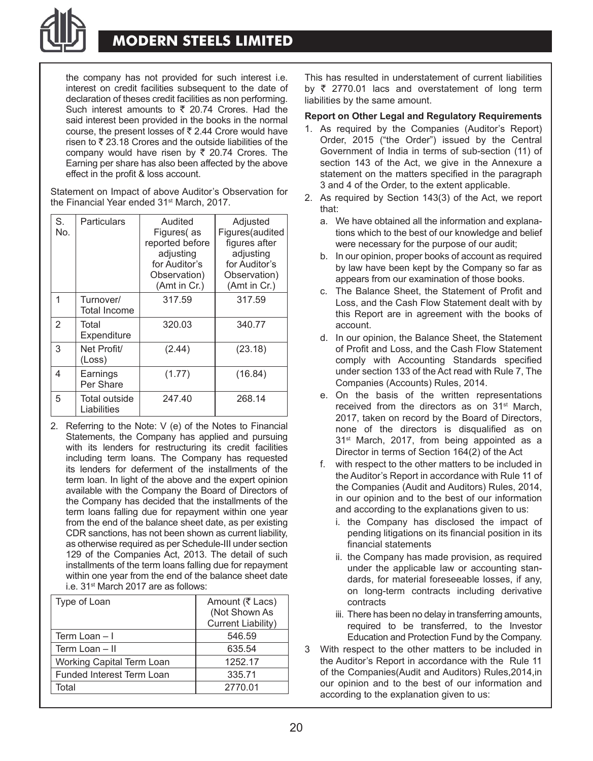the company has not provided for such interest i.e. interest on credit facilities subsequent to the date of declaration of theses credit facilities as non performing. Such interest amounts to ₹ 20.74 Crores. Had the said interest been provided in the books in the normal course, the present losses of ₹ 2.44 Crore would have risen to ₹ 23.18 Crores and the outside liabilities of the company would have risen by ₹ 20.74 Crores. The Earning per share has also been affected by the above effect in the profit & loss account.

Statement on Impact of above Auditor's Observation for the Financial Year ended 31st March, 2017.

| S. No. | Particulars | Audited Figures( as reported before adjusting for Auditor's Observation) (Amt in Cr.) | Adjusted Figures(audited figures after adjusting for Auditor's Observation) (Amt in Cr.) |
|---|---|---|---|
| 1 | Turnover/ Total Income | 317.59 | 317.59 |
| 2 | Total Expenditure | 320.03 | 340.77 |
| 3 | Net Profit/ (Loss) | (2.44) | (23.18) |
| 4 | Earnings Per Share | (1.77) | (16.84) |
| 5 | Total outside Liabilities | 247.40 | 268.14 |

2. Referring to the Note: V (e) of the Notes to Financial Statements, the Company has applied and pursuing with its lenders for restructuring its credit facilities including term loans. The Company has requested its lenders for deferment of the installments of the term loan. In light of the above and the expert opinion available with the Company the Board of Directors of the Company has decided that the installments of the term loans falling due for repayment within one year from the end of the balance sheet date, as per existing CDR sanctions, has not been shown as current liability, as otherwise required as per Schedule-III under section 129 of the Companies Act, 2013. The detail of such installments of the term loans falling due for repayment within one year from the end of the balance sheet date i.e. 31st March 2017 are as follows:

| Type of Loan | Amount (₹ Lacs) (Not Shown As Current Liability) |
|---|---|
| Term Loan – I | 546.59 |
| Term Loan – II | 635.54 |
| Working Capital Term Loan | 1252.17 |
| Funded Interest Term Loan | 335.71 |
| Total | 2770.01 |

This has resulted in understatement of current liabilities by ₹ 2770.01 lacs and overstatement of long term liabilities by the same amount.

**Report on Other Legal and Regulatory Requirements**

1. As required by the Companies (Auditor's Report) Order, 2015 ("the Order") issued by the Central Government of India in terms of sub-section (11) of section 143 of the Act, we give in the Annexure a statement on the matters specified in the paragraph 3 and 4 of the Order, to the extent applicable.
2. As required by Section 143(3) of the Act, we report that:
   a. We have obtained all the information and explanations which to the best of our knowledge and belief were necessary for the purpose of our audit;
   b. In our opinion, proper books of account as required by law have been kept by the Company so far as appears from our examination of those books.
   c. The Balance Sheet, the Statement of Profit and Loss, and the Cash Flow Statement dealt with by this Report are in agreement with the books of account.
   d. In our opinion, the Balance Sheet, the Statement of Profit and Loss, and the Cash Flow Statement comply with Accounting Standards specified under section 133 of the Act read with Rule 7, The Companies (Accounts) Rules, 2014.
   e. On the basis of the written representations received from the directors as on 31st March, 2017, taken on record by the Board of Directors, none of the directors is disqualified as on 31st March, 2017, from being appointed as a Director in terms of Section 164(2) of the Act
   f. with respect to the other matters to be included in the Auditor's Report in accordance with Rule 11 of the Companies (Audit and Auditors) Rules, 2014, in our opinion and to the best of our information and according to the explanations given to us:
      i. the Company has disclosed the impact of pending litigations on its financial position in its financial statements
      ii. the Company has made provision, as required under the applicable law or accounting standards, for material foreseeable losses, if any, on long-term contracts including derivative contracts
      iii. There has been no delay in transferring amounts, required to be transferred, to the Investor Education and Protection Fund by the Company.
3. With respect to the other matters to be included in the Auditor's Report in accordance with the Rule 11 of the Companies(Audit and Auditors) Rules,2014,in our opinion and to the best of our information and according to the explanation given to us: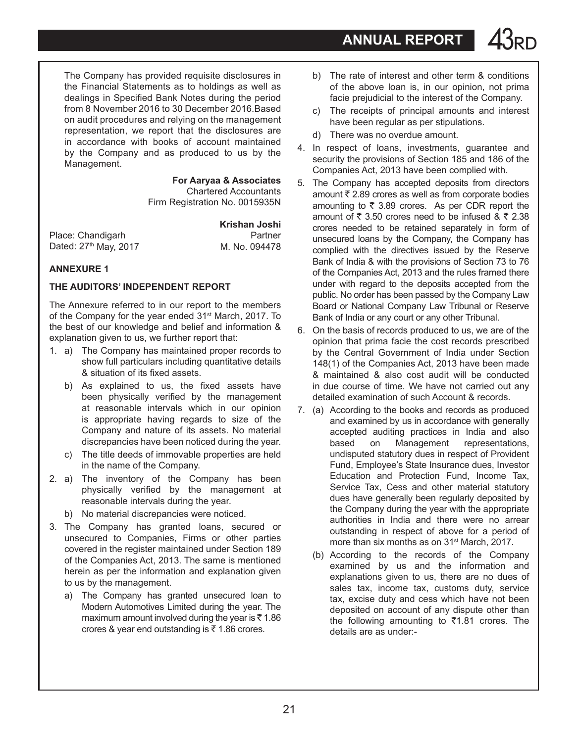The Company has provided requisite disclosures in the Financial Statements as to holdings as well as dealings in Specified Bank Notes during the period from 8 November 2016 to 30 December 2016.Based on audit procedures and relying on the management representation, we report that the disclosures are in accordance with books of account maintained by the Company and as produced to us by the Management.

**For Aaryaa & Associates**
Chartered Accountants
Firm Registration No. 0015935N

**Krishan Joshi**
Partner
M. No. 094478

Place: Chandigarh
Dated: 27th May, 2017

**ANNEXURE 1**

**THE AUDITORS' INDEPENDENT REPORT**

The Annexure referred to in our report to the members of the Company for the year ended 31st March, 2017. To the best of our knowledge and belief and information & explanation given to us, we further report that:

1. a) The Company has maintained proper records to show full particulars including quantitative details & situation of its fixed assets.
   b) As explained to us, the fixed assets have been physically verified by the management at reasonable intervals which in our opinion is appropriate having regards to size of the Company and nature of its assets. No material discrepancies have been noticed during the year.
   c) The title deeds of immovable properties are held in the name of the Company.
2. a) The inventory of the Company has been physically verified by the management at reasonable intervals during the year.
   b) No material discrepancies were noticed.
3. The Company has granted loans, secured or unsecured to Companies, Firms or other parties covered in the register maintained under Section 189 of the Companies Act, 2013. The same is mentioned herein as per the information and explanation given to us by the management.
   a) The Company has granted unsecured loan to Modern Automotives Limited during the year. The maximum amount involved during the year is ₹ 1.86 crores & year end outstanding is ₹ 1.86 crores.
   b) The rate of interest and other term & conditions of the above loan is, in our opinion, not prima facie prejudicial to the interest of the Company.
   c) The receipts of principal amounts and interest have been regular as per stipulations.
   d) There was no overdue amount.
4. In respect of loans, investments, guarantee and security the provisions of Section 185 and 186 of the Companies Act, 2013 have been complied with.
5. The Company has accepted deposits from directors amount ₹ 2.89 crores as well as from corporate bodies amounting to ₹ 3.89 crores. As per CDR report the amount of ₹ 3.50 crores need to be infused & ₹ 2.38 crores needed to be retained separately in form of unsecured loans by the Company, the Company has complied with the directives issued by the Reserve Bank of India & with the provisions of Section 73 to 76 of the Companies Act, 2013 and the rules framed there under with regard to the deposits accepted from the public. No order has been passed by the Company Law Board or National Company Law Tribunal or Reserve Bank of India or any court or any other Tribunal.
6. On the basis of records produced to us, we are of the opinion that prima facie the cost records prescribed by the Central Government of India under Section 148(1) of the Companies Act, 2013 have been made & maintained & also cost audit will be conducted in due course of time. We have not carried out any detailed examination of such Account & records.
7. (a) According to the books and records as produced and examined by us in accordance with generally accepted auditing practices in India and also based on Management representations, undisputed statutory dues in respect of Provident Fund, Employee's State Insurance dues, Investor Education and Protection Fund, Income Tax, Service Tax, Cess and other material statutory dues have generally been regularly deposited by the Company during the year with the appropriate authorities in India and there were no arrear outstanding in respect of above for a period of more than six months as on 31st March, 2017.
   (b) According to the records of the Company examined by us and the information and explanations given to us, there are no dues of sales tax, income tax, customs duty, service tax, excise duty and cess which have not been deposited on account of any dispute other than the following amounting to ₹1.81 crores. The details are as under:-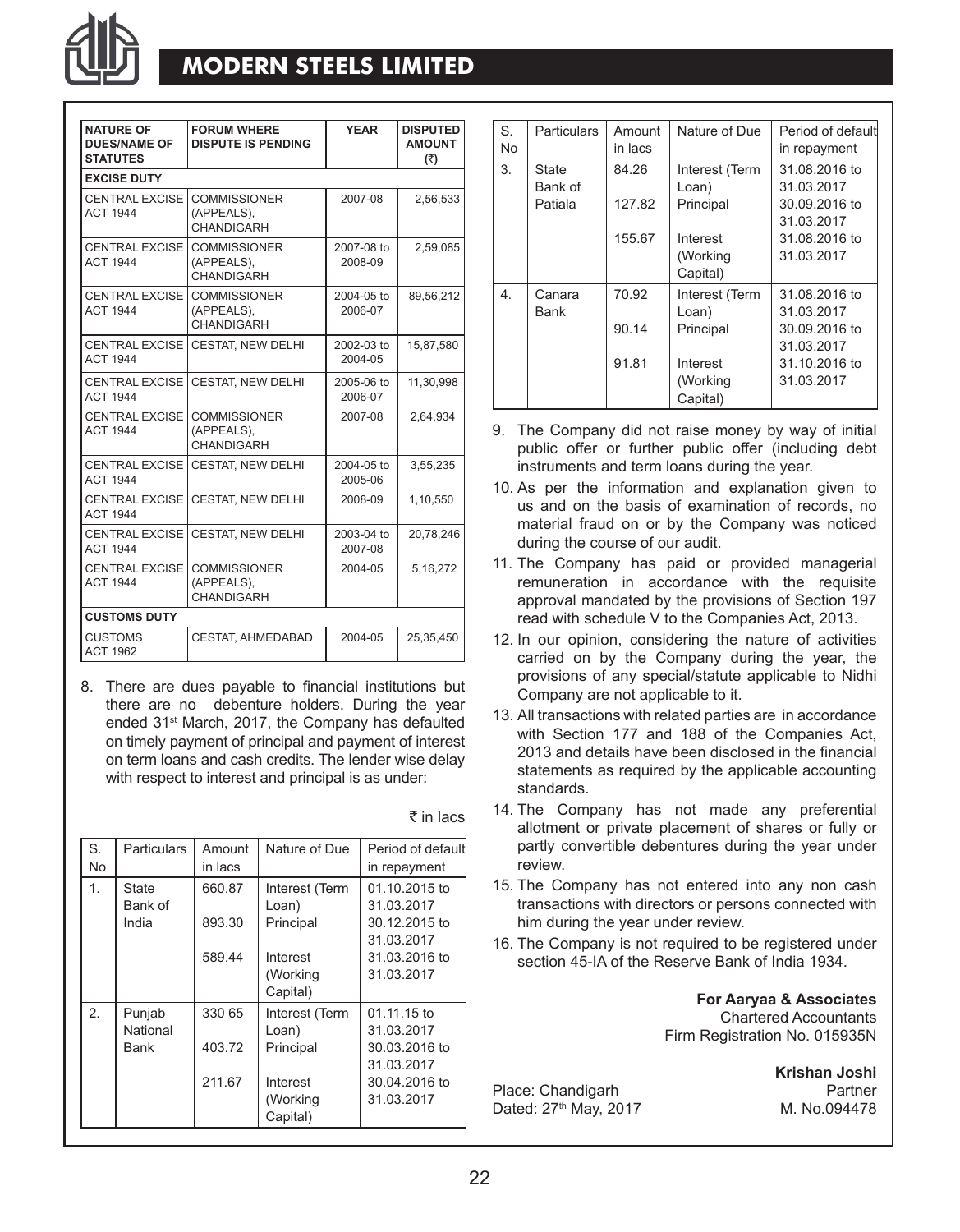| NATURE OF DUES/NAME OF STATUTES | FORUM WHERE DISPUTE IS PENDING | YEAR | DISPUTED AMOUNT (₹) |
|---|---|---|---|
| **EXCISE DUTY** | | | |
| CENTRAL EXCISE ACT 1944 | COMMISSIONER (APPEALS), CHANDIGARH | 2007-08 | 2,56,533 |
| CENTRAL EXCISE ACT 1944 | COMMISSIONER (APPEALS), CHANDIGARH | 2007-08 to 2008-09 | 2,59,085 |
| CENTRAL EXCISE ACT 1944 | COMMISSIONER (APPEALS), CHANDIGARH | 2004-05 to 2006-07 | 89,56,212 |
| CENTRAL EXCISE ACT 1944 | CESTAT, NEW DELHI | 2002-03 to 2004-05 | 15,87,580 |
| CENTRAL EXCISE ACT 1944 | CESTAT, NEW DELHI | 2005-06 to 2006-07 | 11,30,998 |
| CENTRAL EXCISE ACT 1944 | COMMISSIONER (APPEALS), CHANDIGARH | 2007-08 | 2,64,934 |
| CENTRAL EXCISE ACT 1944 | CESTAT, NEW DELHI | 2004-05 to 2005-06 | 3,55,235 |
| CENTRAL EXCISE ACT 1944 | CESTAT, NEW DELHI | 2008-09 | 1,10,550 |
| CENTRAL EXCISE ACT 1944 | CESTAT, NEW DELHI | 2003-04 to 2007-08 | 20,78,246 |
| CENTRAL EXCISE ACT 1944 | COMMISSIONER (APPEALS), CHANDIGARH | 2004-05 | 5,16,272 |
| **CUSTOMS DUTY** | | | |
| CUSTOMS ACT 1962 | CESTAT, AHMEDABAD | 2004-05 | 25,35,450 |

8. There are dues payable to financial institutions but there are no debenture holders. During the year ended 31st March, 2017, the Company has defaulted on timely payment of principal and payment of interest on term loans and cash credits. The lender wise delay with respect to interest and principal is as under:

₹ in lacs

| S. No | Particulars | Amount in lacs | Nature of Due | Period of default in repayment |
|---|---|---|---|---|
| 1. | State Bank of India | 660.87 | Interest (Term Loan) | 01.10.2015 to 31.03.2017 |
| | | 893.30 | Principal | 30.12.2015 to 31.03.2017 |
| | | 589.44 | Interest (Working Capital) | 31.03.2016 to 31.03.2017 |
| 2. | Punjab National Bank | 330 65 | Interest (Term Loan) | 01.11.15 to 31.03.2017 |
| | | 403.72 | Principal | 30.03.2016 to 31.03.2017 |
| | | 211.67 | Interest (Working Capital) | 30.04.2016 to 31.03.2017 |
| 3. | State Bank of Patiala | 84.26 | Interest (Term Loan) | 31.08.2016 to 31.03.2017 |
| | | 127.82 | Principal | 30.09.2016 to 31.03.2017 |
| | | 155.67 | Interest (Working Capital) | 31.08.2016 to 31.03.2017 |
| 4. | Canara Bank | 70.92 | Interest (Term Loan) | 31.08.2016 to 31.03.2017 |
| | | 90.14 | Principal | 30.09.2016 to 31.03.2017 |
| | | 91.81 | Interest (Working Capital) | 31.10.2016 to 31.03.2017 |

9. The Company did not raise money by way of initial public offer or further public offer (including debt instruments and term loans during the year.

10. As per the information and explanation given to us and on the basis of examination of records, no material fraud on or by the Company was noticed during the course of our audit.

11. The Company has paid or provided managerial remuneration in accordance with the requisite approval mandated by the provisions of Section 197 read with schedule V to the Companies Act, 2013.

12. In our opinion, considering the nature of activities carried on by the Company during the year, the provisions of any special/statute applicable to Nidhi Company are not applicable to it.

13. All transactions with related parties are in accordance with Section 177 and 188 of the Companies Act, 2013 and details have been disclosed in the financial statements as required by the applicable accounting standards.

14. The Company has not made any preferential allotment or private placement of shares or fully or partly convertible debentures during the year under review.

15. The Company has not entered into any non cash transactions with directors or persons connected with him during the year under review.

16. The Company is not required to be registered under section 45-IA of the Reserve Bank of India 1934.

**For Aaryaa & Associates**
Chartered Accountants
Firm Registration No. 015935N

Place: Chandigarh
Dated: 27th May, 2017

**Krishan Joshi**
Partner
M. No.094478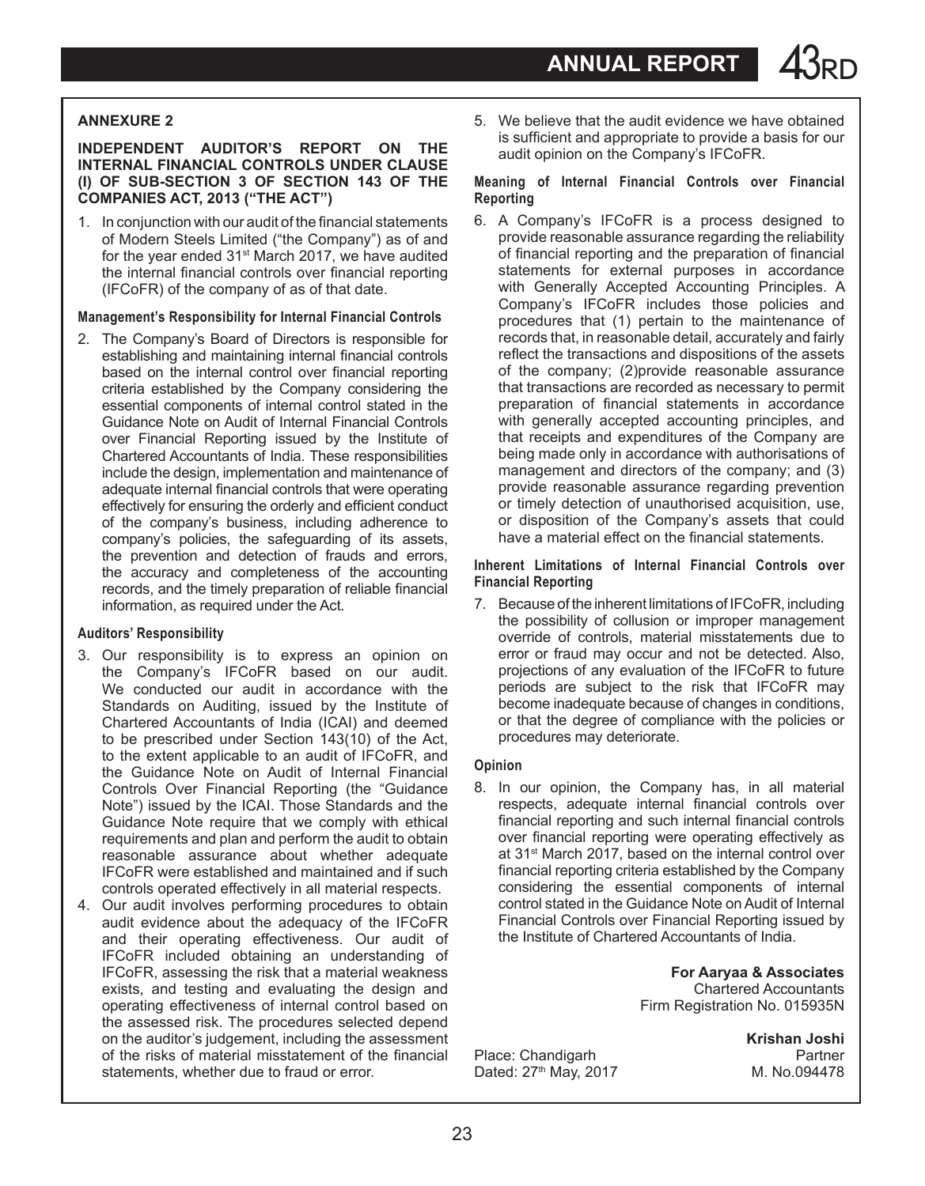## ANNEXURE 2

### INDEPENDENT AUDITOR'S REPORT ON THE INTERNAL FINANCIAL CONTROLS UNDER CLAUSE (I) OF SUB-SECTION 3 OF SECTION 143 OF THE COMPANIES ACT, 2013 ("THE ACT")

1. In conjunction with our audit of the financial statements of Modern Steels Limited ("the Company") as of and for the year ended 31st March 2017, we have audited the internal financial controls over financial reporting (IFCoFR) of the company of as of that date.

**Management's Responsibility for Internal Financial Controls**

2. The Company's Board of Directors is responsible for establishing and maintaining internal financial controls based on the internal control over financial reporting criteria established by the Company considering the essential components of internal control stated in the Guidance Note on Audit of Internal Financial Controls over Financial Reporting issued by the Institute of Chartered Accountants of India. These responsibilities include the design, implementation and maintenance of adequate internal financial controls that were operating effectively for ensuring the orderly and efficient conduct of the company's business, including adherence to company's policies, the safeguarding of its assets, the prevention and detection of frauds and errors, the accuracy and completeness of the accounting records, and the timely preparation of reliable financial information, as required under the Act.

**Auditors' Responsibility**

3. Our responsibility is to express an opinion on the Company's IFCoFR based on our audit. We conducted our audit in accordance with the Standards on Auditing, issued by the Institute of Chartered Accountants of India (ICAI) and deemed to be prescribed under Section 143(10) of the Act, to the extent applicable to an audit of IFCoFR, and the Guidance Note on Audit of Internal Financial Controls Over Financial Reporting (the "Guidance Note") issued by the ICAI. Those Standards and the Guidance Note require that we comply with ethical requirements and plan and perform the audit to obtain reasonable assurance about whether adequate IFCoFR were established and maintained and if such controls operated effectively in all material respects.
4. Our audit involves performing procedures to obtain audit evidence about the adequacy of the IFCoFR and their operating effectiveness. Our audit of IFCoFR included obtaining an understanding of IFCoFR, assessing the risk that a material weakness exists, and testing and evaluating the design and operating effectiveness of internal control based on the assessed risk. The procedures selected depend on the auditor's judgement, including the assessment of the risks of material misstatement of the financial statements, whether due to fraud or error.
5. We believe that the audit evidence we have obtained is sufficient and appropriate to provide a basis for our audit opinion on the Company's IFCoFR.

**Meaning of Internal Financial Controls over Financial Reporting**

6. A Company's IFCoFR is a process designed to provide reasonable assurance regarding the reliability of financial reporting and the preparation of financial statements for external purposes in accordance with Generally Accepted Accounting Principles. A Company's IFCoFR includes those policies and procedures that (1) pertain to the maintenance of records that, in reasonable detail, accurately and fairly reflect the transactions and dispositions of the assets of the company; (2)provide reasonable assurance that transactions are recorded as necessary to permit preparation of financial statements in accordance with generally accepted accounting principles, and that receipts and expenditures of the Company are being made only in accordance with authorisations of management and directors of the company; and (3) provide reasonable assurance regarding prevention or timely detection of unauthorised acquisition, use, or disposition of the Company's assets that could have a material effect on the financial statements.

**Inherent Limitations of Internal Financial Controls over Financial Reporting**

7. Because of the inherent limitations of IFCoFR, including the possibility of collusion or improper management override of controls, material misstatements due to error or fraud may occur and not be detected. Also, projections of any evaluation of the IFCoFR to future periods are subject to the risk that IFCoFR may become inadequate because of changes in conditions, or that the degree of compliance with the policies or procedures may deteriorate.

**Opinion**

8. In our opinion, the Company has, in all material respects, adequate internal financial controls over financial reporting and such internal financial controls over financial reporting were operating effectively as at 31st March 2017, based on the internal control over financial reporting criteria established by the Company considering the essential components of internal control stated in the Guidance Note on Audit of Internal Financial Controls over Financial Reporting issued by the Institute of Chartered Accountants of India.

**For Aaryaa & Associates**
Chartered Accountants
Firm Registration No. 015935N

**Krishan Joshi**
Partner
M. No.094478

Place: Chandigarh
Dated: 27th May, 2017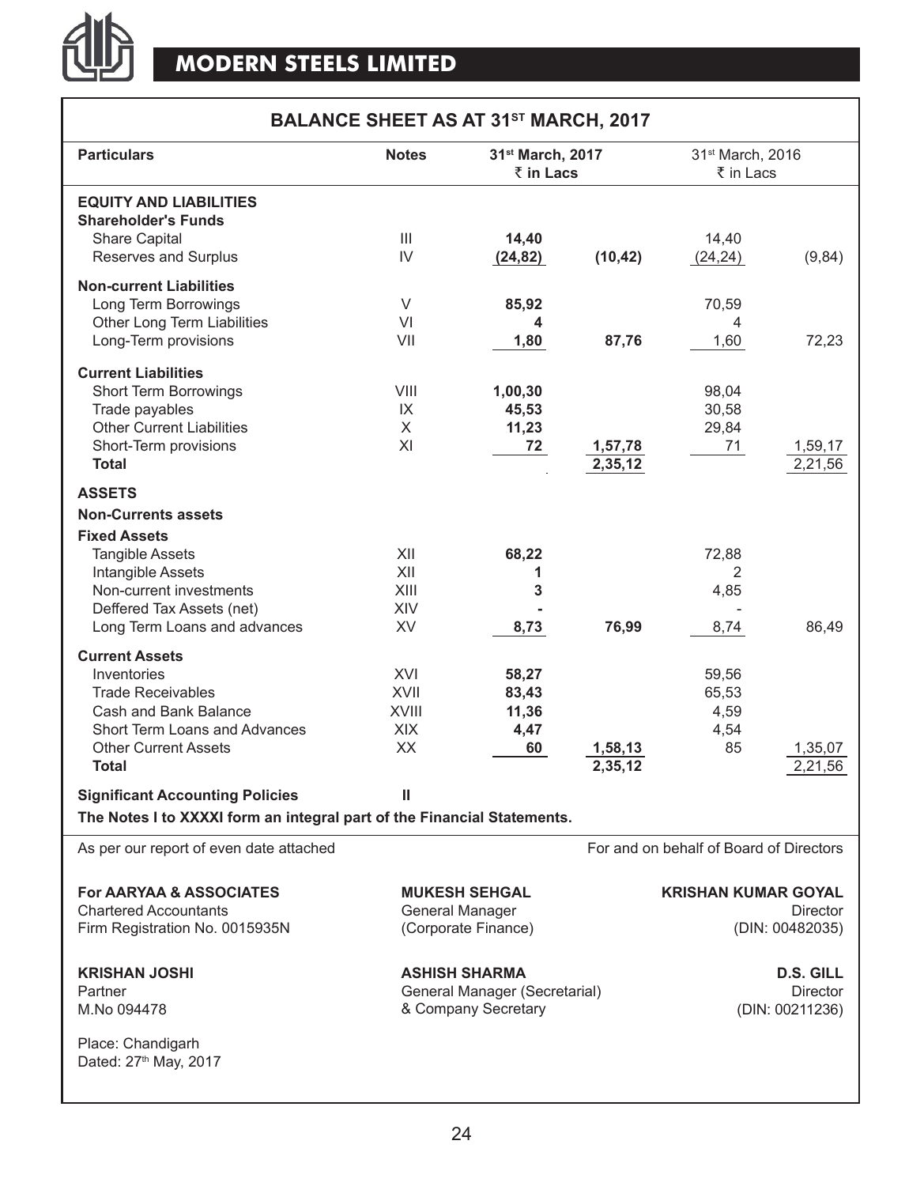# MODERN STEELS LIMITED

## BALANCE SHEET AS AT 31ST MARCH, 2017

| Particulars | Notes | 31st March, 2017 ₹ in Lacs | | 31st March, 2016 ₹ in Lacs | |
|---|---|---|---|---|---|
| **EQUITY AND LIABILITIES** | | | | | |
| **Shareholder's Funds** | | | | | |
| Share Capital | III | **14,40** | | 14,40 | |
| Reserves and Surplus | IV | **(24,82)** | **(10,42)** | (24,24) | (9,84) |
| **Non-current Liabilities** | | | | | |
| Long Term Borrowings | V | **85,92** | | 70,59 | |
| Other Long Term Liabilities | VI | **4** | | 4 | |
| Long-Term provisions | VII | **1,80** | **87,76** | 1,60 | 72,23 |
| **Current Liabilities** | | | | | |
| Short Term Borrowings | VIII | **1,00,30** | | 98,04 | |
| Trade payables | IX | **45,53** | | 30,58 | |
| Other Current Liabilities | X | **11,23** | | 29,84 | |
| Short-Term provisions | XI | **72** | **1,57,78** | 71 | 1,59,17 |
| **Total** | | | **2,35,12** | | 2,21,56 |
| **ASSETS** | | | | | |
| **Non-Currents assets** | | | | | |
| **Fixed Assets** | | | | | |
| Tangible Assets | XII | **68,22** | | 72,88 | |
| Intangible Assets | XII | **1** | | 2 | |
| Non-current investments | XIII | **3** | | 4,85 | |
| Deffered Tax Assets (net) | XIV | **-** | | - | |
| Long Term Loans and advances | XV | **8,73** | **76,99** | 8,74 | 86,49 |
| **Current Assets** | | | | | |
| Inventories | XVI | **58,27** | | 59,56 | |
| Trade Receivables | XVII | **83,43** | | 65,53 | |
| Cash and Bank Balance | XVIII | **11,36** | | 4,59 | |
| Short Term Loans and Advances | XIX | **4,47** | | 4,54 | |
| Other Current Assets | XX | **60** | **1,58,13** | 85 | 1,35,07 |
| **Total** | | | **2,35,12** | | 2,21,56 |
| **Significant Accounting Policies** | **II** | | | | |

**The Notes I to XXXXI form an integral part of the Financial Statements.**

As per our report of even date attached

For and on behalf of Board of Directors

**For AARYAA & ASSOCIATES**
Chartered Accountants
Firm Registration No. 0015935N

**MUKESH SEHGAL**
General Manager
(Corporate Finance)

**KRISHAN KUMAR GOYAL**
Director
(DIN: 00482035)

**KRISHAN JOSHI**
Partner
M.No 094478

**ASHISH SHARMA**
General Manager (Secretarial)
& Company Secretary

**D.S. GILL**
Director
(DIN: 00211236)

Place: Chandigarh
Dated: 27th May, 2017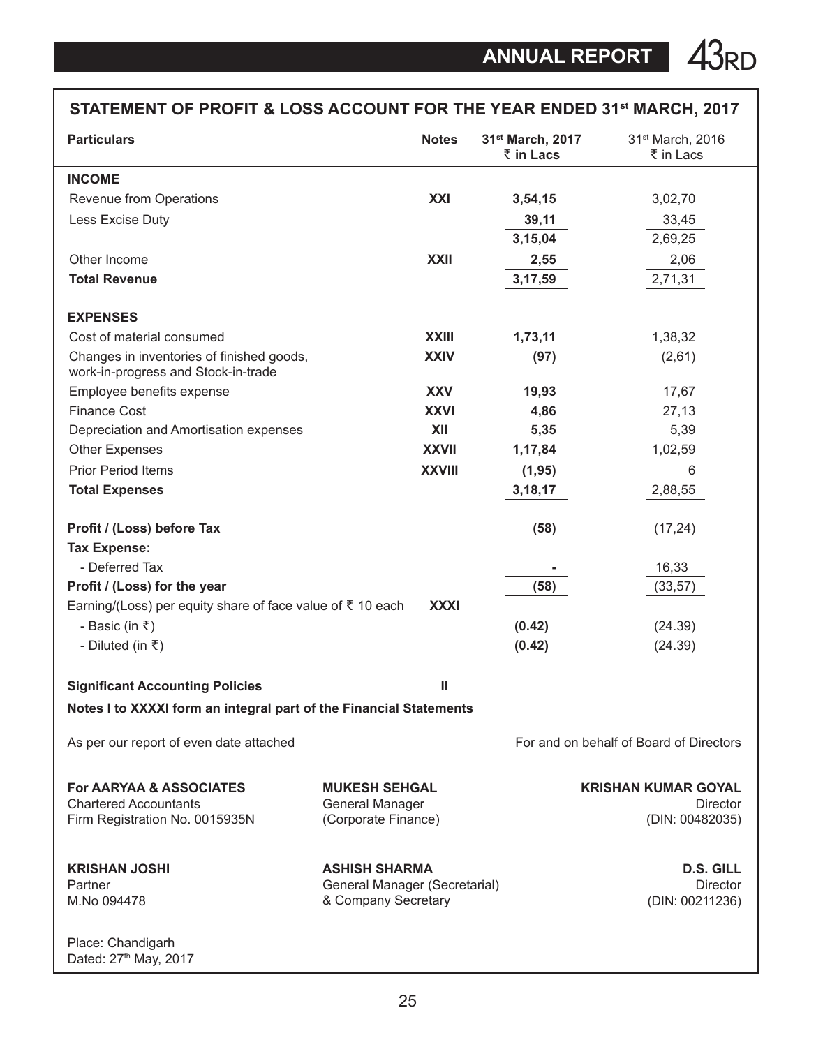## STATEMENT OF PROFIT & LOSS ACCOUNT FOR THE YEAR ENDED 31st MARCH, 2017

| Particulars | Notes | 31st March, 2017 ₹ in Lacs | 31st March, 2016 ₹ in Lacs |
|---|---|---|---|
| **INCOME** | | | |
| Revenue from Operations | **XXI** | **3,54,15** | 3,02,70 |
| Less Excise Duty | | **39,11** | 33,45 |
| | | **3,15,04** | 2,69,25 |
| Other Income | **XXII** | **2,55** | 2,06 |
| **Total Revenue** | | **3,17,59** | 2,71,31 |
| **EXPENSES** | | | |
| Cost of material consumed | **XXIII** | **1,73,11** | 1,38,32 |
| Changes in inventories of finished goods, work-in-progress and Stock-in-trade | **XXIV** | **(97)** | (2,61) |
| Employee benefits expense | **XXV** | **19,93** | 17,67 |
| Finance Cost | **XXVI** | **4,86** | 27,13 |
| Depreciation and Amortisation expenses | **XII** | **5,35** | 5,39 |
| Other Expenses | **XXVII** | **1,17,84** | 1,02,59 |
| Prior Period Items | **XXVIII** | **(1,95)** | 6 |
| **Total Expenses** | | **3,18,17** | 2,88,55 |
| **Profit / (Loss) before Tax** | | **(58)** | (17,24) |
| **Tax Expense:** | | | |
| - Deferred Tax | | **-** | 16,33 |
| **Profit / (Loss) for the year** | | **(58)** | (33,57) |
| Earning/(Loss) per equity share of face value of ₹ 10 each | **XXXI** | | |
| - Basic (in ₹) | | **(0.42)** | (24.39) |
| - Diluted (in ₹) | | **(0.42)** | (24.39) |
| **Significant Accounting Policies** | **II** | | |

**Notes I to XXXXI form an integral part of the Financial Statements**

As per our report of even date attached

For and on behalf of Board of Directors

**For AARYAA & ASSOCIATES**
Chartered Accountants
Firm Registration No. 0015935N

**MUKESH SEHGAL**
General Manager
(Corporate Finance)

**KRISHAN KUMAR GOYAL**
Director
(DIN: 00482035)

**KRISHAN JOSHI**
Partner
M.No 094478

**ASHISH SHARMA**
General Manager (Secretarial)
& Company Secretary

**D.S. GILL**
Director
(DIN: 00211236)

Place: Chandigarh
Dated: 27th May, 2017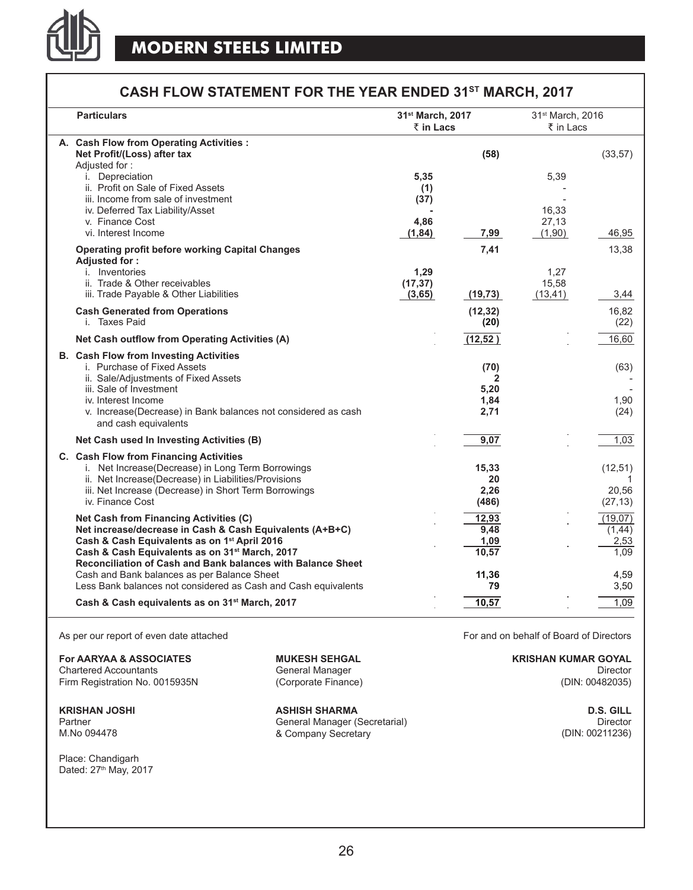# MODERN STEELS LIMITED

## CASH FLOW STATEMENT FOR THE YEAR ENDED 31ST MARCH, 2017

| Particulars | 31st March, 2017 ₹ in Lacs | | 31st March, 2016 ₹ in Lacs | |
|---|---|---|---|---|
| **A. Cash Flow from Operating Activities :** | | | | |
| **Net Profit/(Loss) after tax** | | **(58)** | | (33,57) |
| Adjusted for : | | | | |
| i. Depreciation | **5,35** | | 5,39 | |
| ii. Profit on Sale of Fixed Assets | **(1)** | | - | |
| iii. Income from sale of investment | **(37)** | | - | |
| iv. Deferred Tax Liability/Asset | **-** | | 16,33 | |
| v. Finance Cost | **4,86** | | 27,13 | |
| vi. Interest Income | **(1,84)** | **7,99** | (1,90) | 46,95 |
| **Operating profit before working Capital Changes** | | **7,41** | | 13,38 |
| **Adjusted for :** | | | | |
| i. Inventories | **1,29** | | 1,27 | |
| ii. Trade & Other receivables | **(17,37)** | | 15,58 | |
| iii. Trade Payable & Other Liabilities | **(3,65)** | **(19,73)** | (13,41) | 3,44 |
| **Cash Generated from Operations** | | **(12,32)** | | 16,82 |
| i. Taxes Paid | | **(20)** | | (22) |
| **Net Cash outflow from Operating Activities (A)** | | **(12,52 )** | | 16,60 |
| **B. Cash Flow from Investing Activities** | | | | |
| i. Purchase of Fixed Assets | | **(70)** | | (63) |
| ii. Sale/Adjustments of Fixed Assets | | **2** | | - |
| iii. Sale of Investment | | **5,20** | | - |
| iv. Interest Income | | **1,84** | | 1,90 |
| v. Increase(Decrease) in Bank balances not considered as cash and cash equivalents | | **2,71** | | (24) |
| **Net Cash used In Investing Activities (B)** | | **9,07** | | 1,03 |
| **C. Cash Flow from Financing Activities** | | | | |
| i. Net Increase(Decrease) in Long Term Borrowings | | **15,33** | | (12,51) |
| ii. Net Increase(Decrease) in Liabilities/Provisions | | **20** | | 1 |
| iii. Net Increase (Decrease) in Short Term Borrowings | | **2,26** | | 20,56 |
| iv. Finance Cost | | **(486)** | | (27,13) |
| **Net Cash from Financing Activities (C)** | | **12,93** | | (19,07) |
| **Net increase/decrease in Cash & Cash Equivalents (A+B+C)** | | **9,48** | | (1,44) |
| **Cash & Cash Equivalents as on 1st April 2016** | | **1,09** | | 2,53 |
| **Cash & Cash Equivalents as on 31st March, 2017** | | **10,57** | | 1,09 |
| **Reconciliation of Cash and Bank balances with Balance Sheet** | | | | |
| Cash and Bank balances as per Balance Sheet | | **11,36** | | 4,59 |
| Less Bank balances not considered as Cash and Cash equivalents | | **79** | | 3,50 |
| **Cash & Cash equivalents as on 31st March, 2017** | | **10,57** | | 1,09 |

As per our report of even date attached

For and on behalf of Board of Directors

**For AARYAA & ASSOCIATES**
Chartered Accountants
Firm Registration No. 0015935N

**MUKESH SEHGAL**
General Manager
(Corporate Finance)

**KRISHAN KUMAR GOYAL**
Director
(DIN: 00482035)

**KRISHAN JOSHI**
Partner
M.No 094478

**ASHISH SHARMA**
General Manager (Secretarial)
& Company Secretary

**D.S. GILL**
Director
(DIN: 00211236)

Place: Chandigarh
Dated: 27th May, 2017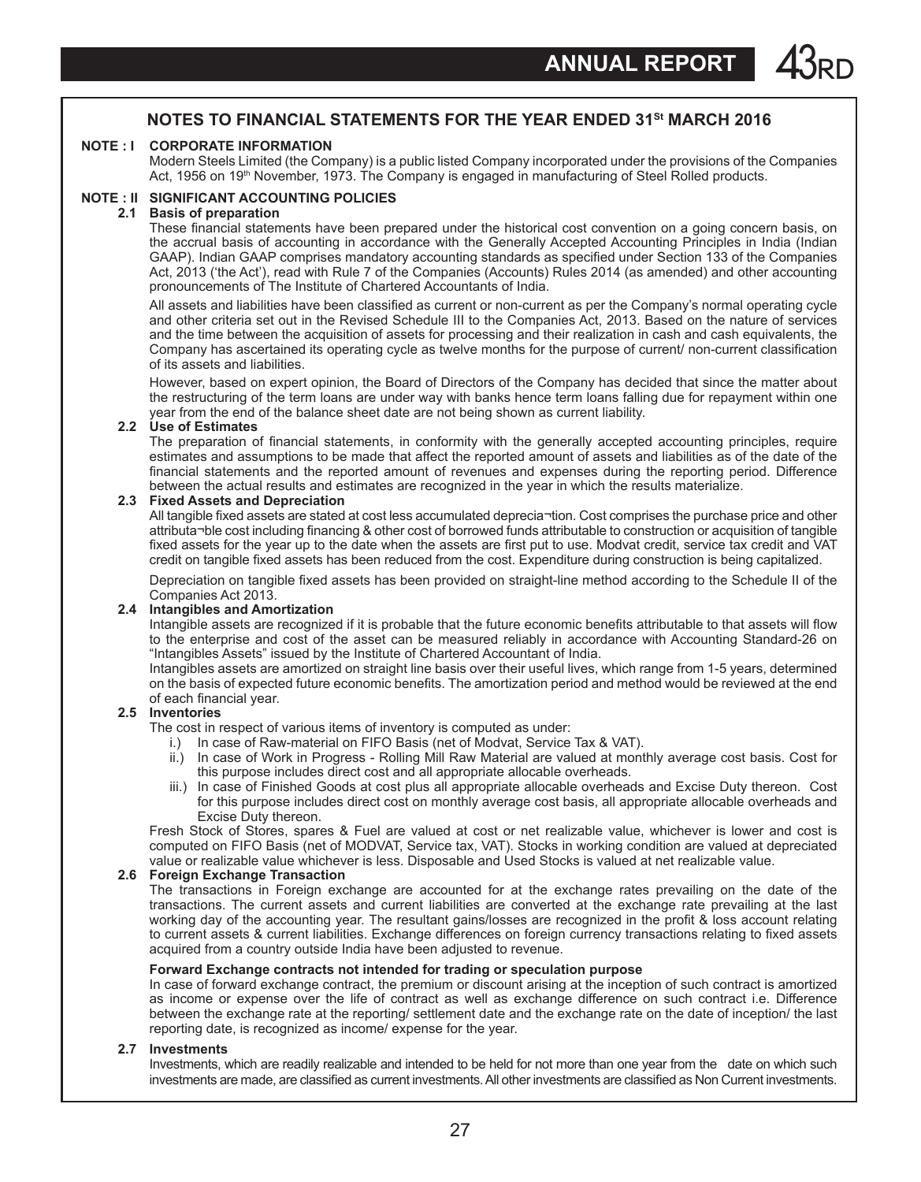## NOTES TO FINANCIAL STATEMENTS FOR THE YEAR ENDED 31St MARCH 2016

### NOTE : I CORPORATE INFORMATION

Modern Steels Limited (the Company) is a public listed Company incorporated under the provisions of the Companies Act, 1956 on 19th November, 1973. The Company is engaged in manufacturing of Steel Rolled products.

### NOTE : II SIGNIFICANT ACCOUNTING POLICIES

#### 2.1 Basis of preparation

These financial statements have been prepared under the historical cost convention on a going concern basis, on the accrual basis of accounting in accordance with the Generally Accepted Accounting Principles in India (Indian GAAP). Indian GAAP comprises mandatory accounting standards as specified under Section 133 of the Companies Act, 2013 ('the Act'), read with Rule 7 of the Companies (Accounts) Rules 2014 (as amended) and other accounting pronouncements of The Institute of Chartered Accountants of India.

All assets and liabilities have been classified as current or non-current as per the Company's normal operating cycle and other criteria set out in the Revised Schedule III to the Companies Act, 2013. Based on the nature of services and the time between the acquisition of assets for processing and their realization in cash and cash equivalents, the Company has ascertained its operating cycle as twelve months for the purpose of current/ non-current classification of its assets and liabilities.

However, based on expert opinion, the Board of Directors of the Company has decided that since the matter about the restructuring of the term loans are under way with banks hence term loans falling due for repayment within one year from the end of the balance sheet date are not being shown as current liability.

#### 2.2 Use of Estimates

The preparation of financial statements, in conformity with the generally accepted accounting principles, require estimates and assumptions to be made that affect the reported amount of assets and liabilities as of the date of the financial statements and the reported amount of revenues and expenses during the reporting period. Difference between the actual results and estimates are recognized in the year in which the results materialize.

#### 2.3 Fixed Assets and Depreciation

All tangible fixed assets are stated at cost less accumulated deprecia¬tion. Cost comprises the purchase price and other attributa¬ble cost including financing & other cost of borrowed funds attributable to construction or acquisition of tangible fixed assets for the year up to the date when the assets are first put to use. Modvat credit, service tax credit and VAT credit on tangible fixed assets has been reduced from the cost. Expenditure during construction is being capitalized.

Depreciation on tangible fixed assets has been provided on straight-line method according to the Schedule II of the Companies Act 2013.

#### 2.4 Intangibles and Amortization

Intangible assets are recognized if it is probable that the future economic benefits attributable to that assets will flow to the enterprise and cost of the asset can be measured reliably in accordance with Accounting Standard-26 on "Intangibles Assets" issued by the Institute of Chartered Accountant of India.

Intangibles assets are amortized on straight line basis over their useful lives, which range from 1-5 years, determined on the basis of expected future economic benefits. The amortization period and method would be reviewed at the end of each financial year.

#### 2.5 Inventories

The cost in respect of various items of inventory is computed as under:

i.) In case of Raw-material on FIFO Basis (net of Modvat, Service Tax & VAT).

ii.) In case of Work in Progress - Rolling Mill Raw Material are valued at monthly average cost basis. Cost for this purpose includes direct cost and all appropriate allocable overheads.

iii.) In case of Finished Goods at cost plus all appropriate allocable overheads and Excise Duty thereon. Cost for this purpose includes direct cost on monthly average cost basis, all appropriate allocable overheads and Excise Duty thereon.

Fresh Stock of Stores, spares & Fuel are valued at cost or net realizable value, whichever is lower and cost is computed on FIFO Basis (net of MODVAT, Service tax, VAT). Stocks in working condition are valued at depreciated value or realizable value whichever is less. Disposable and Used Stocks is valued at net realizable value.

#### 2.6 Foreign Exchange Transaction

The transactions in Foreign exchange are accounted for at the exchange rates prevailing on the date of the transactions. The current assets and current liabilities are converted at the exchange rate prevailing at the last working day of the accounting year. The resultant gains/losses are recognized in the profit & loss account relating to current assets & current liabilities. Exchange differences on foreign currency transactions relating to fixed assets acquired from a country outside India have been adjusted to revenue.

**Forward Exchange contracts not intended for trading or speculation purpose**

In case of forward exchange contract, the premium or discount arising at the inception of such contract is amortized as income or expense over the life of contract as well as exchange difference on such contract i.e. Difference between the exchange rate at the reporting/ settlement date and the exchange rate on the date of inception/ the last reporting date, is recognized as income/ expense for the year.

#### 2.7 Investments

Investments, which are readily realizable and intended to be held for not more than one year from the date on which such investments are made, are classified as current investments. All other investments are classified as Non Current investments.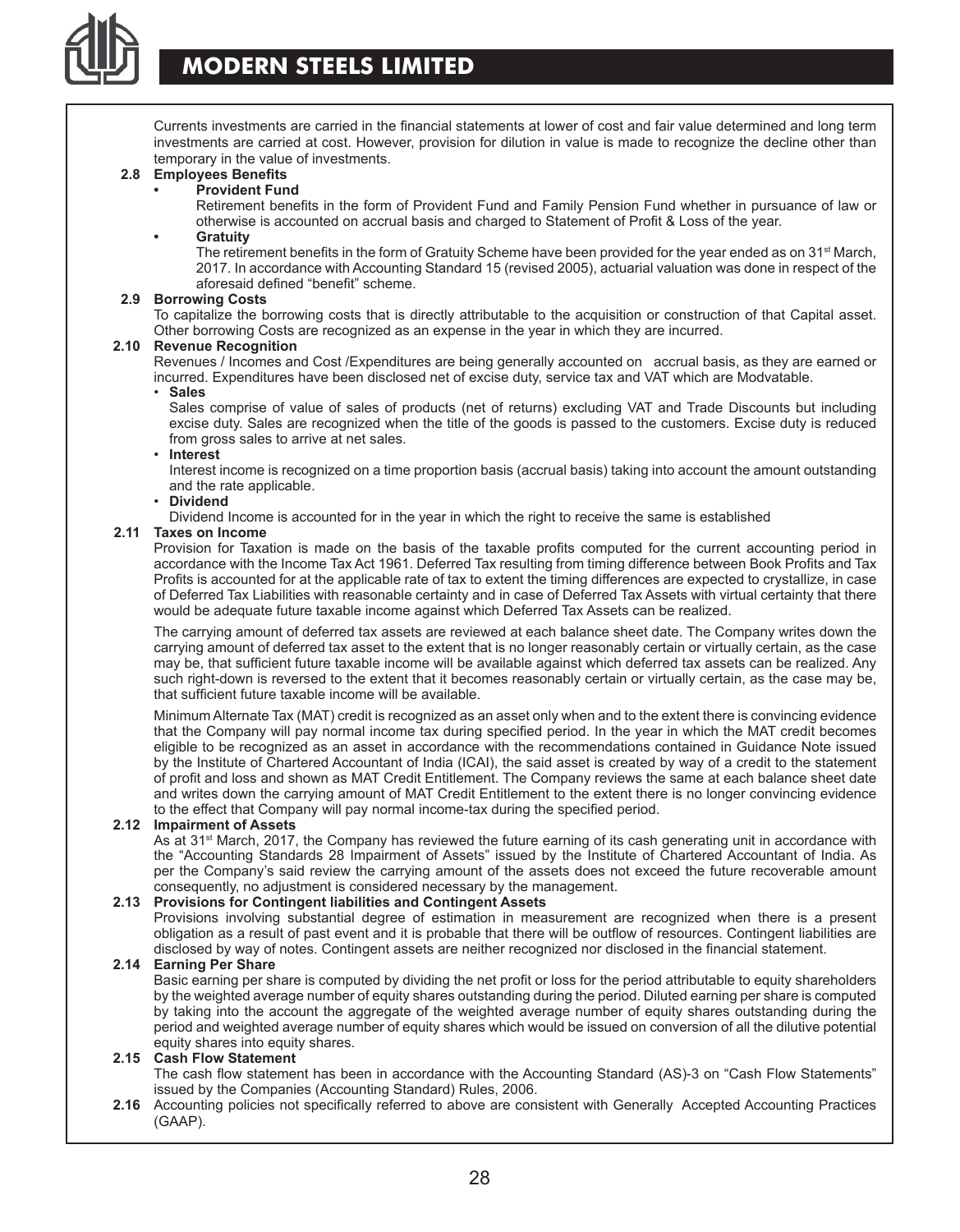Currents investments are carried in the financial statements at lower of cost and fair value determined and long term investments are carried at cost. However, provision for dilution in value is made to recognize the decline other than temporary in the value of investments.

**2.8 Employees Benefits**

- **Provident Fund**

  Retirement benefits in the form of Provident Fund and Family Pension Fund whether in pursuance of law or otherwise is accounted on accrual basis and charged to Statement of Profit & Loss of the year.

- **Gratuity**

  The retirement benefits in the form of Gratuity Scheme have been provided for the year ended as on 31st March, 2017. In accordance with Accounting Standard 15 (revised 2005), actuarial valuation was done in respect of the aforesaid defined "benefit" scheme.

**2.9 Borrowing Costs**

To capitalize the borrowing costs that is directly attributable to the acquisition or construction of that Capital asset. Other borrowing Costs are recognized as an expense in the year in which they are incurred.

**2.10 Revenue Recognition**

Revenues / Incomes and Cost /Expenditures are being generally accounted on accrual basis, as they are earned or incurred. Expenditures have been disclosed net of excise duty, service tax and VAT which are Modvatable.

- **Sales**

  Sales comprise of value of sales of products (net of returns) excluding VAT and Trade Discounts but including excise duty. Sales are recognized when the title of the goods is passed to the customers. Excise duty is reduced from gross sales to arrive at net sales.

- **Interest**

  Interest income is recognized on a time proportion basis (accrual basis) taking into account the amount outstanding and the rate applicable.

- **Dividend**

  Dividend Income is accounted for in the year in which the right to receive the same is established

**2.11 Taxes on Income**

Provision for Taxation is made on the basis of the taxable profits computed for the current accounting period in accordance with the Income Tax Act 1961. Deferred Tax resulting from timing difference between Book Profits and Tax Profits is accounted for at the applicable rate of tax to extent the timing differences are expected to crystallize, in case of Deferred Tax Liabilities with reasonable certainty and in case of Deferred Tax Assets with virtual certainty that there would be adequate future taxable income against which Deferred Tax Assets can be realized.

The carrying amount of deferred tax assets are reviewed at each balance sheet date. The Company writes down the carrying amount of deferred tax asset to the extent that is no longer reasonably certain or virtually certain, as the case may be, that sufficient future taxable income will be available against which deferred tax assets can be realized. Any such right-down is reversed to the extent that it becomes reasonably certain or virtually certain, as the case may be, that sufficient future taxable income will be available.

Minimum Alternate Tax (MAT) credit is recognized as an asset only when and to the extent there is convincing evidence that the Company will pay normal income tax during specified period. In the year in which the MAT credit becomes eligible to be recognized as an asset in accordance with the recommendations contained in Guidance Note issued by the Institute of Chartered Accountant of India (ICAI), the said asset is created by way of a credit to the statement of profit and loss and shown as MAT Credit Entitlement. The Company reviews the same at each balance sheet date and writes down the carrying amount of MAT Credit Entitlement to the extent there is no longer convincing evidence to the effect that Company will pay normal income-tax during the specified period.

**2.12 Impairment of Assets**

As at 31st March, 2017, the Company has reviewed the future earning of its cash generating unit in accordance with the "Accounting Standards 28 Impairment of Assets" issued by the Institute of Chartered Accountant of India. As per the Company's said review the carrying amount of the assets does not exceed the future recoverable amount consequently, no adjustment is considered necessary by the management.

**2.13 Provisions for Contingent liabilities and Contingent Assets**

Provisions involving substantial degree of estimation in measurement are recognized when there is a present obligation as a result of past event and it is probable that there will be outflow of resources. Contingent liabilities are disclosed by way of notes. Contingent assets are neither recognized nor disclosed in the financial statement.

**2.14 Earning Per Share**

Basic earning per share is computed by dividing the net profit or loss for the period attributable to equity shareholders by the weighted average number of equity shares outstanding during the period. Diluted earning per share is computed by taking into the account the aggregate of the weighted average number of equity shares outstanding during the period and weighted average number of equity shares which would be issued on conversion of all the dilutive potential equity shares into equity shares.

**2.15 Cash Flow Statement**

The cash flow statement has been in accordance with the Accounting Standard (AS)-3 on "Cash Flow Statements" issued by the Companies (Accounting Standard) Rules, 2006.

**2.16** Accounting policies not specifically referred to above are consistent with Generally Accepted Accounting Practices (GAAP).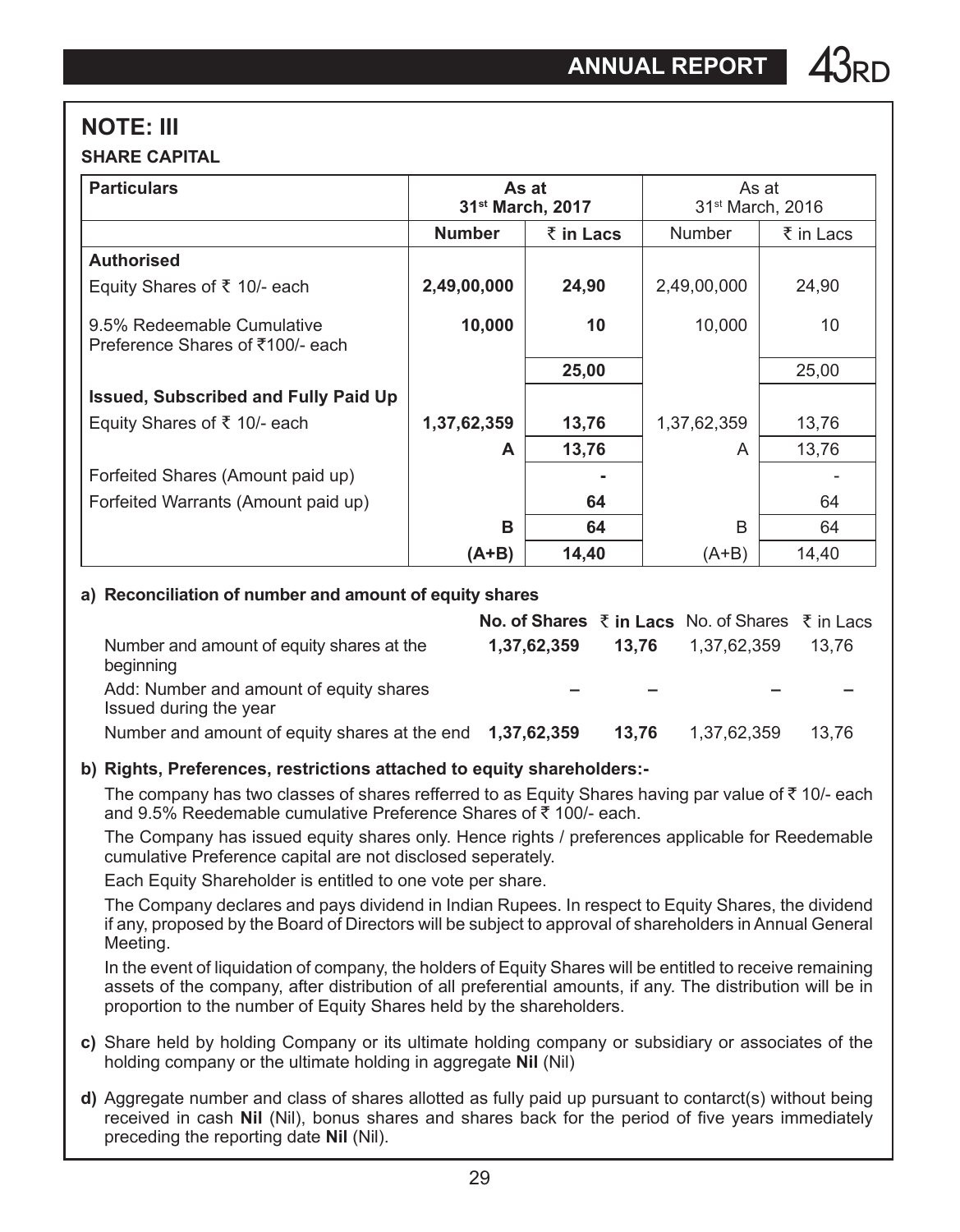## NOTE: III

**SHARE CAPITAL**

| Particulars | As at 31st March, 2017 | | As at 31st March, 2016 | |
|---|---|---|---|---|
| | Number | ₹ in Lacs | Number | ₹ in Lacs |
| **Authorised** | | | | |
| Equity Shares of ₹ 10/- each | **2,49,00,000** | **24,90** | 2,49,00,000 | 24,90 |
| 9.5% Redeemable Cumulative Preference Shares of ₹100/- each | **10,000** | **10** | 10,000 | 10 |
| | | **25,00** | | 25,00 |
| **Issued, Subscribed and Fully Paid Up** | | | | |
| Equity Shares of ₹ 10/- each | **1,37,62,359** | **13,76** | 1,37,62,359 | 13,76 |
| | **A** | **13,76** | A | 13,76 |
| Forfeited Shares (Amount paid up) | | **-** | | - |
| Forfeited Warrants (Amount paid up) | | **64** | | 64 |
| | **B** | **64** | B | 64 |
| | **(A+B)** | **14,40** | (A+B) | 14,40 |

**a) Reconciliation of number and amount of equity shares**

| | No. of Shares | ₹ in Lacs | No. of Shares | ₹ in Lacs |
|---|---|---|---|---|
| Number and amount of equity shares at the beginning | **1,37,62,359** | **13,76** | 1,37,62,359 | 13,76 |
| Add: Number and amount of equity shares Issued during the year | **–** | **–** | **–** | **–** |
| Number and amount of equity shares at the end | **1,37,62,359** | **13,76** | 1,37,62,359 | 13,76 |

**b) Rights, Preferences, restrictions attached to equity shareholders:-**

The company has two classes of shares refferred to as Equity Shares having par value of ₹ 10/- each and 9.5% Reedemable cumulative Preference Shares of ₹ 100/- each.

The Company has issued equity shares only. Hence rights / preferences applicable for Reedemable cumulative Preference capital are not disclosed seperately.

Each Equity Shareholder is entitled to one vote per share.

The Company declares and pays dividend in Indian Rupees. In respect to Equity Shares, the dividend if any, proposed by the Board of Directors will be subject to approval of shareholders in Annual General Meeting.

In the event of liquidation of company, the holders of Equity Shares will be entitled to receive remaining assets of the company, after distribution of all preferential amounts, if any. The distribution will be in proportion to the number of Equity Shares held by the shareholders.

**c)** Share held by holding Company or its ultimate holding company or subsidiary or associates of the holding company or the ultimate holding in aggregate **Nil** (Nil)

**d)** Aggregate number and class of shares allotted as fully paid up pursuant to contarct(s) without being received in cash **Nil** (Nil), bonus shares and shares back for the period of five years immediately preceding the reporting date **Nil** (Nil).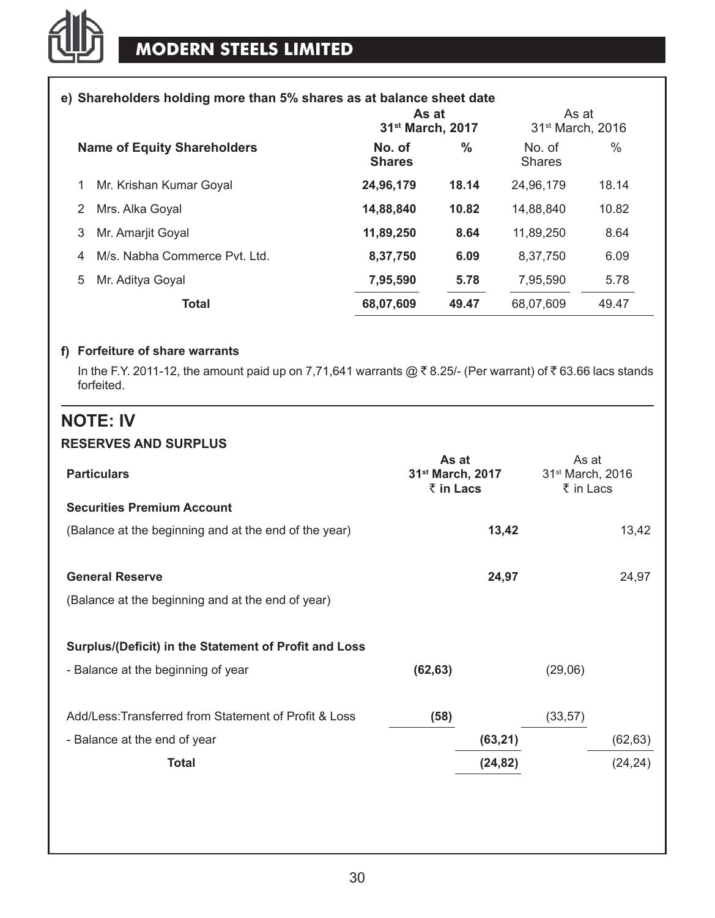**e) Shareholders holding more than 5% shares as at balance sheet date**

| | Name of Equity Shareholders | As at 31st March, 2017 | | As at 31st March, 2016 | |
|---|---|---|---|---|---|
| | | **No. of Shares** | **%** | No. of Shares | % |
| 1 | Mr. Krishan Kumar Goyal | **24,96,179** | **18.14** | 24,96,179 | 18.14 |
| 2 | Mrs. Alka Goyal | **14,88,840** | **10.82** | 14,88,840 | 10.82 |
| 3 | Mr. Amarjit Goyal | **11,89,250** | **8.64** | 11,89,250 | 8.64 |
| 4 | M/s. Nabha Commerce Pvt. Ltd. | **8,37,750** | **6.09** | 8,37,750 | 6.09 |
| 5 | Mr. Aditya Goyal | **7,95,590** | **5.78** | 7,95,590 | 5.78 |
| | **Total** | **68,07,609** | **49.47** | 68,07,609 | 49.47 |

**f) Forfeiture of share warrants**

In the F.Y. 2011-12, the amount paid up on 7,71,641 warrants @ ₹ 8.25/- (Per warrant) of ₹ 63.66 lacs stands forfeited.

## NOTE: IV

### RESERVES AND SURPLUS

| Particulars | As at 31st March, 2017 ₹ in Lacs | | As at 31st March, 2016 ₹ in Lacs | |
|---|---|---|---|---|
| **Securities Premium Account** | | | | |
| (Balance at the beginning and at the end of the year) | | **13,42** | | 13,42 |
| **General Reserve** | | **24,97** | | 24,97 |
| (Balance at the beginning and at the end of year) | | | | |
| **Surplus/(Deficit) in the Statement of Profit and Loss** | | | | |
| - Balance at the beginning of year | **(62,63)** | | (29,06) | |
| Add/Less:Transferred from Statement of Profit & Loss | **(58)** | | (33,57) | |
| - Balance at the end of year | | **(63,21)** | | (62,63) |
| **Total** | | **(24,82)** | | (24,24) |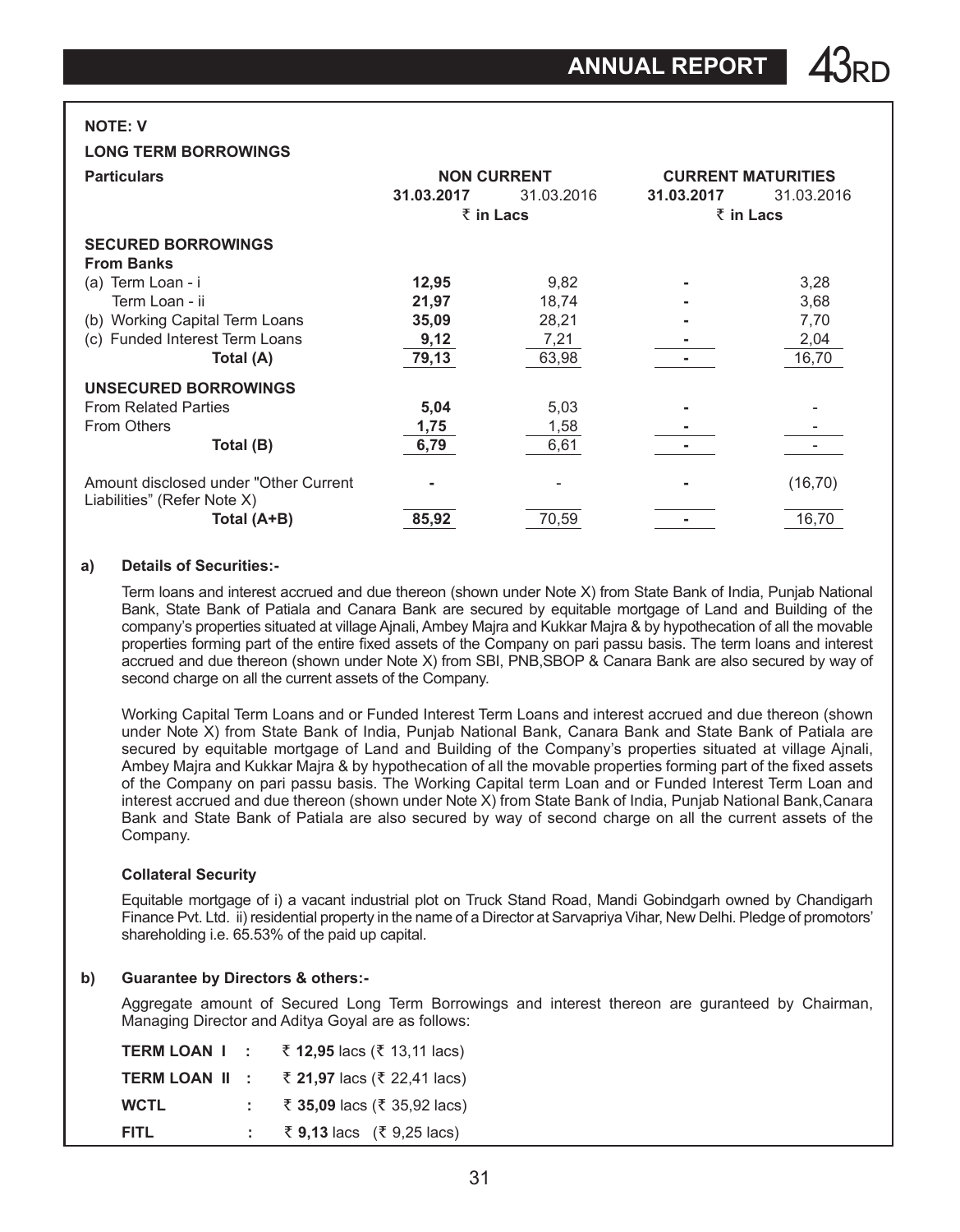**NOTE: V**

**LONG TERM BORROWINGS**

| Particulars | NON CURRENT | | CURRENT MATURITIES | |
|---|---|---|---|---|
| | **31.03.2017** | 31.03.2016 | **31.03.2017** | 31.03.2016 |
| | **₹ in Lacs** | | **₹ in Lacs** | |
| **SECURED BORROWINGS** | | | | |
| **From Banks** | | | | |
| (a) Term Loan - i | **12,95** | 9,82 | **-** | 3,28 |
| Term Loan - ii | **21,97** | 18,74 | **-** | 3,68 |
| (b) Working Capital Term Loans | **35,09** | 28,21 | **-** | 7,70 |
| (c) Funded Interest Term Loans | **9,12** | 7,21 | **-** | 2,04 |
| **Total (A)** | **79,13** | 63,98 | **-** | 16,70 |
| **UNSECURED BORROWINGS** | | | | |
| From Related Parties | **5,04** | 5,03 | **-** | - |
| From Others | **1,75** | 1,58 | **-** | - |
| **Total (B)** | **6,79** | 6,61 | **-** | - |
| Amount disclosed under "Other Current Liabilities" (Refer Note X) | **-** | - | **-** | (16,70) |
| **Total (A+B)** | **85,92** | 70,59 | **-** | 16,70 |

**a) Details of Securities:-**

Term loans and interest accrued and due thereon (shown under Note X) from State Bank of India, Punjab National Bank, State Bank of Patiala and Canara Bank are secured by equitable mortgage of Land and Building of the company's properties situated at village Ajnali, Ambey Majra and Kukkar Majra & by hypothecation of all the movable properties forming part of the entire fixed assets of the Company on pari passu basis. The term loans and interest accrued and due thereon (shown under Note X) from SBI, PNB,SBOP & Canara Bank are also secured by way of second charge on all the current assets of the Company.

Working Capital Term Loans and or Funded Interest Term Loans and interest accrued and due thereon (shown under Note X) from State Bank of India, Punjab National Bank, Canara Bank and State Bank of Patiala are secured by equitable mortgage of Land and Building of the Company's properties situated at village Ajnali, Ambey Majra and Kukkar Majra & by hypothecation of all the movable properties forming part of the fixed assets of the Company on pari passu basis. The Working Capital term Loan and or Funded Interest Term Loan and interest accrued and due thereon (shown under Note X) from State Bank of India, Punjab National Bank,Canara Bank and State Bank of Patiala are also secured by way of second charge on all the current assets of the Company.

**Collateral Security**

Equitable mortgage of i) a vacant industrial plot on Truck Stand Road, Mandi Gobindgarh owned by Chandigarh Finance Pvt. Ltd. ii) residential property in the name of a Director at Sarvapriya Vihar, New Delhi. Pledge of promotors' shareholding i.e. 65.53% of the paid up capital.

**b) Guarantee by Directors & others:-**

Aggregate amount of Secured Long Term Borrowings and interest thereon are guranteed by Chairman, Managing Director and Aditya Goyal are as follows:

| | | |
|---|---|---|
| **TERM LOAN I** | : | ₹ **12,95** lacs (₹ 13,11 lacs) |
| **TERM LOAN II** | : | ₹ **21,97** lacs (₹ 22,41 lacs) |
| **WCTL** | : | ₹ **35,09** lacs (₹ 35,92 lacs) |
| **FITL** | : | ₹ **9,13** lacs (₹ 9,25 lacs) |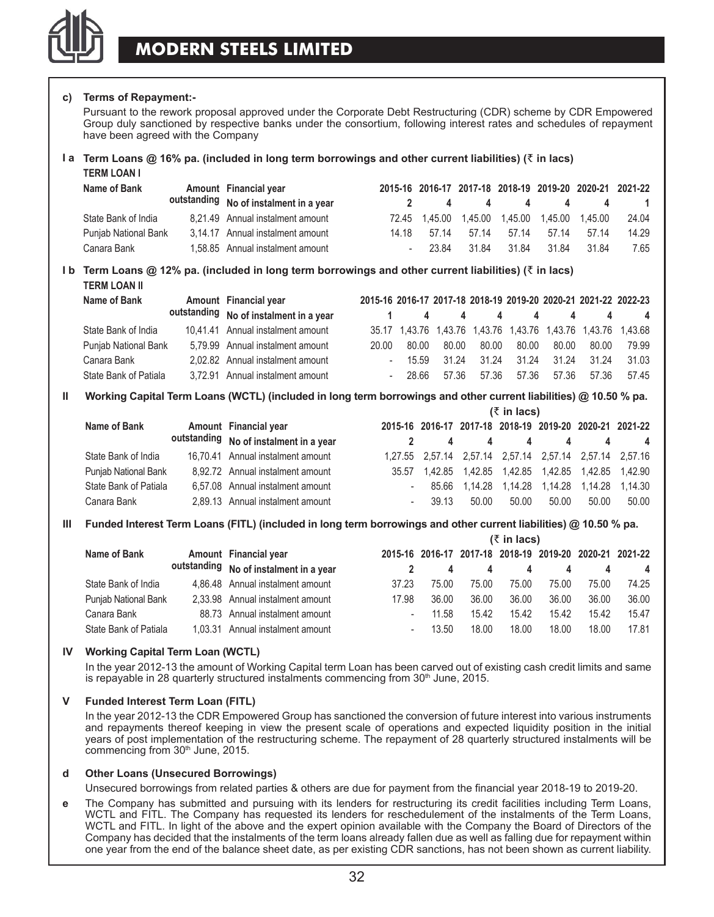**c) Terms of Repayment:-**

Pursuant to the rework proposal approved under the Corporate Debt Restructuring (CDR) scheme by CDR Empowered Group duly sanctioned by respective banks under the consortium, following interest rates and schedules of repayment have been agreed with the Company

**I a Term Loans @ 16% pa. (included in long term borrowings and other current liabilities) (₹ in lacs)**

**TERM LOAN I**

| Name of Bank | Amount outstanding | Financial year | 2015-16 | 2016-17 | 2017-18 | 2018-19 | 2019-20 | 2020-21 | 2021-22 |
|---|---|---|---|---|---|---|---|---|---|
| | | No of instalment in a year | 2 | 4 | 4 | 4 | 4 | 4 | 1 |
| State Bank of India | 8,21.49 | Annual instalment amount | 72.45 | 1,45.00 | 1,45.00 | 1,45.00 | 1,45.00 | 1,45.00 | 24.04 |
| Punjab National Bank | 3,14.17 | Annual instalment amount | 14.18 | 57.14 | 57.14 | 57.14 | 57.14 | 57.14 | 14.29 |
| Canara Bank | 1,58.85 | Annual instalment amount | - | 23.84 | 31.84 | 31.84 | 31.84 | 31.84 | 7.65 |

**I b Term Loans @ 12% pa. (included in long term borrowings and other current liabilities) (₹ in lacs)**

**TERM LOAN II**

| Name of Bank | Amount outstanding | Financial year | 2015-16 | 2016-17 | 2017-18 | 2018-19 | 2019-20 | 2020-21 | 2021-22 | 2022-23 |
|---|---|---|---|---|---|---|---|---|---|---|
| | | No of instalment in a year | 1 | 4 | 4 | 4 | 4 | 4 | 4 | 4 |
| State Bank of India | 10,41.41 | Annual instalment amount | 35.17 | 1,43.76 | 1,43.76 | 1,43.76 | 1,43.76 | 1,43.76 | 1,43.76 | 1,43.68 |
| Punjab National Bank | 5,79.99 | Annual instalment amount | 20.00 | 80.00 | 80.00 | 80.00 | 80.00 | 80.00 | 80.00 | 79.99 |
| Canara Bank | 2,02.82 | Annual instalment amount | - | 15.59 | 31.24 | 31.24 | 31.24 | 31.24 | 31.24 | 31.03 |
| State Bank of Patiala | 3,72.91 | Annual instalment amount | - | 28.66 | 57.36 | 57.36 | 57.36 | 57.36 | 57.36 | 57.45 |

**II Working Capital Term Loans (WCTL) (included in long term borrowings and other current liabilities) @ 10.50 % pa.**

**(₹ in lacs)**

| Name of Bank | Amount outstanding | Financial year | 2015-16 | 2016-17 | 2017-18 | 2018-19 | 2019-20 | 2020-21 | 2021-22 |
|---|---|---|---|---|---|---|---|---|---|
| | | No of instalment in a year | 2 | 4 | 4 | 4 | 4 | 4 | 4 |
| State Bank of India | 16,70.41 | Annual instalment amount | 1,27.55 | 2,57.14 | 2,57.14 | 2,57.14 | 2,57.14 | 2,57.14 | 2,57.16 |
| Punjab National Bank | 8,92.72 | Annual instalment amount | 35.57 | 1,42.85 | 1,42.85 | 1,42.85 | 1,42.85 | 1,42.85 | 1,42.90 |
| State Bank of Patiala | 6,57.08 | Annual instalment amount | - | 85.66 | 1,14.28 | 1,14.28 | 1,14.28 | 1,14.28 | 1,14.30 |
| Canara Bank | 2,89.13 | Annual instalment amount | - | 39.13 | 50.00 | 50.00 | 50.00 | 50.00 | 50.00 |

**III Funded Interest Term Loans (FITL) (included in long term borrowings and other current liabilities) @ 10.50 % pa.**

**(₹ in lacs)**

| Name of Bank | Amount outstanding | Financial year | 2015-16 | 2016-17 | 2017-18 | 2018-19 | 2019-20 | 2020-21 | 2021-22 |
|---|---|---|---|---|---|---|---|---|---|
| | | No of instalment in a year | 2 | 4 | 4 | 4 | 4 | 4 | 4 |
| State Bank of India | 4,86.48 | Annual instalment amount | 37.23 | 75.00 | 75.00 | 75.00 | 75.00 | 75.00 | 74.25 |
| Punjab National Bank | 2,33.98 | Annual instalment amount | 17.98 | 36.00 | 36.00 | 36.00 | 36.00 | 36.00 | 36.00 |
| Canara Bank | 88.73 | Annual instalment amount | - | 11.58 | 15.42 | 15.42 | 15.42 | 15.42 | 15.47 |
| State Bank of Patiala | 1,03.31 | Annual instalment amount | - | 13.50 | 18.00 | 18.00 | 18.00 | 18.00 | 17.81 |

**IV Working Capital Term Loan (WCTL)**

In the year 2012-13 the amount of Working Capital term Loan has been carved out of existing cash credit limits and same is repayable in 28 quarterly structured instalments commencing from 30th June, 2015.

**V Funded Interest Term Loan (FITL)**

In the year 2012-13 the CDR Empowered Group has sanctioned the conversion of future interest into various instruments and repayments thereof keeping in view the present scale of operations and expected liquidity position in the initial years of post implementation of the restructuring scheme. The repayment of 28 quarterly structured instalments will be commencing from 30th June, 2015.

**d Other Loans (Unsecured Borrowings)**

Unsecured borrowings from related parties & others are due for payment from the financial year 2018-19 to 2019-20.

**e** The Company has submitted and pursuing with its lenders for restructuring its credit facilities including Term Loans, WCTL and FITL. The Company has requested its lenders for reschedulement of the instalments of the Term Loans, WCTL and FITL. In light of the above and the expert opinion available with the Company the Board of Directors of the Company has decided that the instalments of the term loans already fallen due as well as falling due for repayment within one year from the end of the balance sheet date, as per existing CDR sanctions, has not been shown as current liability.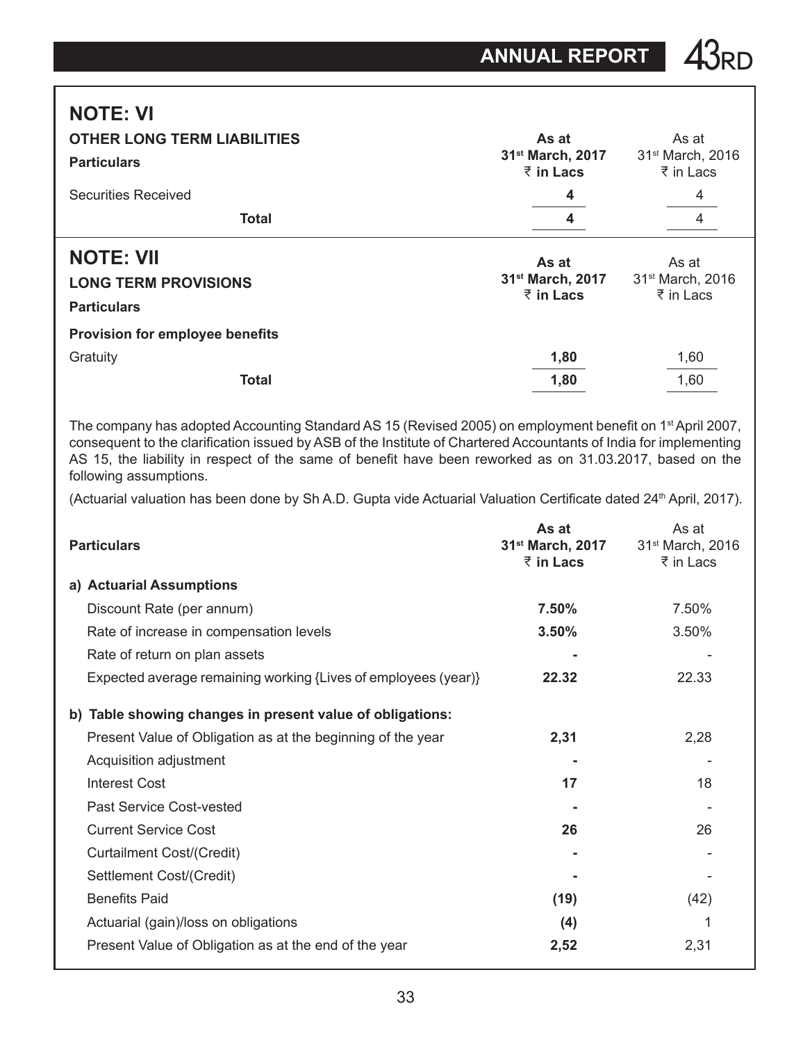## NOTE: VI

**OTHER LONG TERM LIABILITIES**

| Particulars | As at 31st March, 2017 ₹ in Lacs | As at 31st March, 2016 ₹ in Lacs |
|---|---|---|
| Securities Received | **4** | 4 |
| **Total** | **4** | 4 |

## NOTE: VII

**LONG TERM PROVISIONS**

| Particulars | As at 31st March, 2017 ₹ in Lacs | As at 31st March, 2016 ₹ in Lacs |
|---|---|---|
| **Provision for employee benefits** | | |
| Gratuity | **1,80** | 1,60 |
| **Total** | **1,80** | 1,60 |

The company has adopted Accounting Standard AS 15 (Revised 2005) on employment benefit on 1st April 2007, consequent to the clarification issued by ASB of the Institute of Chartered Accountants of India for implementing AS 15, the liability in respect of the same of benefit have been reworked as on 31.03.2017, based on the following assumptions.

(Actuarial valuation has been done by Sh A.D. Gupta vide Actuarial Valuation Certificate dated 24th April, 2017).

| Particulars | As at 31st March, 2017 ₹ in Lacs | As at 31st March, 2016 ₹ in Lacs |
|---|---|---|
| **a) Actuarial Assumptions** | | |
| Discount Rate (per annum) | **7.50%** | 7.50% |
| Rate of increase in compensation levels | **3.50%** | 3.50% |
| Rate of return on plan assets | **-** | - |
| Expected average remaining working {Lives of employees (year)} | **22.32** | 22.33 |
| **b) Table showing changes in present value of obligations:** | | |
| Present Value of Obligation as at the beginning of the year | **2,31** | 2,28 |
| Acquisition adjustment | **-** | - |
| Interest Cost | **17** | 18 |
| Past Service Cost-vested | **-** | - |
| Current Service Cost | **26** | 26 |
| Curtailment Cost/(Credit) | **-** | - |
| Settlement Cost/(Credit) | **-** | - |
| Benefits Paid | **(19)** | (42) |
| Actuarial (gain)/loss on obligations | **(4)** | 1 |
| Present Value of Obligation as at the end of the year | **2,52** | 2,31 |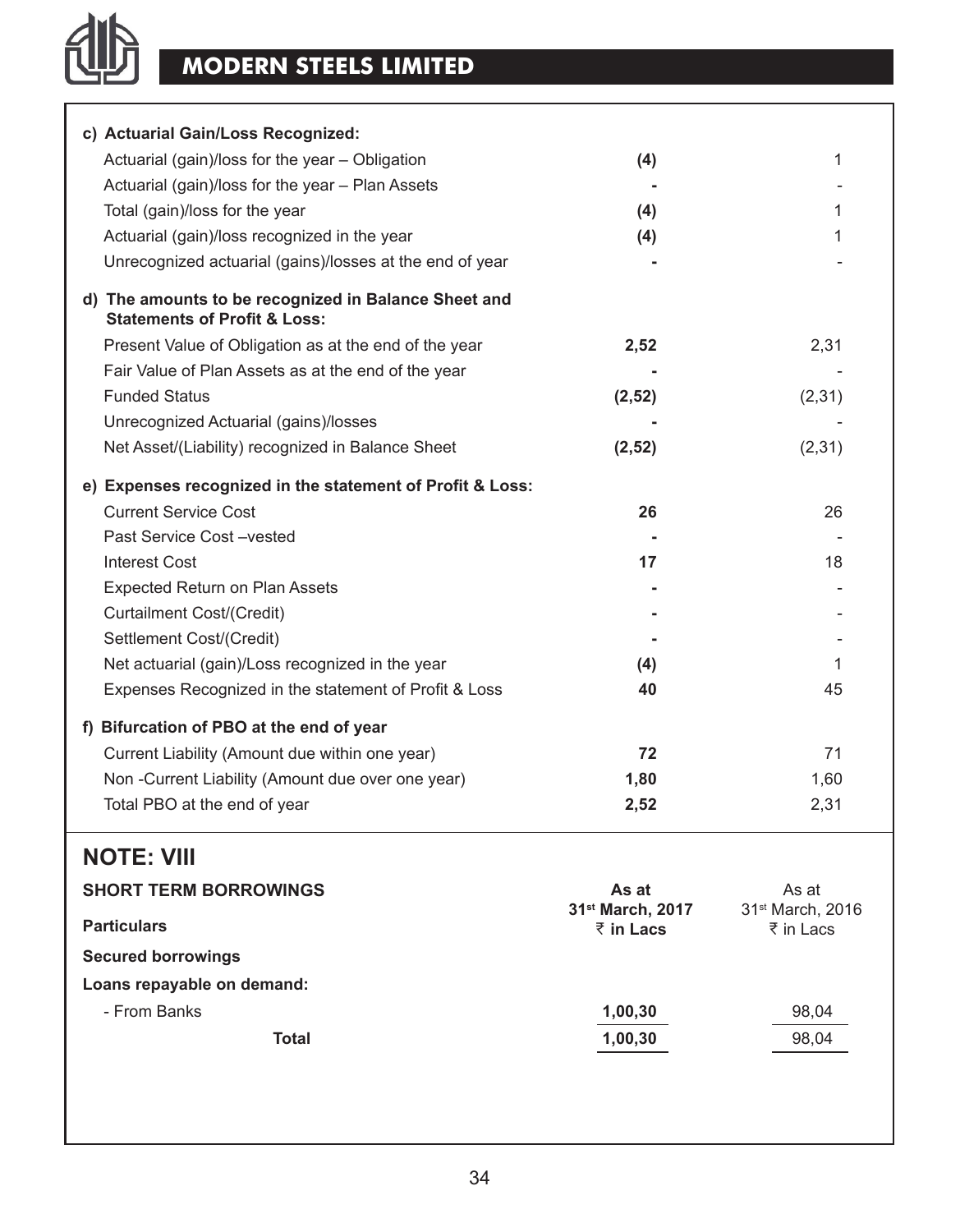| | | |
|---|---|---|
| **c) Actuarial Gain/Loss Recognized:** | | |
| Actuarial (gain)/loss for the year – Obligation | **(4)** | 1 |
| Actuarial (gain)/loss for the year – Plan Assets | **-** | - |
| Total (gain)/loss for the year | **(4)** | 1 |
| Actuarial (gain)/loss recognized in the year | **(4)** | 1 |
| Unrecognized actuarial (gains)/losses at the end of year | **-** | - |
| **d) The amounts to be recognized in Balance Sheet and Statements of Profit & Loss:** | | |
| Present Value of Obligation as at the end of the year | **2,52** | 2,31 |
| Fair Value of Plan Assets as at the end of the year | **-** | - |
| Funded Status | **(2,52)** | (2,31) |
| Unrecognized Actuarial (gains)/losses | **-** | - |
| Net Asset/(Liability) recognized in Balance Sheet | **(2,52)** | (2,31) |
| **e) Expenses recognized in the statement of Profit & Loss:** | | |
| Current Service Cost | **26** | 26 |
| Past Service Cost –vested | **-** | - |
| Interest Cost | **17** | 18 |
| Expected Return on Plan Assets | **-** | - |
| Curtailment Cost/(Credit) | **-** | - |
| Settlement Cost/(Credit) | **-** | - |
| Net actuarial (gain)/Loss recognized in the year | **(4)** | 1 |
| Expenses Recognized in the statement of Profit & Loss | **40** | 45 |
| **f) Bifurcation of PBO at the end of year** | | |
| Current Liability (Amount due within one year) | **72** | 71 |
| Non -Current Liability (Amount due over one year) | **1,80** | 1,60 |
| Total PBO at the end of year | **2,52** | 2,31 |

## NOTE: VIII

| **SHORT TERM BORROWINGS** <br> **Particulars** | **As at 31st March, 2017 ₹ in Lacs** | As at 31st March, 2016 ₹ in Lacs |
|---|---|---|
| **Secured borrowings** | | |
| **Loans repayable on demand:** | | |
| - From Banks | **1,00,30** | 98,04 |
| **Total** | **1,00,30** | 98,04 |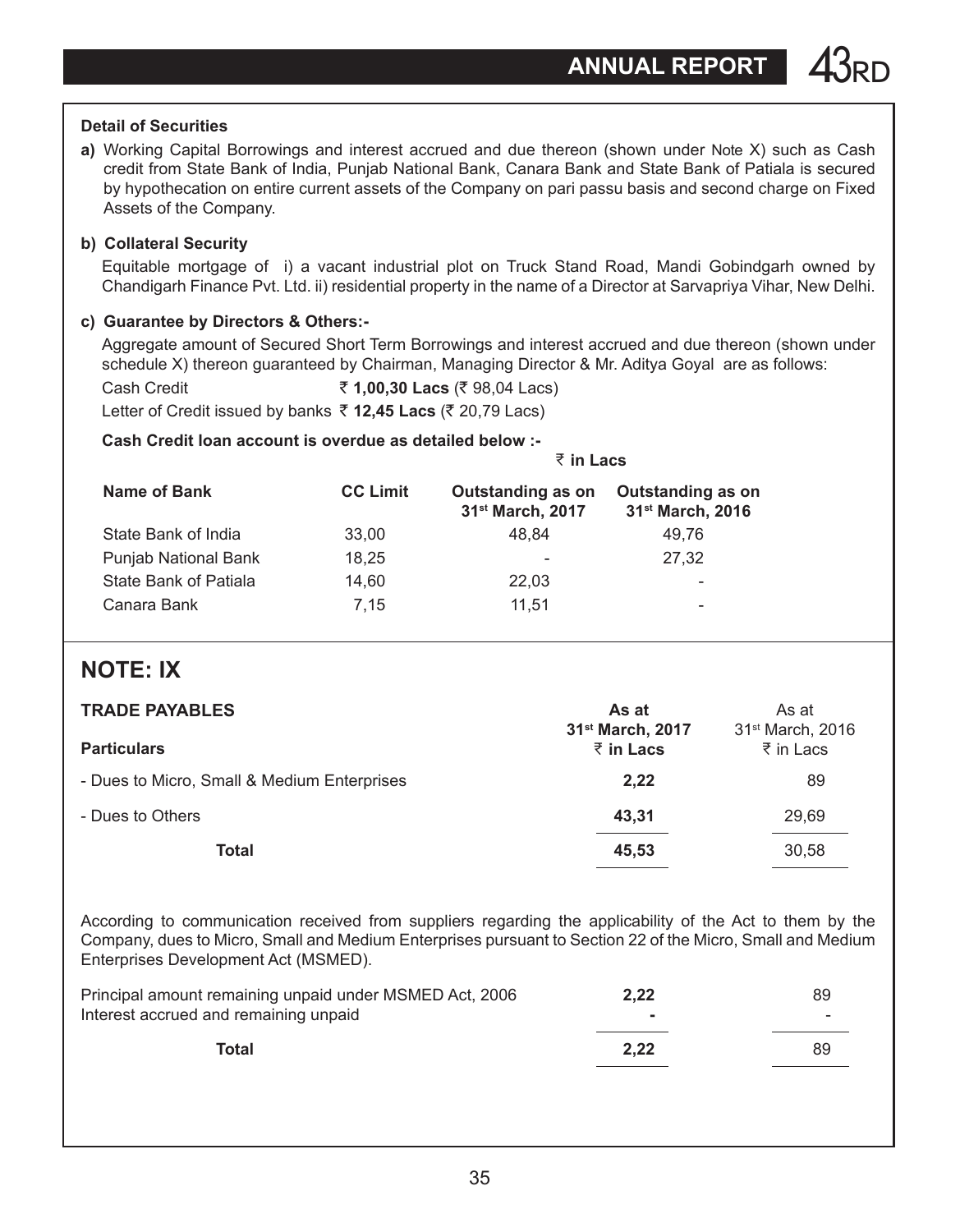### Detail of Securities

**a)** Working Capital Borrowings and interest accrued and due thereon (shown under Note X) such as Cash credit from State Bank of India, Punjab National Bank, Canara Bank and State Bank of Patiala is secured by hypothecation on entire current assets of the Company on pari passu basis and second charge on Fixed Assets of the Company.

**b) Collateral Security**

Equitable mortgage of i) a vacant industrial plot on Truck Stand Road, Mandi Gobindgarh owned by Chandigarh Finance Pvt. Ltd. ii) residential property in the name of a Director at Sarvapriya Vihar, New Delhi.

**c) Guarantee by Directors & Others:-**

Aggregate amount of Secured Short Term Borrowings and interest accrued and due thereon (shown under schedule X) thereon guaranteed by Chairman, Managing Director & Mr. Aditya Goyal are as follows:

Cash Credit ₹ **1,00,30 Lacs** (₹ 98,04 Lacs)

Letter of Credit issued by banks ₹ **12,45 Lacs** (₹ 20,79 Lacs)

**Cash Credit loan account is overdue as detailed below :-**

**₹ in Lacs**

| Name of Bank | CC Limit | Outstanding as on 31st March, 2017 | Outstanding as on 31st March, 2016 |
|---|---|---|---|
| State Bank of India | 33,00 | 48,84 | 49,76 |
| Punjab National Bank | 18,25 | - | 27,32 |
| State Bank of Patiala | 14,60 | 22,03 | - |
| Canara Bank | 7,15 | 11,51 | - |

## NOTE: IX

| TRADE PAYABLES<br>Particulars | As at 31st March, 2017 ₹ in Lacs | As at 31st March, 2016 ₹ in Lacs |
|---|---|---|
| - Dues to Micro, Small & Medium Enterprises | **2,22** | 89 |
| - Dues to Others | **43,31** | 29,69 |
| **Total** | **45,53** | 30,58 |

According to communication received from suppliers regarding the applicability of the Act to them by the Company, dues to Micro, Small and Medium Enterprises pursuant to Section 22 of the Micro, Small and Medium Enterprises Development Act (MSMED).

| | | |
|---|---|---|
| Principal amount remaining unpaid under MSMED Act, 2006 | **2,22** | 89 |
| Interest accrued and remaining unpaid | **-** | - |
| **Total** | **2,22** | 89 |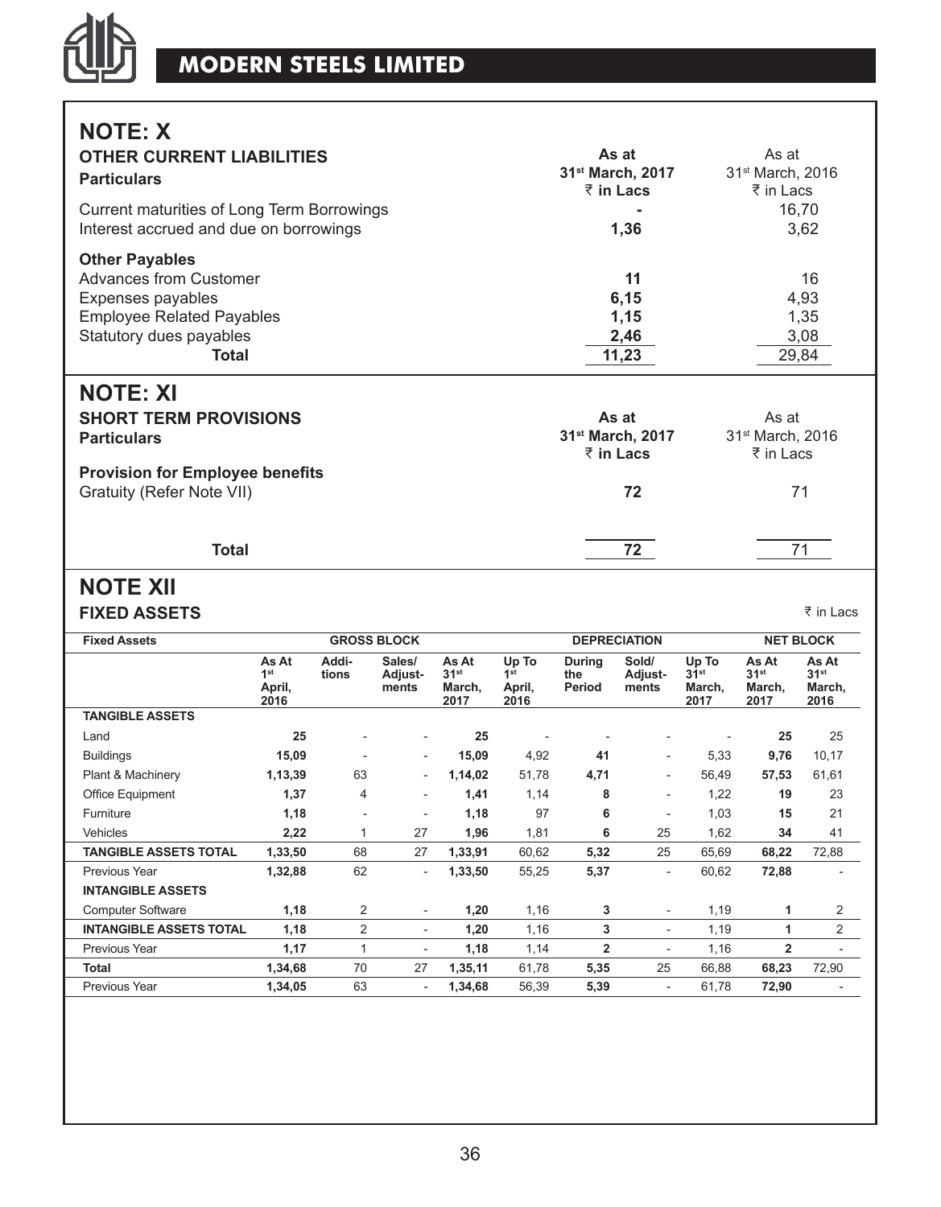## NOTE: X

### OTHER CURRENT LIABILITIES

| Particulars | As at 31st March, 2017 ₹ in Lacs | As at 31st March, 2016 ₹ in Lacs |
|---|---|---|
| Current maturities of Long Term Borrowings | - | 16,70 |
| Interest accrued and due on borrowings | **1,36** | 3,62 |
| **Other Payables** | | |
| Advances from Customer | **11** | 16 |
| Expenses payables | **6,15** | 4,93 |
| Employee Related Payables | **1,15** | 1,35 |
| Statutory dues payables | **2,46** | 3,08 |
| **Total** | **11,23** | 29,84 |

## NOTE: XI

### SHORT TERM PROVISIONS

| Particulars | As at 31st March, 2017 ₹ in Lacs | As at 31st March, 2016 ₹ in Lacs |
|---|---|---|
| **Provision for Employee benefits** | | |
| Gratuity (Refer Note VII) | **72** | 71 |
| **Total** | **72** | 71 |

## NOTE XII

### FIXED ASSETS

₹ in Lacs

| Fixed Assets | GROSS BLOCK | | | | DEPRECIATION | | | | NET BLOCK | |
|---|---|---|---|---|---|---|---|---|---|---|
| | As At 1st April, 2016 | Additions | Sales/ Adjustments | As At 31st March, 2017 | Up To 1st April, 2016 | During the Period | Sold/ Adjustments | Up To 31st March, 2017 | As At 31st March, 2017 | As At 31st March, 2016 |
| **TANGIBLE ASSETS** | | | | | | | | | | |
| Land | **25** | - | - | **25** | - | - | - | - | **25** | 25 |
| Buildings | **15,09** | - | - | **15,09** | 4,92 | **41** | - | 5,33 | **9,76** | 10,17 |
| Plant & Machinery | **1,13,39** | 63 | - | **1,14,02** | 51,78 | **4,71** | - | 56,49 | **57,53** | 61,61 |
| Office Equipment | **1,37** | 4 | - | **1,41** | 1,14 | **8** | - | 1,22 | **19** | 23 |
| Furniture | **1,18** | - | - | **1,18** | 97 | **6** | - | 1,03 | **15** | 21 |
| Vehicles | **2,22** | 1 | 27 | **1,96** | 1,81 | **6** | 25 | 1,62 | **34** | 41 |
| **TANGIBLE ASSETS TOTAL** | **1,33,50** | 68 | 27 | **1,33,91** | 60,62 | **5,32** | 25 | 65,69 | **68,22** | 72,88 |
| Previous Year | **1,32,88** | 62 | - | **1,33,50** | 55,25 | **5,37** | - | 60,62 | **72,88** | - |
| **INTANGIBLE ASSETS** | | | | | | | | | | |
| Computer Software | **1,18** | 2 | - | **1,20** | 1,16 | **3** | - | 1,19 | **1** | 2 |
| **INTANGIBLE ASSETS TOTAL** | **1,18** | 2 | - | **1,20** | 1,16 | **3** | - | 1,19 | **1** | 2 |
| Previous Year | **1,17** | 1 | - | **1,18** | 1,14 | **2** | - | 1,16 | **2** | - |
| **Total** | **1,34,68** | 70 | 27 | **1,35,11** | 61,78 | **5,35** | 25 | 66,88 | **68,23** | 72,90 |
| Previous Year | **1,34,05** | 63 | - | **1,34,68** | 56,39 | **5,39** | - | 61,78 | **72,90** | - |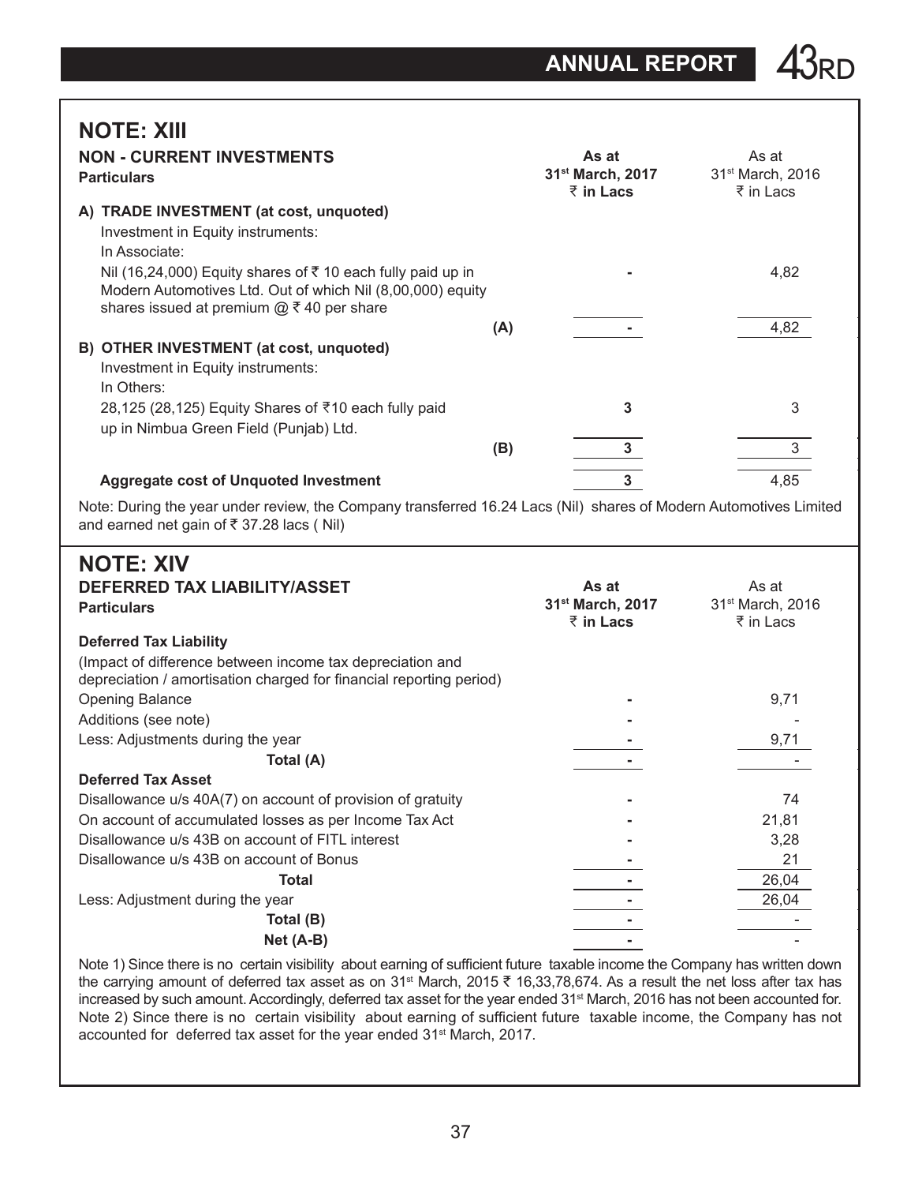## NOTE: XIII

### NON - CURRENT INVESTMENTS

| Particulars | | As at 31st March, 2017 ₹ in Lacs | As at 31st March, 2016 ₹ in Lacs |
|---|---|---|---|
| **A) TRADE INVESTMENT (at cost, unquoted)** | | | |
| Investment in Equity instruments: | | | |
| In Associate: | | | |
| Nil (16,24,000) Equity shares of ₹ 10 each fully paid up in Modern Automotives Ltd. Out of which Nil (8,00,000) equity shares issued at premium @ ₹ 40 per share | | - | 4,82 |
| | (A) | - | 4,82 |
| **B) OTHER INVESTMENT (at cost, unquoted)** | | | |
| Investment in Equity instruments: | | | |
| In Others: | | | |
| 28,125 (28,125) Equity Shares of ₹10 each fully paid up in Nimbua Green Field (Punjab) Ltd. | | 3 | 3 |
| | (B) | 3 | 3 |
| **Aggregate cost of Unquoted Investment** | | 3 | 4,85 |

Note: During the year under review, the Company transferred 16.24 Lacs (Nil) shares of Modern Automotives Limited and earned net gain of ₹ 37.28 lacs ( Nil)

## NOTE: XIV

### DEFERRED TAX LIABILITY/ASSET

| Particulars | As at 31st March, 2017 ₹ in Lacs | As at 31st March, 2016 ₹ in Lacs |
|---|---|---|
| **Deferred Tax Liability** | | |
| (Impact of difference between income tax depreciation and depreciation / amortisation charged for financial reporting period) | | |
| Opening Balance | - | 9,71 |
| Additions (see note) | - | - |
| Less: Adjustments during the year | - | 9,71 |
| **Total (A)** | - | - |
| **Deferred Tax Asset** | | |
| Disallowance u/s 40A(7) on account of provision of gratuity | - | 74 |
| On account of accumulated losses as per Income Tax Act | - | 21,81 |
| Disallowance u/s 43B on account of FITL interest | - | 3,28 |
| Disallowance u/s 43B on account of Bonus | - | 21 |
| **Total** | - | 26,04 |
| Less: Adjustment during the year | - | 26,04 |
| **Total (B)** | - | - |
| **Net (A-B)** | - | - |

Note 1) Since there is no certain visibility about earning of sufficient future taxable income the Company has written down the carrying amount of deferred tax asset as on 31st March, 2015 ₹ 16,33,78,674. As a result the net loss after tax has increased by such amount. Accordingly, deferred tax asset for the year ended 31st March, 2016 has not been accounted for.
Note 2) Since there is no certain visibility about earning of sufficient future taxable income, the Company has not accounted for deferred tax asset for the year ended 31st March, 2017.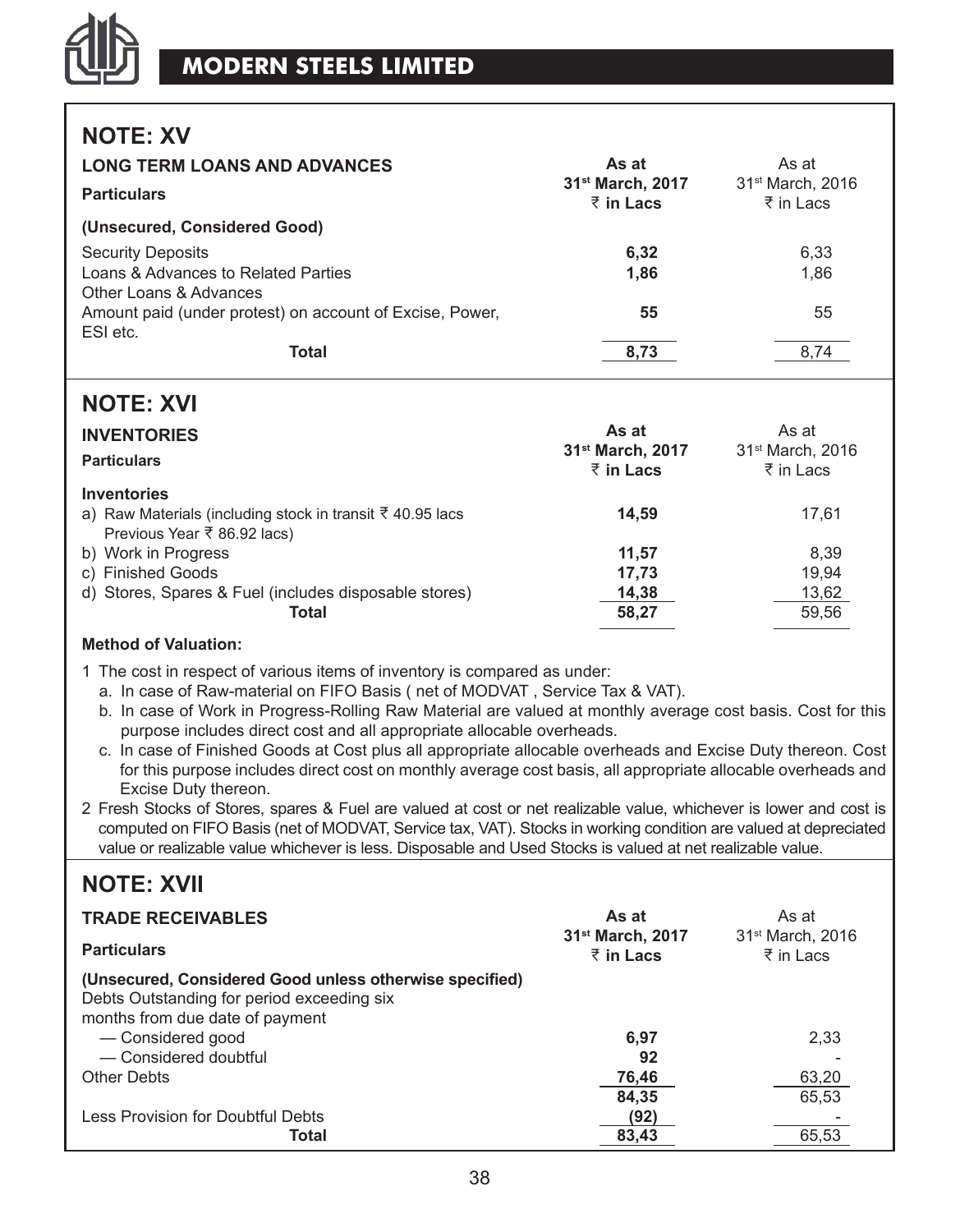## NOTE: XV

| LONG TERM LOANS AND ADVANCES<br>Particulars | As at<br>31st March, 2017<br>₹ in Lacs | As at<br>31st March, 2016<br>₹ in Lacs |
|---|---|---|
| **(Unsecured, Considered Good)** | | |
| Security Deposits | **6,32** | 6,33 |
| Loans & Advances to Related Parties | **1,86** | 1,86 |
| Other Loans & Advances | | |
| Amount paid (under protest) on account of Excise, Power, ESI etc. | **55** | 55 |
| **Total** | **8,73** | 8,74 |

## NOTE: XVI

| INVENTORIES<br>Particulars | As at<br>31st March, 2017<br>₹ in Lacs | As at<br>31st March, 2016<br>₹ in Lacs |
|---|---|---|
| **Inventories** | | |
| a) Raw Materials (including stock in transit ₹ 40.95 lacs Previous Year ₹ 86.92 lacs) | **14,59** | 17,61 |
| b) Work in Progress | **11,57** | 8,39 |
| c) Finished Goods | **17,73** | 19,94 |
| d) Stores, Spares & Fuel (includes disposable stores) | **14,38** | 13,62 |
| **Total** | **58,27** | 59,56 |

**Method of Valuation:**

1 The cost in respect of various items of inventory is compared as under:
   a. In case of Raw-material on FIFO Basis ( net of MODVAT , Service Tax & VAT).
   b. In case of Work in Progress-Rolling Raw Material are valued at monthly average cost basis. Cost for this purpose includes direct cost and all appropriate allocable overheads.
   c. In case of Finished Goods at Cost plus all appropriate allocable overheads and Excise Duty thereon. Cost for this purpose includes direct cost on monthly average cost basis, all appropriate allocable overheads and Excise Duty thereon.

2 Fresh Stocks of Stores, spares & Fuel are valued at cost or net realizable value, whichever is lower and cost is computed on FIFO Basis (net of MODVAT, Service tax, VAT). Stocks in working condition are valued at depreciated value or realizable value whichever is less. Disposable and Used Stocks is valued at net realizable value.

## NOTE: XVII

| TRADE RECEIVABLES<br>Particulars | As at<br>31st March, 2017<br>₹ in Lacs | As at<br>31st March, 2016<br>₹ in Lacs |
|---|---|---|
| **(Unsecured, Considered Good unless otherwise specified)** | | |
| Debts Outstanding for period exceeding six months from due date of payment | | |
| — Considered good | **6,97** | 2,33 |
| — Considered doubtful | **92** | - |
| Other Debts | **76,46** | 63,20 |
| | **84,35** | 65,53 |
| Less Provision for Doubtful Debts | **(92)** | - |
| **Total** | **83,43** | 65,53 |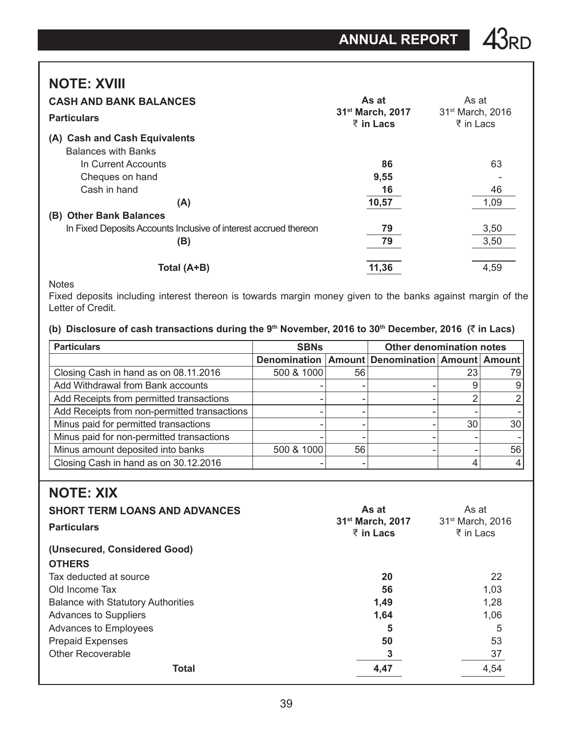## NOTE: XVIII

### CASH AND BANK BALANCES

| Particulars | As at 31st March, 2017 ₹ in Lacs | As at 31st March, 2016 ₹ in Lacs |
|---|---|---|
| **(A) Cash and Cash Equivalents** | | |
| Balances with Banks | | |
| In Current Accounts | **86** | 63 |
| Cheques on hand | **9,55** | - |
| Cash in hand | **16** | 46 |
| **(A)** | **10,57** | 1,09 |
| **(B) Other Bank Balances** | | |
| In Fixed Deposits Accounts Inclusive of interest accrued thereon | **79** | 3,50 |
| **(B)** | **79** | 3,50 |
| **Total (A+B)** | **11,36** | 4,59 |

Notes

Fixed deposits including interest thereon is towards margin money given to the banks against margin of the Letter of Credit.

**(b) Disclosure of cash transactions during the 9th November, 2016 to 30th December, 2016 (₹ in Lacs)**

| Particulars | SBNs | | Other denomination notes | | |
|---|---|---|---|---|---|
| | Denomination | Amount | Denomination | Amount | Amount |
| Closing Cash in hand as on 08.11.2016 | 500 & 1000 | 56 | | 23 | 79 |
| Add Withdrawal from Bank accounts | - | - | - | 9 | 9 |
| Add Receipts from permitted transactions | - | - | - | 2 | 2 |
| Add Receipts from non-permitted transactions | - | - | - | - | - |
| Minus paid for permitted transactions | - | - | - | 30 | 30 |
| Minus paid for non-permitted transactions | - | - | - | - | - |
| Minus amount deposited into banks | 500 & 1000 | 56 | - | - | 56 |
| Closing Cash in hand as on 30.12.2016 | - | - | | 4 | 4 |

## NOTE: XIX

### SHORT TERM LOANS AND ADVANCES

| Particulars | As at 31st March, 2017 ₹ in Lacs | As at 31st March, 2016 ₹ in Lacs |
|---|---|---|
| **(Unsecured, Considered Good)** | | |
| **OTHERS** | | |
| Tax deducted at source | **20** | 22 |
| Old Income Tax | **56** | 1,03 |
| Balance with Statutory Authorities | **1,49** | 1,28 |
| Advances to Suppliers | **1,64** | 1,06 |
| Advances to Employees | **5** | 5 |
| Prepaid Expenses | **50** | 53 |
| Other Recoverable | **3** | 37 |
| **Total** | **4,47** | 4,54 |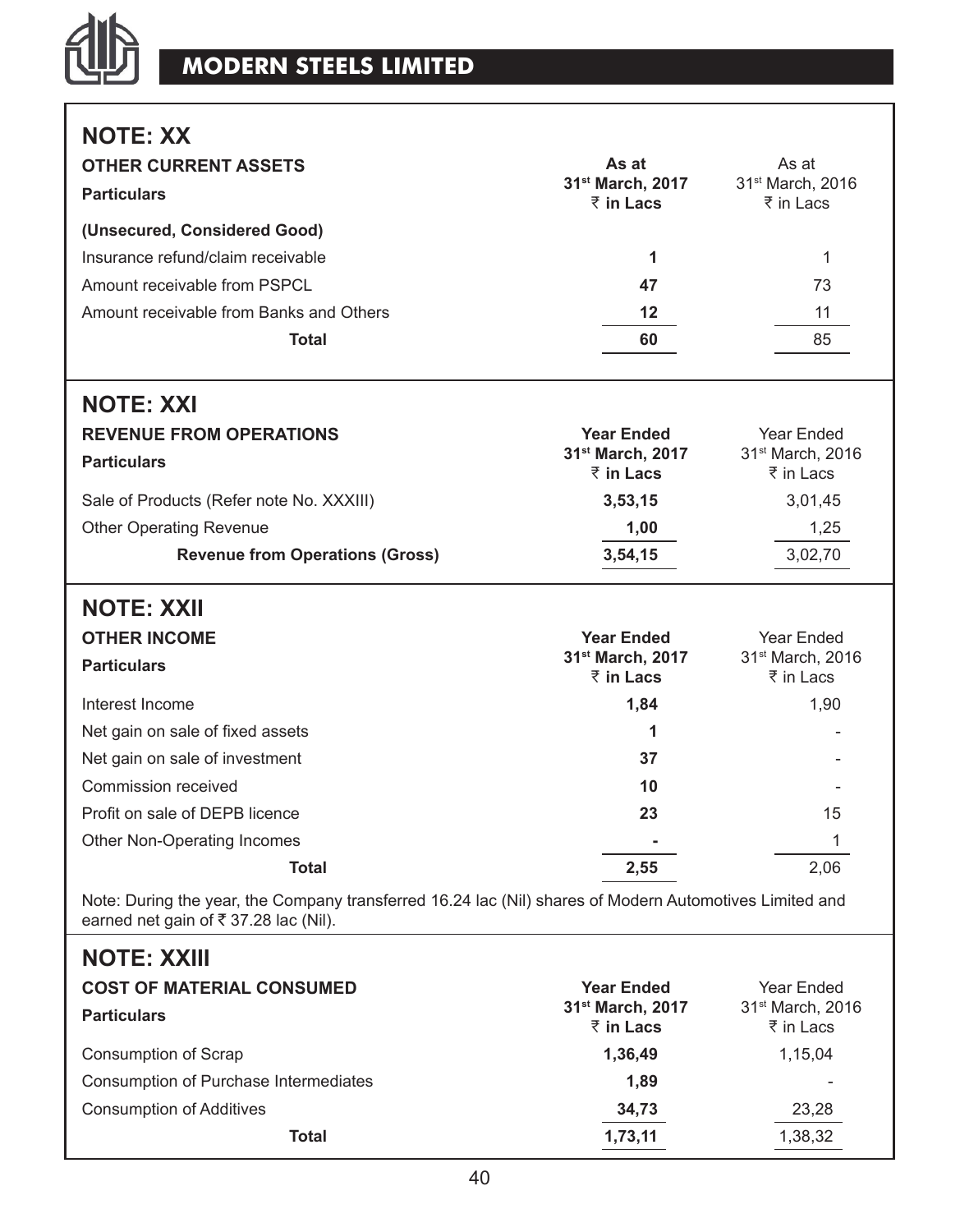## NOTE: XX

| OTHER CURRENT ASSETS<br>Particulars | As at<br>31st March, 2017<br>₹ in Lacs | As at<br>31st March, 2016<br>₹ in Lacs |
|---|---|---|
| **(Unsecured, Considered Good)** | | |
| Insurance refund/claim receivable | **1** | 1 |
| Amount receivable from PSPCL | **47** | 73 |
| Amount receivable from Banks and Others | **12** | 11 |
| **Total** | **60** | 85 |

## NOTE: XXI

| REVENUE FROM OPERATIONS<br>Particulars | Year Ended<br>31st March, 2017<br>₹ in Lacs | Year Ended<br>31st March, 2016<br>₹ in Lacs |
|---|---|---|
| Sale of Products (Refer note No. XXXIII) | **3,53,15** | 3,01,45 |
| Other Operating Revenue | **1,00** | 1,25 |
| **Revenue from Operations (Gross)** | **3,54,15** | 3,02,70 |

## NOTE: XXII

| OTHER INCOME<br>Particulars | Year Ended<br>31st March, 2017<br>₹ in Lacs | Year Ended<br>31st March, 2016<br>₹ in Lacs |
|---|---|---|
| Interest Income | **1,84** | 1,90 |
| Net gain on sale of fixed assets | **1** | - |
| Net gain on sale of investment | **37** | - |
| Commission received | **10** | - |
| Profit on sale of DEPB licence | **23** | 15 |
| Other Non-Operating Incomes | **-** | 1 |
| **Total** | **2,55** | 2,06 |

Note: During the year, the Company transferred 16.24 lac (Nil) shares of Modern Automotives Limited and earned net gain of ₹ 37.28 lac (Nil).

## NOTE: XXIII

| COST OF MATERIAL CONSUMED<br>Particulars | Year Ended<br>31st March, 2017<br>₹ in Lacs | Year Ended<br>31st March, 2016<br>₹ in Lacs |
|---|---|---|
| Consumption of Scrap | **1,36,49** | 1,15,04 |
| Consumption of Purchase Intermediates | **1,89** | - |
| Consumption of Additives | **34,73** | 23,28 |
| **Total** | **1,73,11** | 1,38,32 |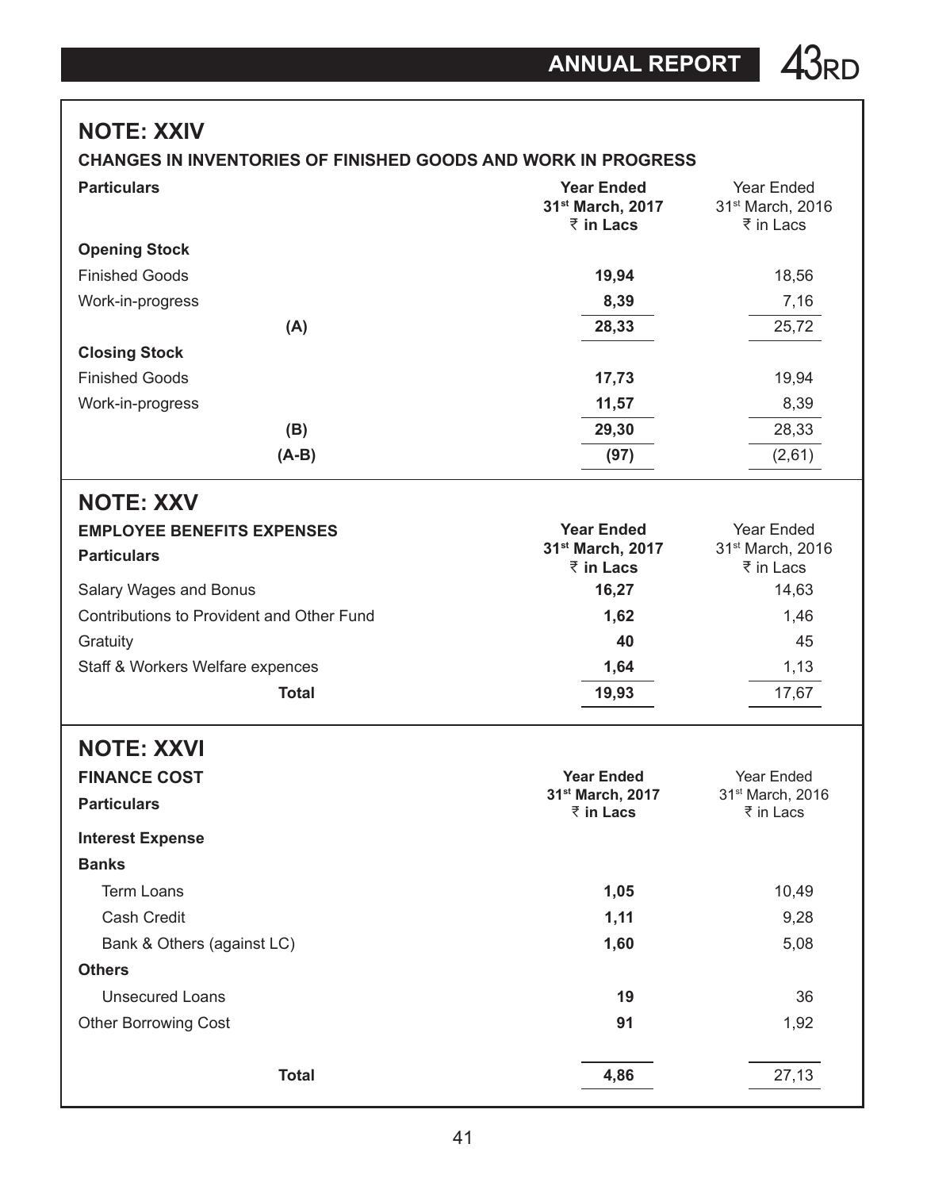## NOTE: XXIV

**CHANGES IN INVENTORIES OF FINISHED GOODS AND WORK IN PROGRESS**

| Particulars | Year Ended 31st March, 2017 ₹ in Lacs | Year Ended 31st March, 2016 ₹ in Lacs |
|---|---|---|
| **Opening Stock** | | |
| Finished Goods | **19,94** | 18,56 |
| Work-in-progress | **8,39** | 7,16 |
| **(A)** | **28,33** | 25,72 |
| **Closing Stock** | | |
| Finished Goods | **17,73** | 19,94 |
| Work-in-progress | **11,57** | 8,39 |
| **(B)** | **29,30** | 28,33 |
| **(A-B)** | **(97)** | (2,61) |

## NOTE: XXV

**EMPLOYEE BENEFITS EXPENSES**

| Particulars | Year Ended 31st March, 2017 ₹ in Lacs | Year Ended 31st March, 2016 ₹ in Lacs |
|---|---|---|
| Salary Wages and Bonus | **16,27** | 14,63 |
| Contributions to Provident and Other Fund | **1,62** | 1,46 |
| Gratuity | **40** | 45 |
| Staff & Workers Welfare expences | **1,64** | 1,13 |
| **Total** | **19,93** | 17,67 |

## NOTE: XXVI

**FINANCE COST**

| Particulars | Year Ended 31st March, 2017 ₹ in Lacs | Year Ended 31st March, 2016 ₹ in Lacs |
|---|---|---|
| **Interest Expense** | | |
| **Banks** | | |
| Term Loans | **1,05** | 10,49 |
| Cash Credit | **1,11** | 9,28 |
| Bank & Others (against LC) | **1,60** | 5,08 |
| **Others** | | |
| Unsecured Loans | **19** | 36 |
| Other Borrowing Cost | **91** | 1,92 |
| **Total** | **4,86** | 27,13 |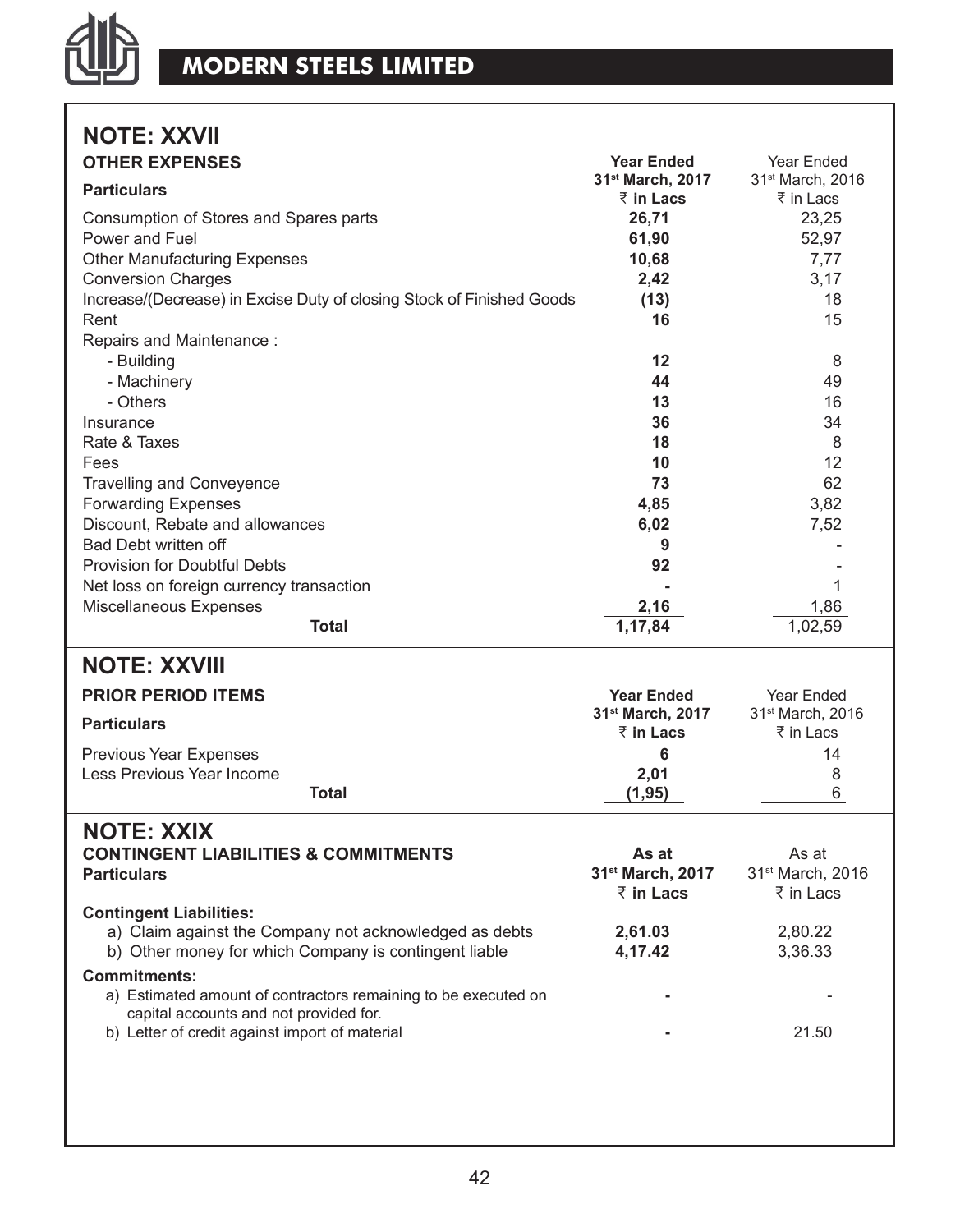## NOTE: XXVII

**OTHER EXPENSES**

| Particulars | Year Ended 31st March, 2017 ₹ in Lacs | Year Ended 31st March, 2016 ₹ in Lacs |
|---|---|---|
| Consumption of Stores and Spares parts | **26,71** | 23,25 |
| Power and Fuel | **61,90** | 52,97 |
| Other Manufacturing Expenses | **10,68** | 7,77 |
| Conversion Charges | **2,42** | 3,17 |
| Increase/(Decrease) in Excise Duty of closing Stock of Finished Goods | **(13)** | 18 |
| Rent | **16** | 15 |
| Repairs and Maintenance : | | |
| - Building | **12** | 8 |
| - Machinery | **44** | 49 |
| - Others | **13** | 16 |
| Insurance | **36** | 34 |
| Rate & Taxes | **18** | 8 |
| Fees | **10** | 12 |
| Travelling and Conveyence | **73** | 62 |
| Forwarding Expenses | **4,85** | 3,82 |
| Discount, Rebate and allowances | **6,02** | 7,52 |
| Bad Debt written off | **9** | - |
| Provision for Doubtful Debts | **92** | - |
| Net loss on foreign currency transaction | **-** | 1 |
| Miscellaneous Expenses | **2,16** | 1,86 |
| **Total** | **1,17,84** | 1,02,59 |

## NOTE: XXVIII

**PRIOR PERIOD ITEMS**

| Particulars | Year Ended 31st March, 2017 ₹ in Lacs | Year Ended 31st March, 2016 ₹ in Lacs |
|---|---|---|
| Previous Year Expenses | **6** | 14 |
| Less Previous Year Income | **2,01** | 8 |
| **Total** | **(1,95)** | 6 |

## NOTE: XXIX

**CONTINGENT LIABILITIES & COMMITMENTS**

| Particulars | As at 31st March, 2017 ₹ in Lacs | As at 31st March, 2016 ₹ in Lacs |
|---|---|---|
| **Contingent Liabilities:** | | |
| a) Claim against the Company not acknowledged as debts | **2,61.03** | 2,80.22 |
| b) Other money for which Company is contingent liable | **4,17.42** | 3,36.33 |
| **Commitments:** | | |
| a) Estimated amount of contractors remaining to be executed on capital accounts and not provided for. | **-** | - |
| b) Letter of credit against import of material | **-** | 21.50 |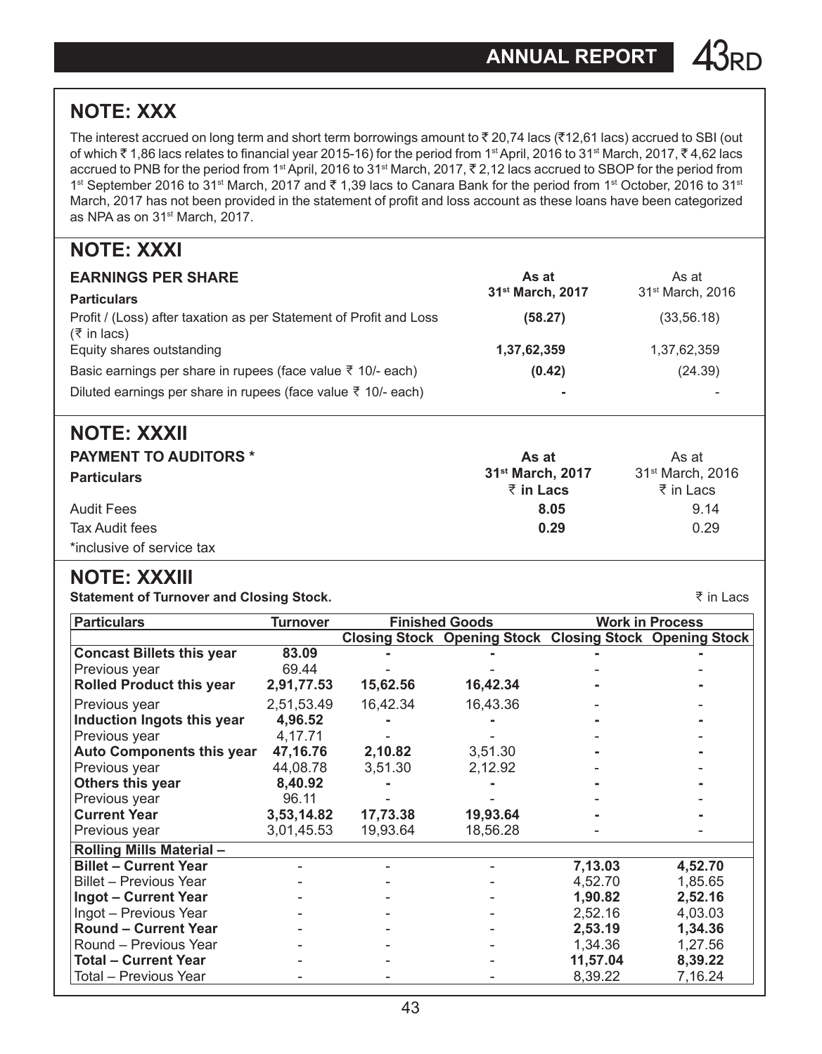## NOTE: XXX

The interest accrued on long term and short term borrowings amount to ₹ 20,74 lacs (₹12,61 lacs) accrued to SBI (out of which ₹ 1,86 lacs relates to financial year 2015-16) for the period from 1st April, 2016 to 31st March, 2017, ₹ 4,62 lacs accrued to PNB for the period from 1st April, 2016 to 31st March, 2017, ₹ 2,12 lacs accrued to SBOP for the period from 1st September 2016 to 31st March, 2017 and ₹ 1,39 lacs to Canara Bank for the period from 1st October, 2016 to 31st March, 2017 has not been provided in the statement of profit and loss account as these loans have been categorized as NPA as on 31st March, 2017.

## NOTE: XXXI

| **EARNINGS PER SHARE**<br>**Particulars** | **As at 31st March, 2017** | As at 31st March, 2016 |
|---|---|---|
| Profit / (Loss) after taxation as per Statement of Profit and Loss (₹ in lacs) | **(58.27)** | (33,56.18) |
| Equity shares outstanding | **1,37,62,359** | 1,37,62,359 |
| Basic earnings per share in rupees (face value ₹ 10/- each) | **(0.42)** | (24.39) |
| Diluted earnings per share in rupees (face value ₹ 10/- each) | **-** | - |

## NOTE: XXXII

| **PAYMENT TO AUDITORS \***<br>**Particulars** | **As at 31st March, 2017 ₹ in Lacs** | As at 31st March, 2016 ₹ in Lacs |
|---|---|---|
| Audit Fees | **8.05** | 9.14 |
| Tax Audit fees | **0.29** | 0.29 |

*inclusive of service tax

## NOTE: XXXIII

**Statement of Turnover and Closing Stock.** ₹ in Lacs

| Particulars | Turnover | Finished Goods | | Work in Process | |
|---|---|---|---|---|---|
| | | Closing Stock | Opening Stock | Closing Stock | Opening Stock |
| **Concast Billets this year** | **83.09** | **-** | **-** | **-** | **-** |
| Previous year | 69.44 | - | - | - | - |
| **Rolled Product this year** | **2,91,77.53** | **15,62.56** | **16,42.34** | **-** | **-** |
| Previous year | 2,51,53.49 | 16,42.34 | 16,43.36 | - | - |
| **Induction Ingots this year** | **4,96.52** | **-** | **-** | **-** | **-** |
| Previous year | 4,17.71 | - | - | - | - |
| **Auto Components this year** | **47,16.76** | **2,10.82** | 3,51.30 | **-** | **-** |
| Previous year | 44,08.78 | 3,51.30 | 2,12.92 | - | - |
| **Others this year** | **8,40.92** | **-** | **-** | **-** | **-** |
| Previous year | 96.11 | - | - | - | - |
| **Current Year** | **3,53,14.82** | **17,73.38** | **19,93.64** | **-** | **-** |
| Previous year | 3,01,45.53 | 19,93.64 | 18,56.28 | - | - |
| **Rolling Mills Material –** | | | | | |
| **Billet – Current Year** | - | - | - | **7,13.03** | **4,52.70** |
| Billet – Previous Year | - | - | - | 4,52.70 | 1,85.65 |
| **Ingot – Current Year** | - | - | - | **1,90.82** | **2,52.16** |
| Ingot – Previous Year | - | - | - | 2,52.16 | 4,03.03 |
| **Round – Current Year** | - | - | - | **2,53.19** | **1,34.36** |
| Round – Previous Year | - | - | - | 1,34.36 | 1,27.56 |
| **Total – Current Year** | - | - | - | **11,57.04** | **8,39.22** |
| Total – Previous Year | - | - | - | 8,39.22 | 7,16.24 |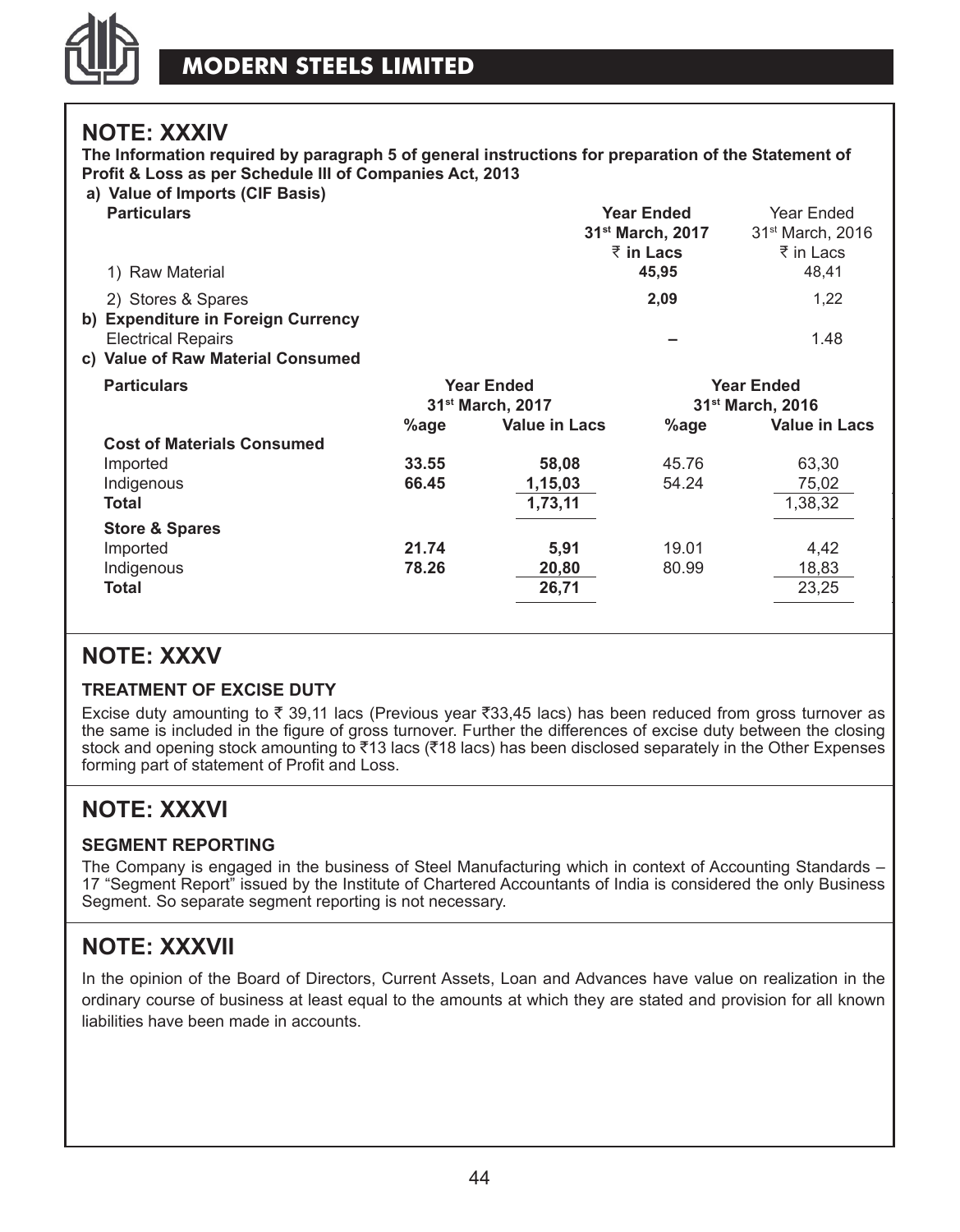## NOTE: XXXIV

**The Information required by paragraph 5 of general instructions for preparation of the Statement of Profit & Loss as per Schedule III of Companies Act, 2013**

**a) Value of Imports (CIF Basis)**

| Particulars | Year Ended 31st March, 2017 ₹ in Lacs | Year Ended 31st March, 2016 ₹ in Lacs |
|---|---|---|
| 1) Raw Material | **45,95** | 48,41 |
| 2) Stores & Spares | **2,09** | 1,22 |
| **b) Expenditure in Foreign Currency** | | |
| Electrical Repairs | **–** | 1.48 |

**c) Value of Raw Material Consumed**

| Particulars | Year Ended 31st March, 2017 | | Year Ended 31st March, 2016 | |
|---|---|---|---|---|
| | %age | Value in Lacs | %age | Value in Lacs |
| **Cost of Materials Consumed** | | | | |
| Imported | **33.55** | **58,08** | 45.76 | 63,30 |
| Indigenous | **66.45** | **1,15,03** | 54.24 | 75,02 |
| **Total** | | **1,73,11** | | 1,38,32 |
| **Store & Spares** | | | | |
| Imported | **21.74** | **5,91** | 19.01 | 4,42 |
| Indigenous | **78.26** | **20,80** | 80.99 | 18,83 |
| **Total** | | **26,71** | | 23,25 |

## NOTE: XXXV

### TREATMENT OF EXCISE DUTY

Excise duty amounting to ₹ 39,11 lacs (Previous year ₹33,45 lacs) has been reduced from gross turnover as the same is included in the figure of gross turnover. Further the differences of excise duty between the closing stock and opening stock amounting to ₹13 lacs (₹18 lacs) has been disclosed separately in the Other Expenses forming part of statement of Profit and Loss.

## NOTE: XXXVI

### SEGMENT REPORTING

The Company is engaged in the business of Steel Manufacturing which in context of Accounting Standards – 17 "Segment Report" issued by the Institute of Chartered Accountants of India is considered the only Business Segment. So separate segment reporting is not necessary.

## NOTE: XXXVII

In the opinion of the Board of Directors, Current Assets, Loan and Advances have value on realization in the ordinary course of business at least equal to the amounts at which they are stated and provision for all known liabilities have been made in accounts.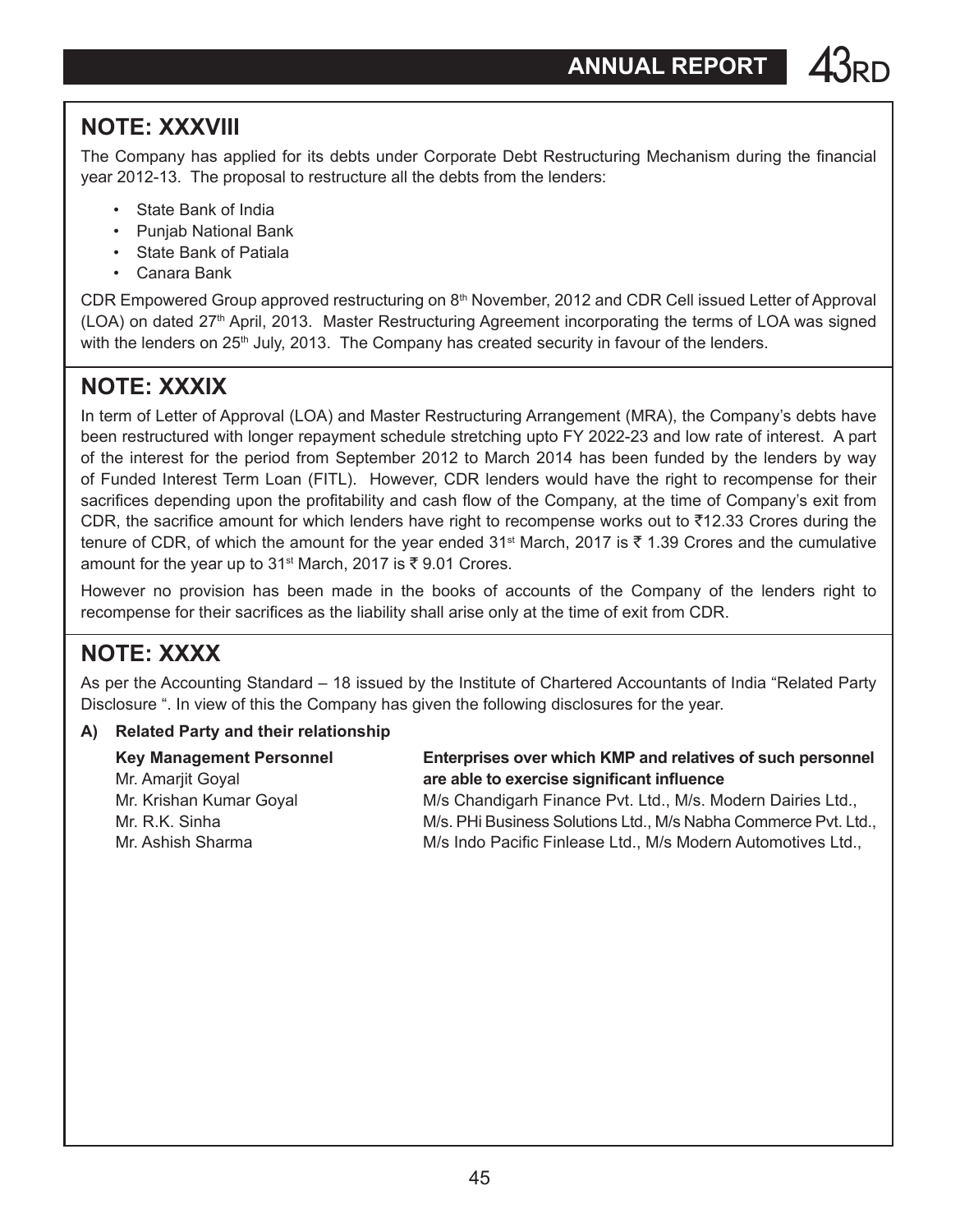## NOTE: XXXVIII

The Company has applied for its debts under Corporate Debt Restructuring Mechanism during the financial year 2012-13. The proposal to restructure all the debts from the lenders:

- State Bank of India
- Punjab National Bank
- State Bank of Patiala
- Canara Bank

CDR Empowered Group approved restructuring on 8th November, 2012 and CDR Cell issued Letter of Approval (LOA) on dated 27th April, 2013. Master Restructuring Agreement incorporating the terms of LOA was signed with the lenders on 25th July, 2013. The Company has created security in favour of the lenders.

## NOTE: XXXIX

In term of Letter of Approval (LOA) and Master Restructuring Arrangement (MRA), the Company's debts have been restructured with longer repayment schedule stretching upto FY 2022-23 and low rate of interest. A part of the interest for the period from September 2012 to March 2014 has been funded by the lenders by way of Funded Interest Term Loan (FITL). However, CDR lenders would have the right to recompense for their sacrifices depending upon the profitability and cash flow of the Company, at the time of Company's exit from CDR, the sacrifice amount for which lenders have right to recompense works out to ₹12.33 Crores during the tenure of CDR, of which the amount for the year ended 31st March, 2017 is ₹ 1.39 Crores and the cumulative amount for the year up to 31st March, 2017 is ₹ 9.01 Crores.

However no provision has been made in the books of accounts of the Company of the lenders right to recompense for their sacrifices as the liability shall arise only at the time of exit from CDR.

## NOTE: XXXX

As per the Accounting Standard – 18 issued by the Institute of Chartered Accountants of India "Related Party Disclosure ". In view of this the Company has given the following disclosures for the year.

**A) Related Party and their relationship**

| **Key Management Personnel** | **Enterprises over which KMP and relatives of such personnel are able to exercise significant influence** |
|---|---|
| Mr. Amarjit Goyal | M/s Chandigarh Finance Pvt. Ltd., M/s. Modern Dairies Ltd., |
| Mr. Krishan Kumar Goyal | M/s. PHi Business Solutions Ltd., M/s Nabha Commerce Pvt. Ltd., |
| Mr. R.K. Sinha | M/s Indo Pacific Finlease Ltd., M/s Modern Automotives Ltd., |
| Mr. Ashish Sharma | |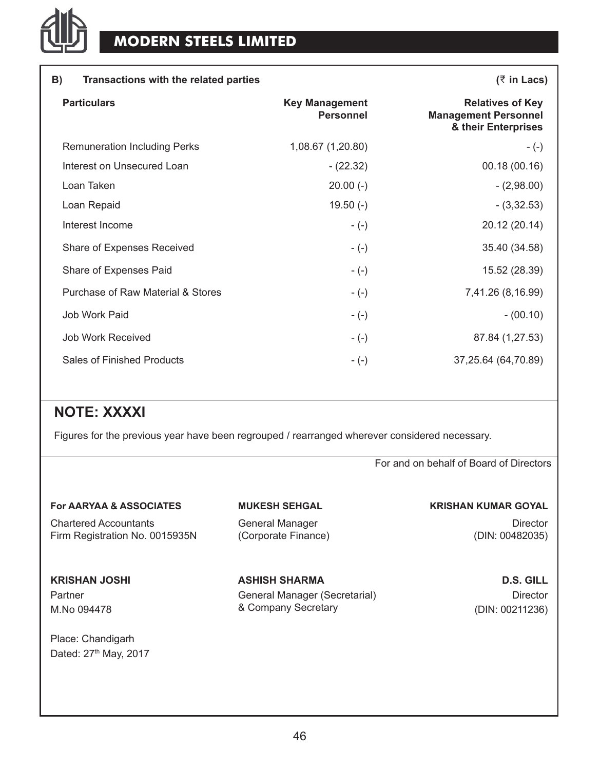**B) Transactions with the related parties** (₹ in Lacs)

| Particulars | Key Management Personnel | Relatives of Key Management Personnel & their Enterprises |
|---|---|---|
| Remuneration Including Perks | 1,08.67 (1,20.80) | - (-) |
| Interest on Unsecured Loan | - (22.32) | 00.18 (00.16) |
| Loan Taken | 20.00 (-) | - (2,98.00) |
| Loan Repaid | 19.50 (-) | - (3,32.53) |
| Interest Income | - (-) | 20.12 (20.14) |
| Share of Expenses Received | - (-) | 35.40 (34.58) |
| Share of Expenses Paid | - (-) | 15.52 (28.39) |
| Purchase of Raw Material & Stores | - (-) | 7,41.26 (8,16.99) |
| Job Work Paid | - (-) | - (00.10) |
| Job Work Received | - (-) | 87.84 (1,27.53) |
| Sales of Finished Products | - (-) | 37,25.64 (64,70.89) |

## NOTE: XXXXI

Figures for the previous year have been regrouped / rearranged wherever considered necessary.

For and on behalf of Board of Directors

**For AARYAA & ASSOCIATES**
Chartered Accountants
Firm Registration No. 0015935N

**MUKESH SEHGAL**
General Manager
(Corporate Finance)

**KRISHAN KUMAR GOYAL**
Director
(DIN: 00482035)

**KRISHAN JOSHI**
Partner
M.No 094478

**ASHISH SHARMA**
General Manager (Secretarial)
& Company Secretary

**D.S. GILL**
Director
(DIN: 00211236)

Place: Chandigarh
Dated: 27th May, 2017